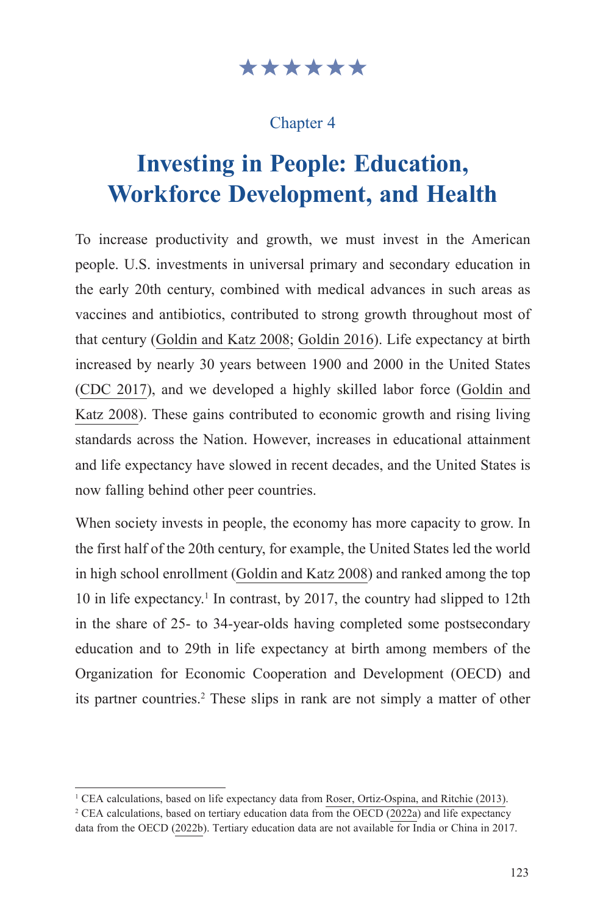★★★★★★

Chapter 4

# Investing in People: Education, Workforce Development, and Health

To increase productivity and growth, we must invest in the American people. U.S. investments in universal primary and secondary education in the early 20th century, combined with medical advances in such areas as vaccines and antibiotics, contributed to strong growth throughout most of that century (Goldin and Katz 2008; Goldin 2016). Life expectancy at birth increased by nearly 30 years between 1900 and 2000 in the United States (CDC 2017), and we developed a highly skilled labor force (Goldin and Katz 2008). These gains contributed to economic growth and rising living standards across the Nation. However, increases in educational attainment and life expectancy have slowed in recent decades, and the United States is now falling behind other peer countries.

When society invests in people, the economy has more capacity to grow. In the first half of the 20th century, for example, the United States led the world in high school enrollment (Goldin and Katz 2008) and ranked among the top 10 in life expectancy.[1] In contrast, by 2017, the country had slipped to 12th in the share of 25- to 34-year-olds having completed some postsecondary education and to 29th in life expectancy at birth among members of the Organization for Economic Cooperation and Development (OECD) and its partner countries.[2] These slips in rank are not simply a matter of other

[1] CEA calculations, based on life expectancy data from Roser, Ortiz-Ospina, and Ritchie (2013).

[2] CEA calculations, based on tertiary education data from the OECD (2022a) and life expectancy data from the OECD (2022b). Tertiary education data are not available for India or China in 2017.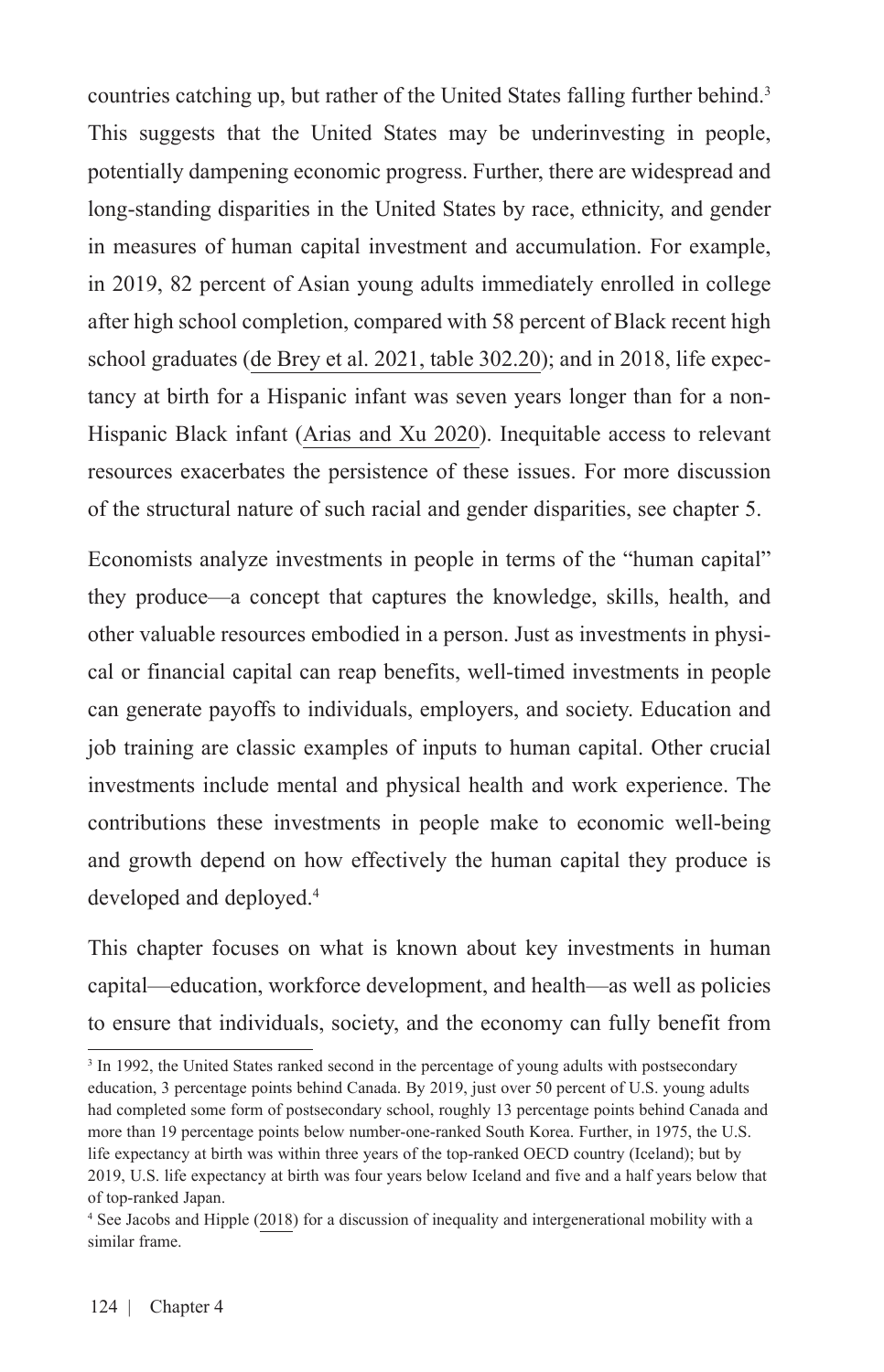countries catching up, but rather of the United States falling further behind.[3] This suggests that the United States may be underinvesting in people, potentially dampening economic progress. Further, there are widespread and long-standing disparities in the United States by race, ethnicity, and gender in measures of human capital investment and accumulation. For example, in 2019, 82 percent of Asian young adults immediately enrolled in college after high school completion, compared with 58 percent of Black recent high school graduates (de Brey et al. 2021, table 302.20); and in 2018, life expectancy at birth for a Hispanic infant was seven years longer than for a non-Hispanic Black infant (Arias and Xu 2020). Inequitable access to relevant resources exacerbates the persistence of these issues. For more discussion of the structural nature of such racial and gender disparities, see chapter 5.

Economists analyze investments in people in terms of the "human capital" they produce—a concept that captures the knowledge, skills, health, and other valuable resources embodied in a person. Just as investments in physical or financial capital can reap benefits, well-timed investments in people can generate payoffs to individuals, employers, and society. Education and job training are classic examples of inputs to human capital. Other crucial investments include mental and physical health and work experience. The contributions these investments in people make to economic well-being and growth depend on how effectively the human capital they produce is developed and deployed.[4]

This chapter focuses on what is known about key investments in human capital—education, workforce development, and health—as well as policies to ensure that individuals, society, and the economy can fully benefit from

---

[3] In 1992, the United States ranked second in the percentage of young adults with postsecondary education, 3 percentage points behind Canada. By 2019, just over 50 percent of U.S. young adults had completed some form of postsecondary school, roughly 13 percentage points behind Canada and more than 19 percentage points below number-one-ranked South Korea. Further, in 1975, the U.S. life expectancy at birth was within three years of the top-ranked OECD country (Iceland); but by 2019, U.S. life expectancy at birth was four years below Iceland and five and a half years below that of top-ranked Japan.

[4] See Jacobs and Hipple (2018) for a discussion of inequality and intergenerational mobility with a similar frame.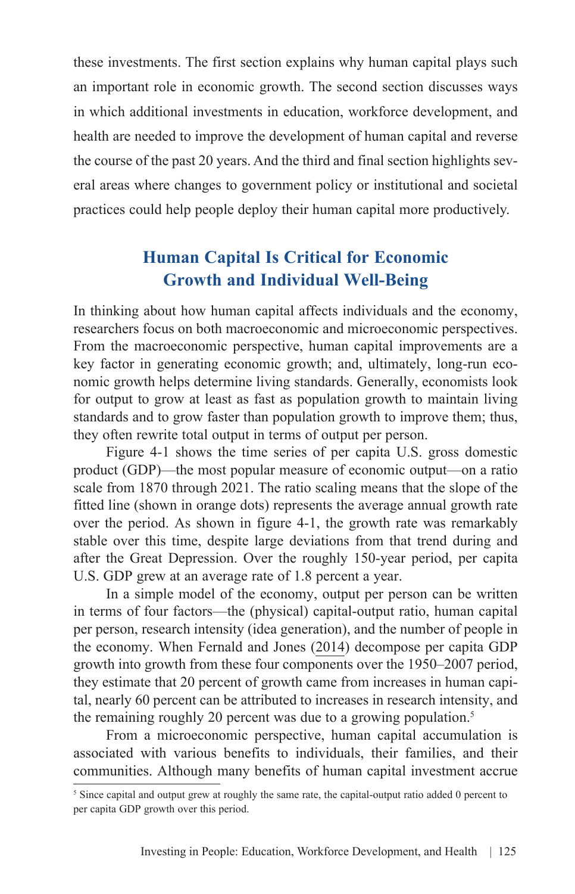these investments. The first section explains why human capital plays such an important role in economic growth. The second section discusses ways in which additional investments in education, workforce development, and health are needed to improve the development of human capital and reverse the course of the past 20 years. And the third and final section highlights several areas where changes to government policy or institutional and societal practices could help people deploy their human capital more productively.

## Human Capital Is Critical for Economic Growth and Individual Well-Being

In thinking about how human capital affects individuals and the economy, researchers focus on both macroeconomic and microeconomic perspectives. From the macroeconomic perspective, human capital improvements are a key factor in generating economic growth; and, ultimately, long-run economic growth helps determine living standards. Generally, economists look for output to grow at least as fast as population growth to maintain living standards and to grow faster than population growth to improve them; thus, they often rewrite total output in terms of output per person.

Figure 4-1 shows the time series of per capita U.S. gross domestic product (GDP)—the most popular measure of economic output—on a ratio scale from 1870 through 2021. The ratio scaling means that the slope of the fitted line (shown in orange dots) represents the average annual growth rate over the period. As shown in figure 4-1, the growth rate was remarkably stable over this time, despite large deviations from that trend during and after the Great Depression. Over the roughly 150-year period, per capita U.S. GDP grew at an average rate of 1.8 percent a year.

In a simple model of the economy, output per person can be written in terms of four factors—the (physical) capital-output ratio, human capital per person, research intensity (idea generation), and the number of people in the economy. When Fernald and Jones (2014) decompose per capita GDP growth into growth from these four components over the 1950–2007 period, they estimate that 20 percent of growth came from increases in human capital, nearly 60 percent can be attributed to increases in research intensity, and the remaining roughly 20 percent was due to a growing population.[5]

From a microeconomic perspective, human capital accumulation is associated with various benefits to individuals, their families, and their communities. Although many benefits of human capital investment accrue

[5] Since capital and output grew at roughly the same rate, the capital-output ratio added 0 percent to per capita GDP growth over this period.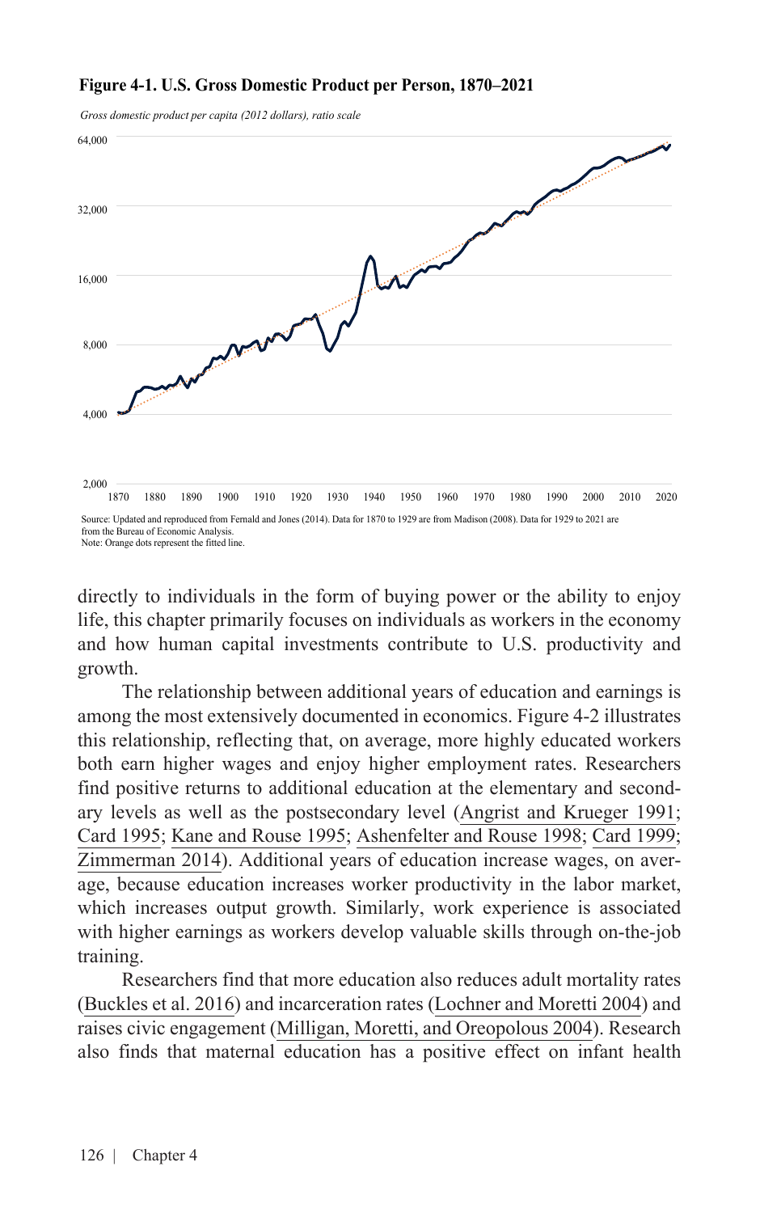**Figure 4-1. U.S. Gross Domestic Product per Person, 1870–2021**

*Gross domestic product per capita (2012 dollars), ratio scale*

Source: Updated and reproduced from Fernald and Jones (2014). Data for 1870 to 1929 are from Madison (2008). Data for 1929 to 2021 are from the Bureau of Economic Analysis.
Note: Orange dots represent the fitted line.

directly to individuals in the form of buying power or the ability to enjoy life, this chapter primarily focuses on individuals as workers in the economy and how human capital investments contribute to U.S. productivity and growth.

The relationship between additional years of education and earnings is among the most extensively documented in economics. Figure 4-2 illustrates this relationship, reflecting that, on average, more highly educated workers both earn higher wages and enjoy higher employment rates. Researchers find positive returns to additional education at the elementary and secondary levels as well as the postsecondary level (Angrist and Krueger 1991; Card 1995; Kane and Rouse 1995; Ashenfelter and Rouse 1998; Card 1999; Zimmerman 2014). Additional years of education increase wages, on average, because education increases worker productivity in the labor market, which increases output growth. Similarly, work experience is associated with higher earnings as workers develop valuable skills through on-the-job training.

Researchers find that more education also reduces adult mortality rates (Buckles et al. 2016) and incarceration rates (Lochner and Moretti 2004) and raises civic engagement (Milligan, Moretti, and Oreopolous 2004). Research also finds that maternal education has a positive effect on infant health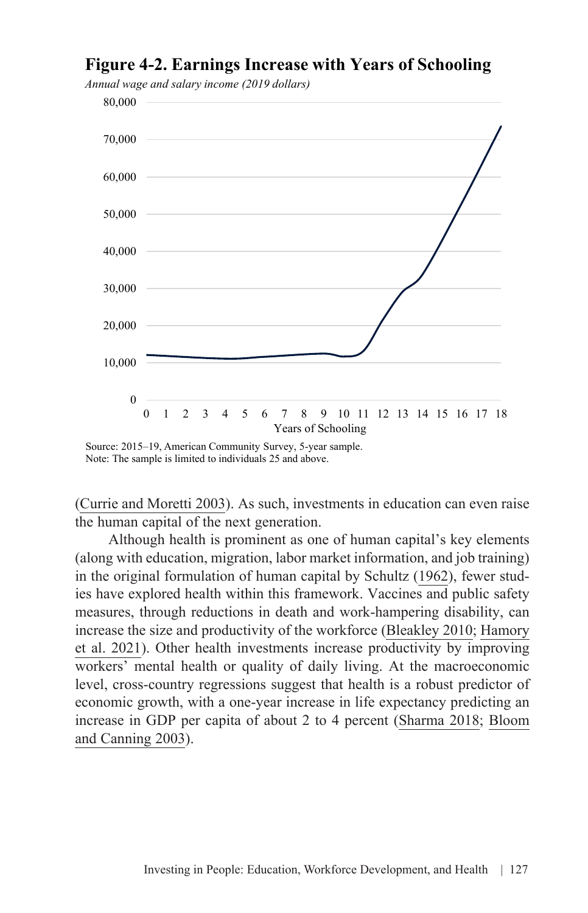**Figure 4-2. Earnings Increase with Years of Schooling**

*Annual wage and salary income (2019 dollars)*

Source: 2015–19, American Community Survey, 5-year sample.
Note: The sample is limited to individuals 25 and above.

(Currie and Moretti 2003). As such, investments in education can even raise the human capital of the next generation.

Although health is prominent as one of human capital's key elements (along with education, migration, labor market information, and job training) in the original formulation of human capital by Schultz (1962), fewer studies have explored health within this framework. Vaccines and public safety measures, through reductions in death and work-hampering disability, can increase the size and productivity of the workforce (Bleakley 2010; Hamory et al. 2021). Other health investments increase productivity by improving workers' mental health or quality of daily living. At the macroeconomic level, cross-country regressions suggest that health is a robust predictor of economic growth, with a one-year increase in life expectancy predicting an increase in GDP per capita of about 2 to 4 percent (Sharma 2018; Bloom and Canning 2003).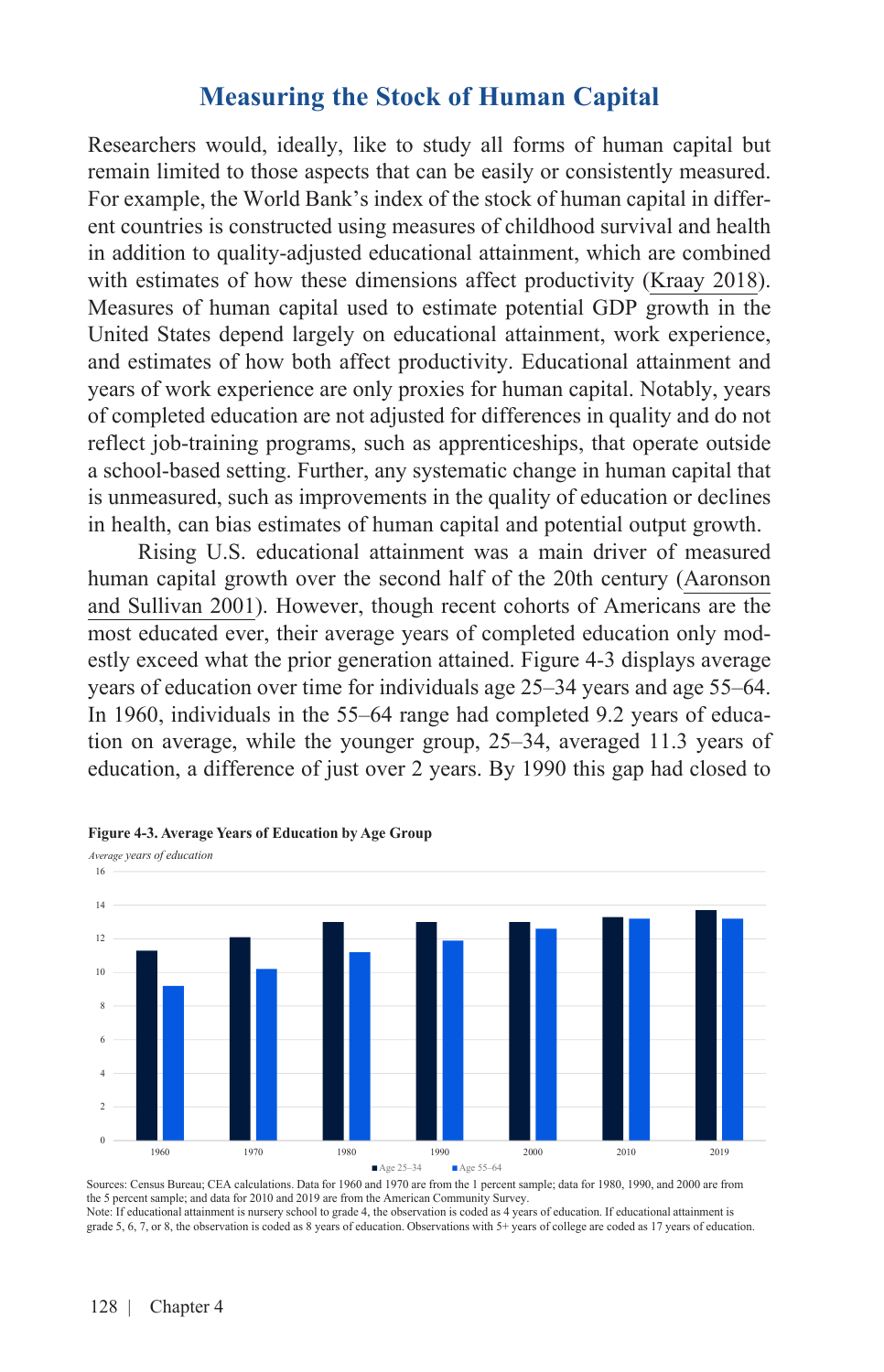## Measuring the Stock of Human Capital

Researchers would, ideally, like to study all forms of human capital but remain limited to those aspects that can be easily or consistently measured. For example, the World Bank's index of the stock of human capital in different countries is constructed using measures of childhood survival and health in addition to quality-adjusted educational attainment, which are combined with estimates of how these dimensions affect productivity (Kraay 2018). Measures of human capital used to estimate potential GDP growth in the United States depend largely on educational attainment, work experience, and estimates of how both affect productivity. Educational attainment and years of work experience are only proxies for human capital. Notably, years of completed education are not adjusted for differences in quality and do not reflect job-training programs, such as apprenticeships, that operate outside a school-based setting. Further, any systematic change in human capital that is unmeasured, such as improvements in the quality of education or declines in health, can bias estimates of human capital and potential output growth.

Rising U.S. educational attainment was a main driver of measured human capital growth over the second half of the 20th century (Aaronson and Sullivan 2001). However, though recent cohorts of Americans are the most educated ever, their average years of completed education only modestly exceed what the prior generation attained. Figure 4-3 displays average years of education over time for individuals age 25–34 years and age 55–64. In 1960, individuals in the 55–64 range had completed 9.2 years of education on average, while the younger group, 25–34, averaged 11.3 years of education, a difference of just over 2 years. By 1990 this gap had closed to

**Figure 4-3. Average Years of Education by Age Group**

*Average years of education*

Sources: Census Bureau; CEA calculations. Data for 1960 and 1970 are from the 1 percent sample; data for 1980, 1990, and 2000 are from the 5 percent sample; and data for 2010 and 2019 are from the American Community Survey.
Note: If educational attainment is nursery school to grade 4, the observation is coded as 4 years of education. If educational attainment is grade 5, 6, 7, or 8, the observation is coded as 8 years of education. Observations with 5+ years of college are coded as 17 years of education.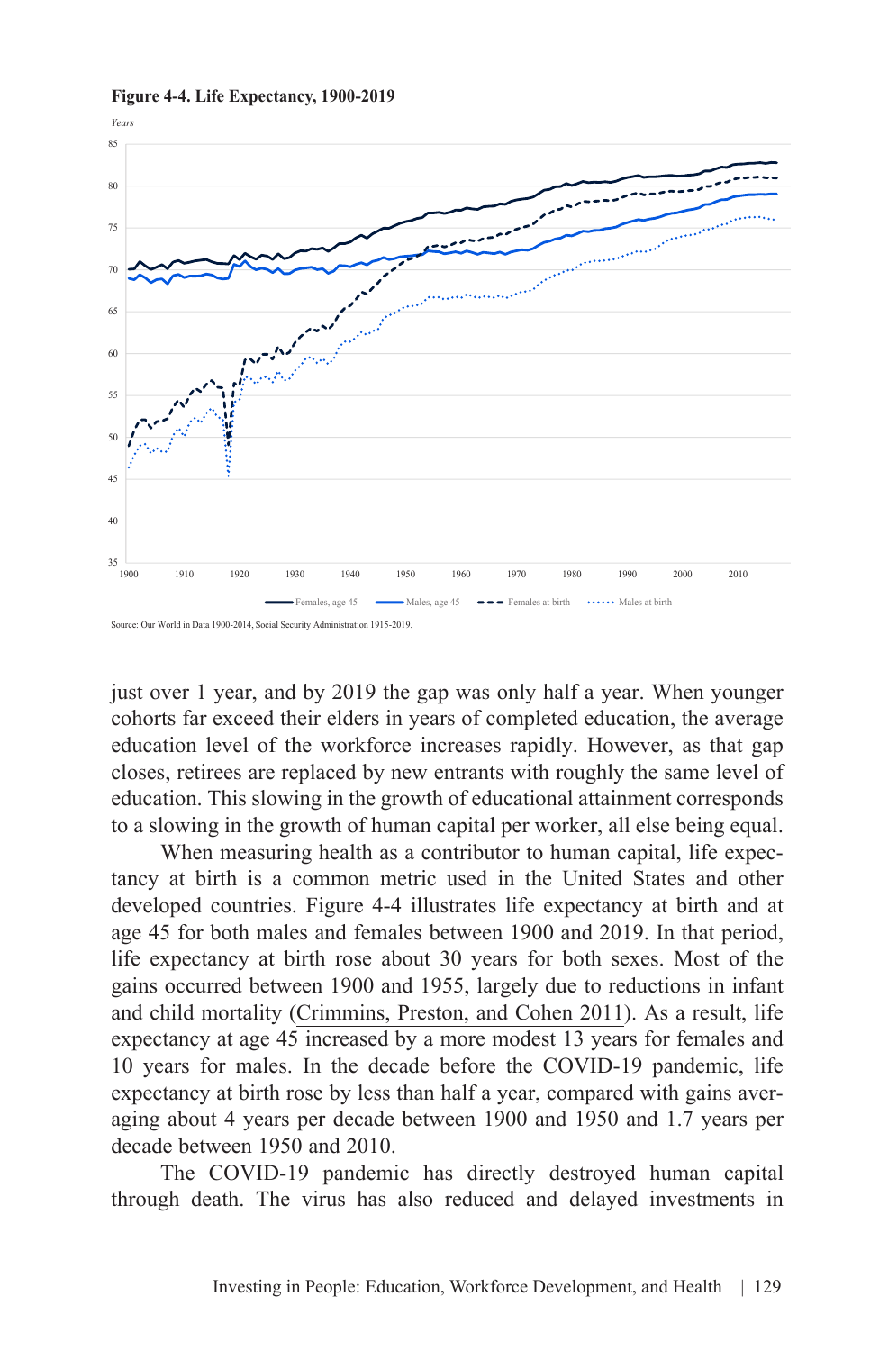**Figure 4-4. Life Expectancy, 1900-2019**

Source: Our World in Data 1900-2014, Social Security Administration 1915-2019.

just over 1 year, and by 2019 the gap was only half a year. When younger cohorts far exceed their elders in years of completed education, the average education level of the workforce increases rapidly. However, as that gap closes, retirees are replaced by new entrants with roughly the same level of education. This slowing in the growth of educational attainment corresponds to a slowing in the growth of human capital per worker, all else being equal.

When measuring health as a contributor to human capital, life expectancy at birth is a common metric used in the United States and other developed countries. Figure 4-4 illustrates life expectancy at birth and at age 45 for both males and females between 1900 and 2019. In that period, life expectancy at birth rose about 30 years for both sexes. Most of the gains occurred between 1900 and 1955, largely due to reductions in infant and child mortality (Crimmins, Preston, and Cohen 2011). As a result, life expectancy at age 45 increased by a more modest 13 years for females and 10 years for males. In the decade before the COVID-19 pandemic, life expectancy at birth rose by less than half a year, compared with gains averaging about 4 years per decade between 1900 and 1950 and 1.7 years per decade between 1950 and 2010.

The COVID-19 pandemic has directly destroyed human capital through death. The virus has also reduced and delayed investments in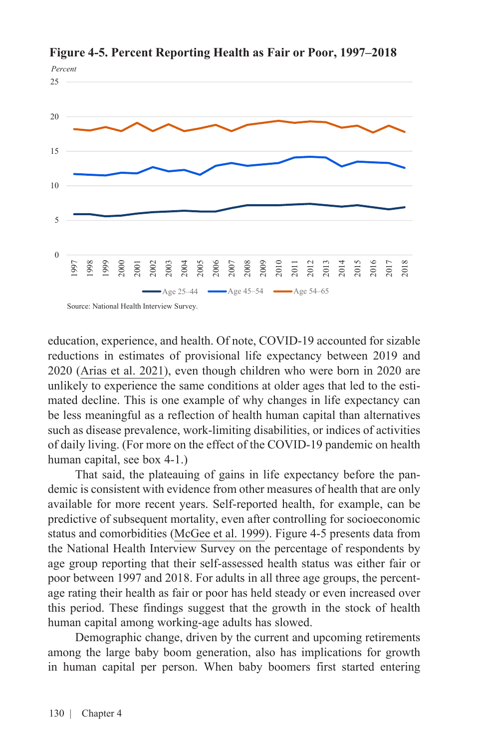**Figure 4-5. Percent Reporting Health as Fair or Poor, 1997–2018**

Source: National Health Interview Survey.

education, experience, and health. Of note, COVID-19 accounted for sizable reductions in estimates of provisional life expectancy between 2019 and 2020 (Arias et al. 2021), even though children who were born in 2020 are unlikely to experience the same conditions at older ages that led to the estimated decline. This is one example of why changes in life expectancy can be less meaningful as a reflection of health human capital than alternatives such as disease prevalence, work-limiting disabilities, or indices of activities of daily living. (For more on the effect of the COVID-19 pandemic on health human capital, see box 4-1.)

That said, the plateauing of gains in life expectancy before the pandemic is consistent with evidence from other measures of health that are only available for more recent years. Self-reported health, for example, can be predictive of subsequent mortality, even after controlling for socioeconomic status and comorbidities (McGee et al. 1999). Figure 4-5 presents data from the National Health Interview Survey on the percentage of respondents by age group reporting that their self-assessed health status was either fair or poor between 1997 and 2018. For adults in all three age groups, the percentage rating their health as fair or poor has held steady or even increased over this period. These findings suggest that the growth in the stock of health human capital among working-age adults has slowed.

Demographic change, driven by the current and upcoming retirements among the large baby boom generation, also has implications for growth in human capital per person. When baby boomers first started entering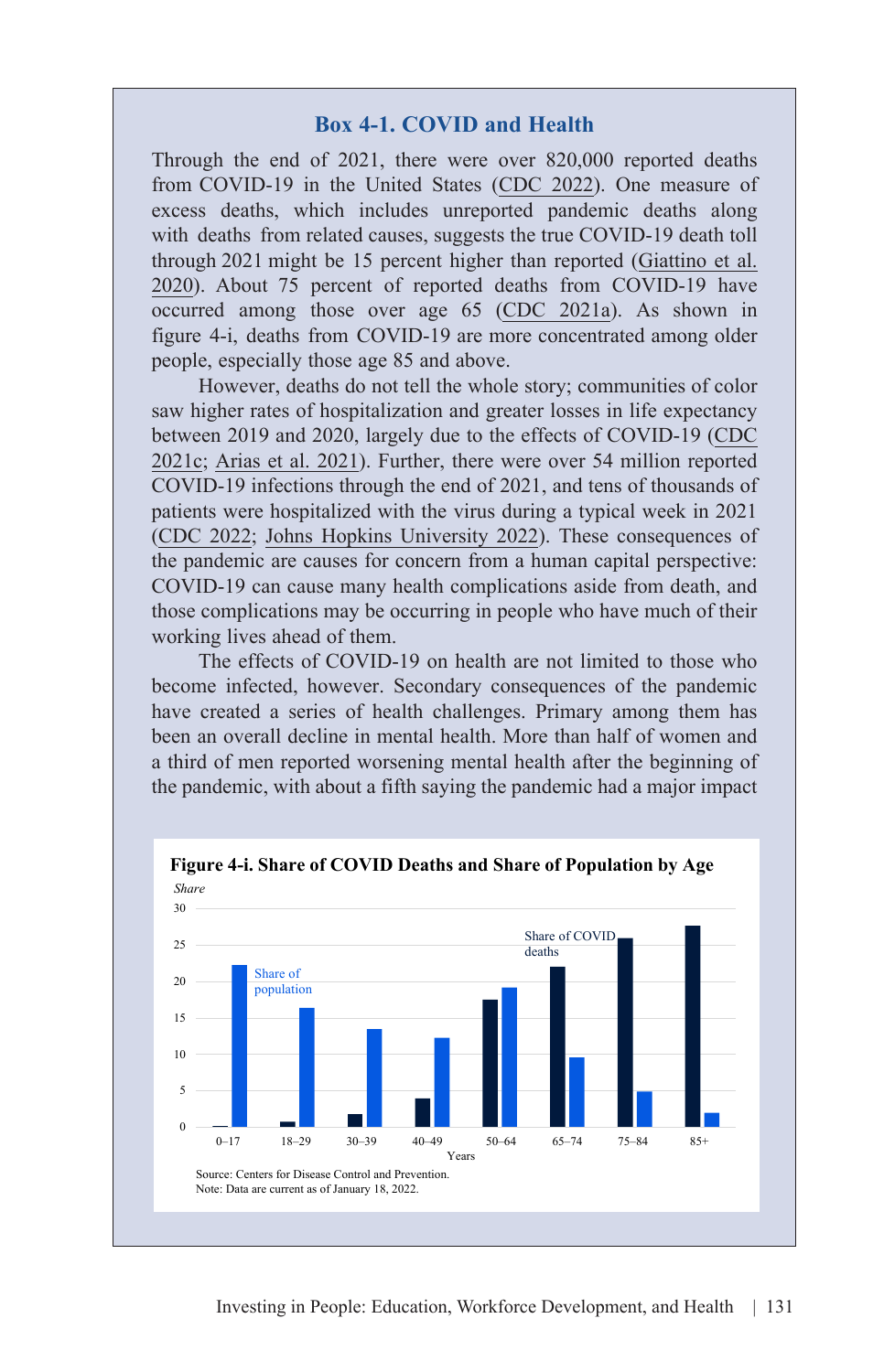## Box 4-1. COVID and Health

Through the end of 2021, there were over 820,000 reported deaths from COVID-19 in the United States (CDC 2022). One measure of excess deaths, which includes unreported pandemic deaths along with deaths from related causes, suggests the true COVID-19 death toll through 2021 might be 15 percent higher than reported (Giattino et al. 2020). About 75 percent of reported deaths from COVID-19 have occurred among those over age 65 (CDC 2021a). As shown in figure 4-i, deaths from COVID-19 are more concentrated among older people, especially those age 85 and above.

However, deaths do not tell the whole story; communities of color saw higher rates of hospitalization and greater losses in life expectancy between 2019 and 2020, largely due to the effects of COVID-19 (CDC 2021c; Arias et al. 2021). Further, there were over 54 million reported COVID-19 infections through the end of 2021, and tens of thousands of patients were hospitalized with the virus during a typical week in 2021 (CDC 2022; Johns Hopkins University 2022). These consequences of the pandemic are causes for concern from a human capital perspective: COVID-19 can cause many health complications aside from death, and those complications may be occurring in people who have much of their working lives ahead of them.

The effects of COVID-19 on health are not limited to those who become infected, however. Secondary consequences of the pandemic have created a series of health challenges. Primary among them has been an overall decline in mental health. More than half of women and a third of men reported worsening mental health after the beginning of the pandemic, with about a fifth saying the pandemic had a major impact

**Figure 4-i. Share of COVID Deaths and Share of Population by Age**

Source: Centers for Disease Control and Prevention.
Note: Data are current as of January 18, 2022.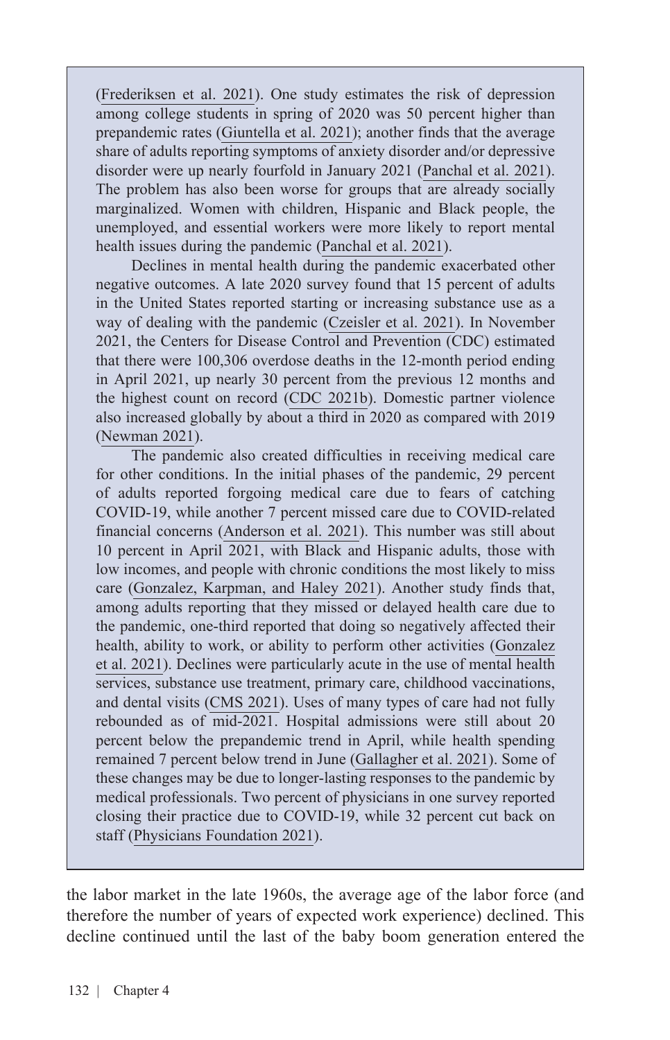(Frederiksen et al. 2021). One study estimates the risk of depression among college students in spring of 2020 was 50 percent higher than prepandemic rates (Giuntella et al. 2021); another finds that the average share of adults reporting symptoms of anxiety disorder and/or depressive disorder were up nearly fourfold in January 2021 (Panchal et al. 2021). The problem has also been worse for groups that are already socially marginalized. Women with children, Hispanic and Black people, the unemployed, and essential workers were more likely to report mental health issues during the pandemic (Panchal et al. 2021).

Declines in mental health during the pandemic exacerbated other negative outcomes. A late 2020 survey found that 15 percent of adults in the United States reported starting or increasing substance use as a way of dealing with the pandemic (Czeisler et al. 2021). In November 2021, the Centers for Disease Control and Prevention (CDC) estimated that there were 100,306 overdose deaths in the 12-month period ending in April 2021, up nearly 30 percent from the previous 12 months and the highest count on record (CDC 2021b). Domestic partner violence also increased globally by about a third in 2020 as compared with 2019 (Newman 2021).

The pandemic also created difficulties in receiving medical care for other conditions. In the initial phases of the pandemic, 29 percent of adults reported forgoing medical care due to fears of catching COVID-19, while another 7 percent missed care due to COVID-related financial concerns (Anderson et al. 2021). This number was still about 10 percent in April 2021, with Black and Hispanic adults, those with low incomes, and people with chronic conditions the most likely to miss care (Gonzalez, Karpman, and Haley 2021). Another study finds that, among adults reporting that they missed or delayed health care due to the pandemic, one-third reported that doing so negatively affected their health, ability to work, or ability to perform other activities (Gonzalez et al. 2021). Declines were particularly acute in the use of mental health services, substance use treatment, primary care, childhood vaccinations, and dental visits (CMS 2021). Uses of many types of care had not fully rebounded as of mid-2021. Hospital admissions were still about 20 percent below the prepandemic trend in April, while health spending remained 7 percent below trend in June (Gallagher et al. 2021). Some of these changes may be due to longer-lasting responses to the pandemic by medical professionals. Two percent of physicians in one survey reported closing their practice due to COVID-19, while 32 percent cut back on staff (Physicians Foundation 2021).

the labor market in the late 1960s, the average age of the labor force (and therefore the number of years of expected work experience) declined. This decline continued until the last of the baby boom generation entered the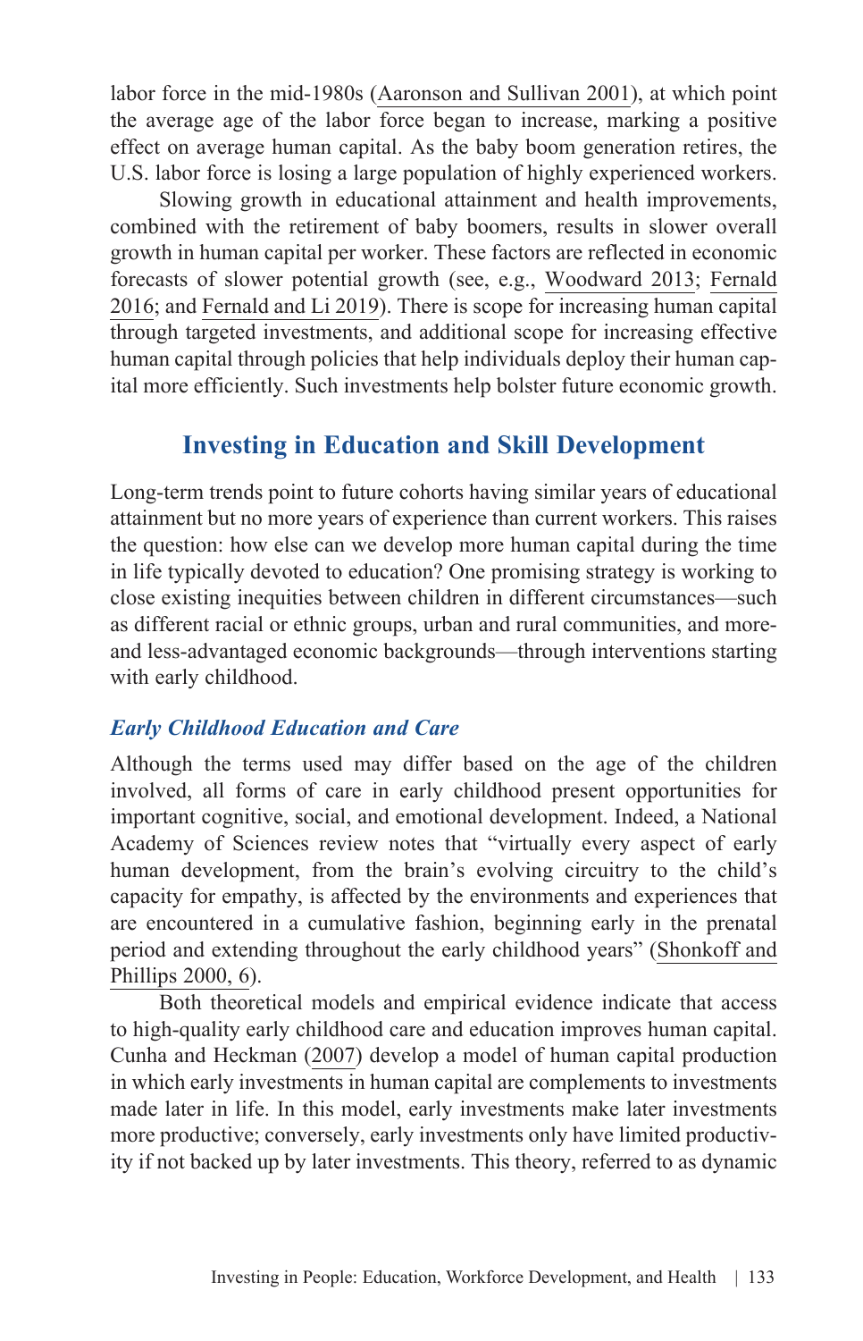labor force in the mid-1980s (Aaronson and Sullivan 2001), at which point the average age of the labor force began to increase, marking a positive effect on average human capital. As the baby boom generation retires, the U.S. labor force is losing a large population of highly experienced workers.

Slowing growth in educational attainment and health improvements, combined with the retirement of baby boomers, results in slower overall growth in human capital per worker. These factors are reflected in economic forecasts of slower potential growth (see, e.g., Woodward 2013; Fernald 2016; and Fernald and Li 2019). There is scope for increasing human capital through targeted investments, and additional scope for increasing effective human capital through policies that help individuals deploy their human capital more efficiently. Such investments help bolster future economic growth.

## Investing in Education and Skill Development

Long-term trends point to future cohorts having similar years of educational attainment but no more years of experience than current workers. This raises the question: how else can we develop more human capital during the time in life typically devoted to education? One promising strategy is working to close existing inequities between children in different circumstances—such as different racial or ethnic groups, urban and rural communities, and more- and less-advantaged economic backgrounds—through interventions starting with early childhood.

### *Early Childhood Education and Care*

Although the terms used may differ based on the age of the children involved, all forms of care in early childhood present opportunities for important cognitive, social, and emotional development. Indeed, a National Academy of Sciences review notes that "virtually every aspect of early human development, from the brain's evolving circuitry to the child's capacity for empathy, is affected by the environments and experiences that are encountered in a cumulative fashion, beginning early in the prenatal period and extending throughout the early childhood years" (Shonkoff and Phillips 2000, 6).

Both theoretical models and empirical evidence indicate that access to high-quality early childhood care and education improves human capital. Cunha and Heckman (2007) develop a model of human capital production in which early investments in human capital are complements to investments made later in life. In this model, early investments make later investments more productive; conversely, early investments only have limited productivity if not backed up by later investments. This theory, referred to as dynamic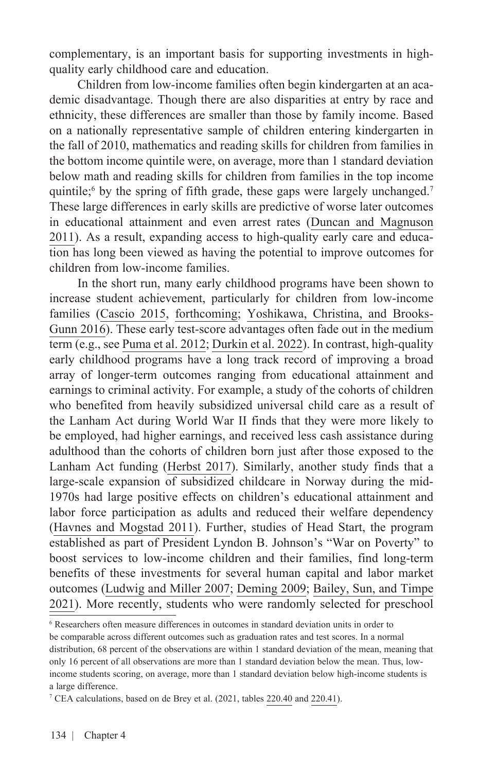complementary, is an important basis for supporting investments in high-quality early childhood care and education.

Children from low-income families often begin kindergarten at an academic disadvantage. Though there are also disparities at entry by race and ethnicity, these differences are smaller than those by family income. Based on a nationally representative sample of children entering kindergarten in the fall of 2010, mathematics and reading skills for children from families in the bottom income quintile were, on average, more than 1 standard deviation below math and reading skills for children from families in the top income quintile;[6] by the spring of fifth grade, these gaps were largely unchanged.[7] These large differences in early skills are predictive of worse later outcomes in educational attainment and even arrest rates (Duncan and Magnuson 2011). As a result, expanding access to high-quality early care and education has long been viewed as having the potential to improve outcomes for children from low-income families.

In the short run, many early childhood programs have been shown to increase student achievement, particularly for children from low-income families (Cascio 2015, forthcoming; Yoshikawa, Christina, and Brooks-Gunn 2016). These early test-score advantages often fade out in the medium term (e.g., see Puma et al. 2012; Durkin et al. 2022). In contrast, high-quality early childhood programs have a long track record of improving a broad array of longer-term outcomes ranging from educational attainment and earnings to criminal activity. For example, a study of the cohorts of children who benefited from heavily subsidized universal child care as a result of the Lanham Act during World War II finds that they were more likely to be employed, had higher earnings, and received less cash assistance during adulthood than the cohorts of children born just after those exposed to the Lanham Act funding (Herbst 2017). Similarly, another study finds that a large-scale expansion of subsidized childcare in Norway during the mid-1970s had large positive effects on children's educational attainment and labor force participation as adults and reduced their welfare dependency (Havnes and Mogstad 2011). Further, studies of Head Start, the program established as part of President Lyndon B. Johnson's "War on Poverty" to boost services to low-income children and their families, find long-term benefits of these investments for several human capital and labor market outcomes (Ludwig and Miller 2007; Deming 2009; Bailey, Sun, and Timpe 2021). More recently, students who were randomly selected for preschool

---

[6] Researchers often measure differences in outcomes in standard deviation units in order to be comparable across different outcomes such as graduation rates and test scores. In a normal distribution, 68 percent of the observations are within 1 standard deviation of the mean, meaning that only 16 percent of all observations are more than 1 standard deviation below the mean. Thus, low-income students scoring, on average, more than 1 standard deviation below high-income students is a large difference.

[7] CEA calculations, based on de Brey et al. (2021, tables 220.40 and 220.41).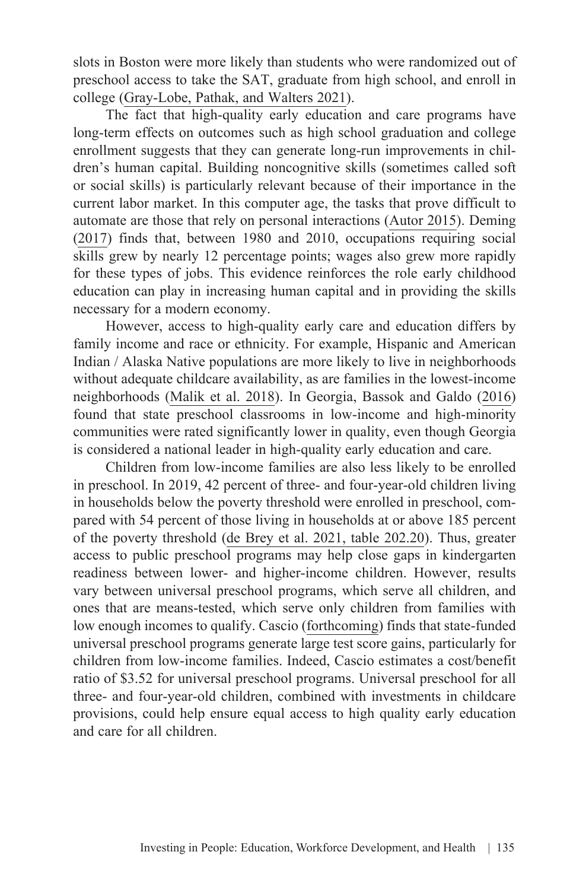slots in Boston were more likely than students who were randomized out of preschool access to take the SAT, graduate from high school, and enroll in college (Gray-Lobe, Pathak, and Walters 2021).

The fact that high-quality early education and care programs have long-term effects on outcomes such as high school graduation and college enrollment suggests that they can generate long-run improvements in children's human capital. Building noncognitive skills (sometimes called soft or social skills) is particularly relevant because of their importance in the current labor market. In this computer age, the tasks that prove difficult to automate are those that rely on personal interactions (Autor 2015). Deming (2017) finds that, between 1980 and 2010, occupations requiring social skills grew by nearly 12 percentage points; wages also grew more rapidly for these types of jobs. This evidence reinforces the role early childhood education can play in increasing human capital and in providing the skills necessary for a modern economy.

However, access to high-quality early care and education differs by family income and race or ethnicity. For example, Hispanic and American Indian / Alaska Native populations are more likely to live in neighborhoods without adequate childcare availability, as are families in the lowest-income neighborhoods (Malik et al. 2018). In Georgia, Bassok and Galdo (2016) found that state preschool classrooms in low-income and high-minority communities were rated significantly lower in quality, even though Georgia is considered a national leader in high-quality early education and care.

Children from low-income families are also less likely to be enrolled in preschool. In 2019, 42 percent of three- and four-year-old children living in households below the poverty threshold were enrolled in preschool, compared with 54 percent of those living in households at or above 185 percent of the poverty threshold (de Brey et al. 2021, table 202.20). Thus, greater access to public preschool programs may help close gaps in kindergarten readiness between lower- and higher-income children. However, results vary between universal preschool programs, which serve all children, and ones that are means-tested, which serve only children from families with low enough incomes to qualify. Cascio (forthcoming) finds that state-funded universal preschool programs generate large test score gains, particularly for children from low-income families. Indeed, Cascio estimates a cost/benefit ratio of $3.52 for universal preschool programs. Universal preschool for all three- and four-year-old children, combined with investments in childcare provisions, could help ensure equal access to high quality early education and care for all children.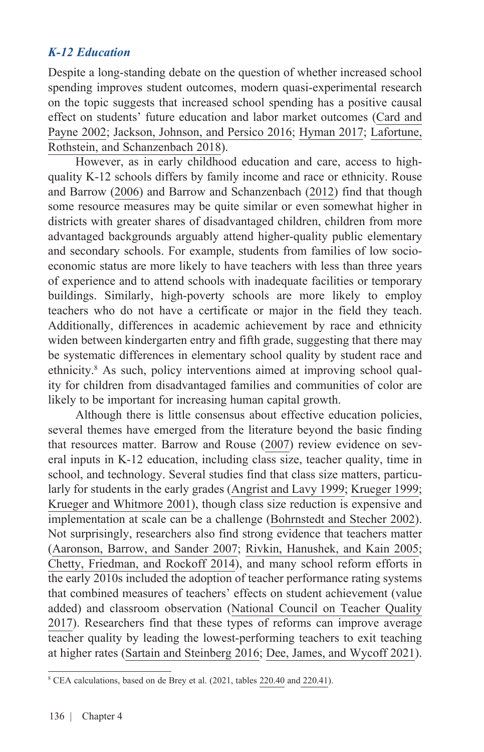### *K-12 Education*

Despite a long-standing debate on the question of whether increased school spending improves student outcomes, modern quasi-experimental research on the topic suggests that increased school spending has a positive causal effect on students' future education and labor market outcomes (Card and Payne 2002; Jackson, Johnson, and Persico 2016; Hyman 2017; Lafortune, Rothstein, and Schanzenbach 2018).

However, as in early childhood education and care, access to high-quality K-12 schools differs by family income and race or ethnicity. Rouse and Barrow (2006) and Barrow and Schanzenbach (2012) find that though some resource measures may be quite similar or even somewhat higher in districts with greater shares of disadvantaged children, children from more advantaged backgrounds arguably attend higher-quality public elementary and secondary schools. For example, students from families of low socio-economic status are more likely to have teachers with less than three years of experience and to attend schools with inadequate facilities or temporary buildings. Similarly, high-poverty schools are more likely to employ teachers who do not have a certificate or major in the field they teach. Additionally, differences in academic achievement by race and ethnicity widen between kindergarten entry and fifth grade, suggesting that there may be systematic differences in elementary school quality by student race and ethnicity.[8] As such, policy interventions aimed at improving school quality for children from disadvantaged families and communities of color are likely to be important for increasing human capital growth.

Although there is little consensus about effective education policies, several themes have emerged from the literature beyond the basic finding that resources matter. Barrow and Rouse (2007) review evidence on several inputs in K-12 education, including class size, teacher quality, time in school, and technology. Several studies find that class size matters, particularly for students in the early grades (Angrist and Lavy 1999; Krueger 1999; Krueger and Whitmore 2001), though class size reduction is expensive and implementation at scale can be a challenge (Bohrnstedt and Stecher 2002). Not surprisingly, researchers also find strong evidence that teachers matter (Aaronson, Barrow, and Sander 2007; Rivkin, Hanushek, and Kain 2005; Chetty, Friedman, and Rockoff 2014), and many school reform efforts in the early 2010s included the adoption of teacher performance rating systems that combined measures of teachers' effects on student achievement (value added) and classroom observation (National Council on Teacher Quality 2017). Researchers find that these types of reforms can improve average teacher quality by leading the lowest-performing teachers to exit teaching at higher rates (Sartain and Steinberg 2016; Dee, James, and Wycoff 2021).

---

[8] CEA calculations, based on de Brey et al. (2021, tables 220.40 and 220.41).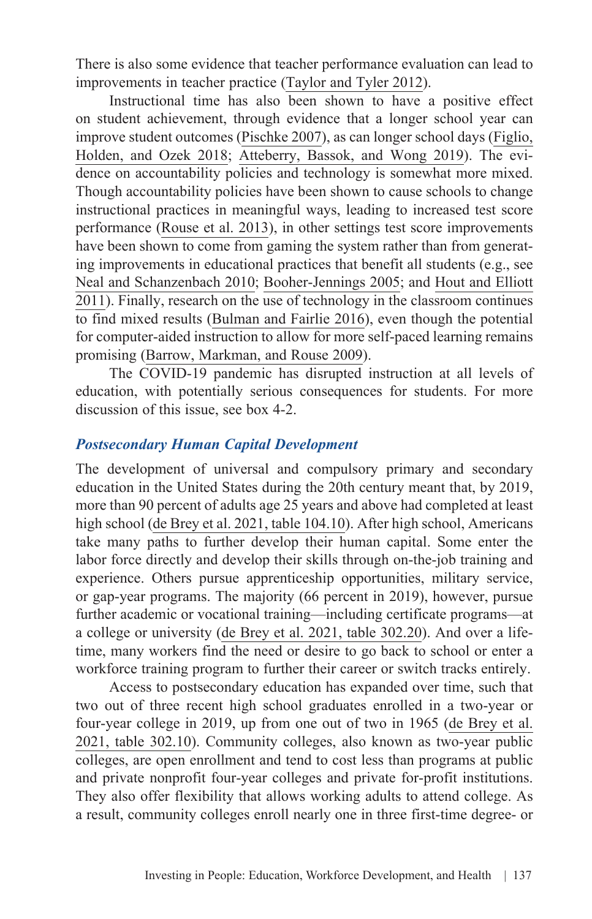There is also some evidence that teacher performance evaluation can lead to improvements in teacher practice (Taylor and Tyler 2012).

Instructional time has also been shown to have a positive effect on student achievement, through evidence that a longer school year can improve student outcomes (Pischke 2007), as can longer school days (Figlio, Holden, and Ozek 2018; Atteberry, Bassok, and Wong 2019). The evidence on accountability policies and technology is somewhat more mixed. Though accountability policies have been shown to cause schools to change instructional practices in meaningful ways, leading to increased test score performance (Rouse et al. 2013), in other settings test score improvements have been shown to come from gaming the system rather than from generating improvements in educational practices that benefit all students (e.g., see Neal and Schanzenbach 2010; Booher-Jennings 2005; and Hout and Elliott 2011). Finally, research on the use of technology in the classroom continues to find mixed results (Bulman and Fairlie 2016), even though the potential for computer-aided instruction to allow for more self-paced learning remains promising (Barrow, Markman, and Rouse 2009).

The COVID-19 pandemic has disrupted instruction at all levels of education, with potentially serious consequences for students. For more discussion of this issue, see box 4-2.

### *Postsecondary Human Capital Development*

The development of universal and compulsory primary and secondary education in the United States during the 20th century meant that, by 2019, more than 90 percent of adults age 25 years and above had completed at least high school (de Brey et al. 2021, table 104.10). After high school, Americans take many paths to further develop their human capital. Some enter the labor force directly and develop their skills through on-the-job training and experience. Others pursue apprenticeship opportunities, military service, or gap-year programs. The majority (66 percent in 2019), however, pursue further academic or vocational training—including certificate programs—at a college or university (de Brey et al. 2021, table 302.20). And over a lifetime, many workers find the need or desire to go back to school or enter a workforce training program to further their career or switch tracks entirely.

Access to postsecondary education has expanded over time, such that two out of three recent high school graduates enrolled in a two-year or four-year college in 2019, up from one out of two in 1965 (de Brey et al. 2021, table 302.10). Community colleges, also known as two-year public colleges, are open enrollment and tend to cost less than programs at public and private nonprofit four-year colleges and private for-profit institutions. They also offer flexibility that allows working adults to attend college. As a result, community colleges enroll nearly one in three first-time degree- or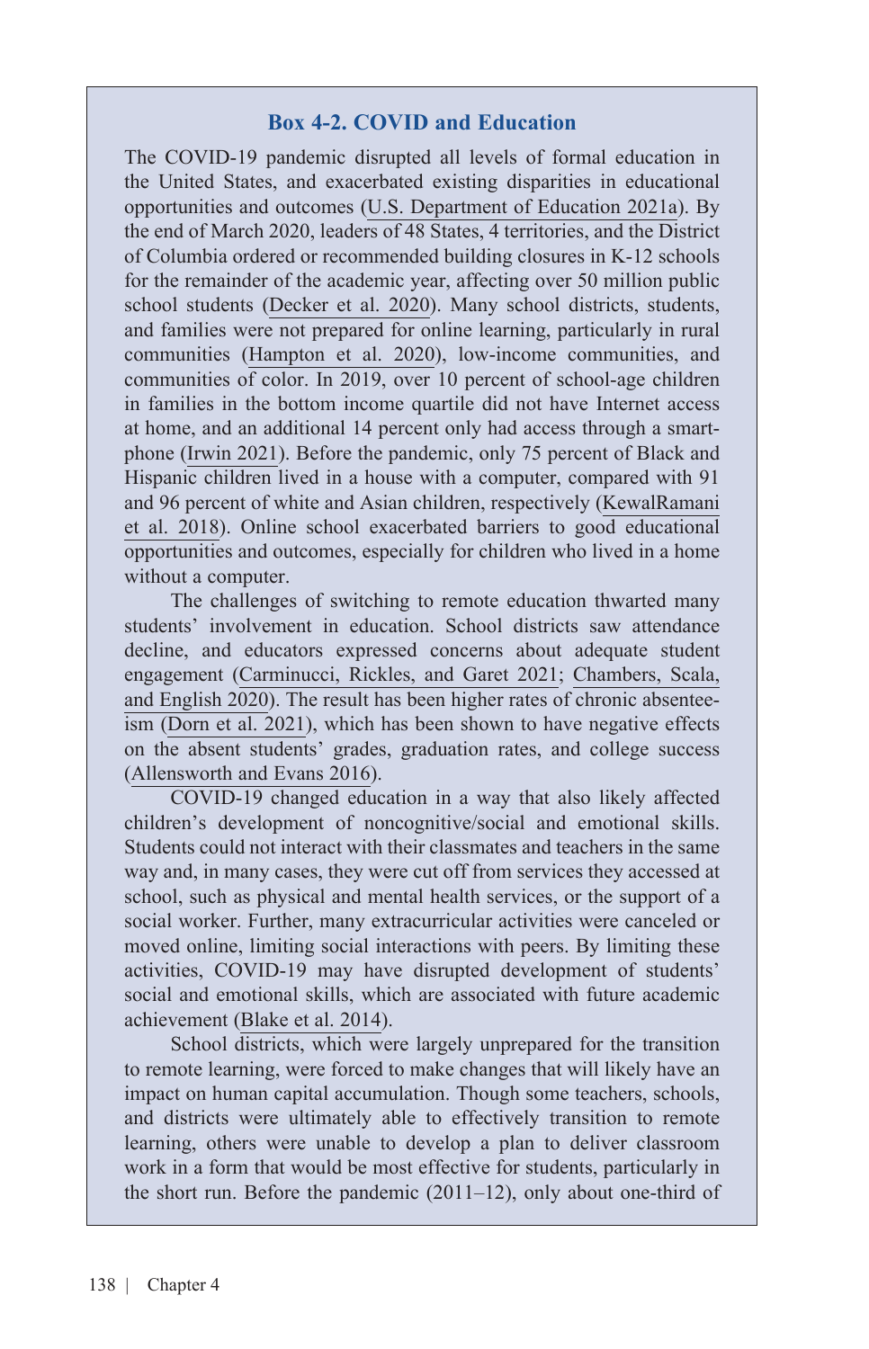### Box 4-2. COVID and Education

The COVID-19 pandemic disrupted all levels of formal education in the United States, and exacerbated existing disparities in educational opportunities and outcomes (U.S. Department of Education 2021a). By the end of March 2020, leaders of 48 States, 4 territories, and the District of Columbia ordered or recommended building closures in K-12 schools for the remainder of the academic year, affecting over 50 million public school students (Decker et al. 2020). Many school districts, students, and families were not prepared for online learning, particularly in rural communities (Hampton et al. 2020), low-income communities, and communities of color. In 2019, over 10 percent of school-age children in families in the bottom income quartile did not have Internet access at home, and an additional 14 percent only had access through a smartphone (Irwin 2021). Before the pandemic, only 75 percent of Black and Hispanic children lived in a house with a computer, compared with 91 and 96 percent of white and Asian children, respectively (KewalRamani et al. 2018). Online school exacerbated barriers to good educational opportunities and outcomes, especially for children who lived in a home without a computer.

The challenges of switching to remote education thwarted many students' involvement in education. School districts saw attendance decline, and educators expressed concerns about adequate student engagement (Carminucci, Rickles, and Garet 2021; Chambers, Scala, and English 2020). The result has been higher rates of chronic absenteeism (Dorn et al. 2021), which has been shown to have negative effects on the absent students' grades, graduation rates, and college success (Allensworth and Evans 2016).

COVID-19 changed education in a way that also likely affected children's development of noncognitive/social and emotional skills. Students could not interact with their classmates and teachers in the same way and, in many cases, they were cut off from services they accessed at school, such as physical and mental health services, or the support of a social worker. Further, many extracurricular activities were canceled or moved online, limiting social interactions with peers. By limiting these activities, COVID-19 may have disrupted development of students' social and emotional skills, which are associated with future academic achievement (Blake et al. 2014).

School districts, which were largely unprepared for the transition to remote learning, were forced to make changes that will likely have an impact on human capital accumulation. Though some teachers, schools, and districts were ultimately able to effectively transition to remote learning, others were unable to develop a plan to deliver classroom work in a form that would be most effective for students, particularly in the short run. Before the pandemic (2011–12), only about one-third of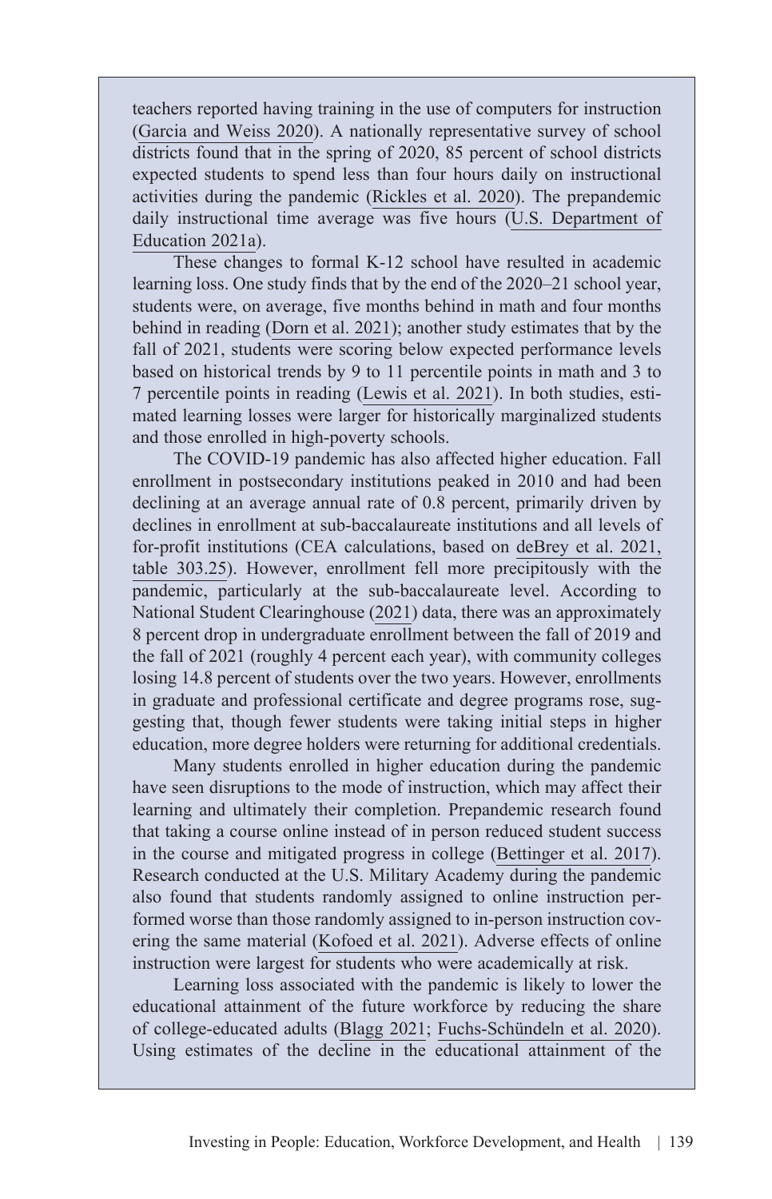teachers reported having training in the use of computers for instruction (Garcia and Weiss 2020). A nationally representative survey of school districts found that in the spring of 2020, 85 percent of school districts expected students to spend less than four hours daily on instructional activities during the pandemic (Rickles et al. 2020). The prepandemic daily instructional time average was five hours (U.S. Department of Education 2021a).

These changes to formal K-12 school have resulted in academic learning loss. One study finds that by the end of the 2020–21 school year, students were, on average, five months behind in math and four months behind in reading (Dorn et al. 2021); another study estimates that by the fall of 2021, students were scoring below expected performance levels based on historical trends by 9 to 11 percentile points in math and 3 to 7 percentile points in reading (Lewis et al. 2021). In both studies, estimated learning losses were larger for historically marginalized students and those enrolled in high-poverty schools.

The COVID-19 pandemic has also affected higher education. Fall enrollment in postsecondary institutions peaked in 2010 and had been declining at an average annual rate of 0.8 percent, primarily driven by declines in enrollment at sub-baccalaureate institutions and all levels of for-profit institutions (CEA calculations, based on deBrey et al. 2021, table 303.25). However, enrollment fell more precipitously with the pandemic, particularly at the sub-baccalaureate level. According to National Student Clearinghouse (2021) data, there was an approximately 8 percent drop in undergraduate enrollment between the fall of 2019 and the fall of 2021 (roughly 4 percent each year), with community colleges losing 14.8 percent of students over the two years. However, enrollments in graduate and professional certificate and degree programs rose, suggesting that, though fewer students were taking initial steps in higher education, more degree holders were returning for additional credentials.

Many students enrolled in higher education during the pandemic have seen disruptions to the mode of instruction, which may affect their learning and ultimately their completion. Prepandemic research found that taking a course online instead of in person reduced student success in the course and mitigated progress in college (Bettinger et al. 2017). Research conducted at the U.S. Military Academy during the pandemic also found that students randomly assigned to online instruction performed worse than those randomly assigned to in-person instruction covering the same material (Kofoed et al. 2021). Adverse effects of online instruction were largest for students who were academically at risk.

Learning loss associated with the pandemic is likely to lower the educational attainment of the future workforce by reducing the share of college-educated adults (Blagg 2021; Fuchs-Schündeln et al. 2020). Using estimates of the decline in the educational attainment of the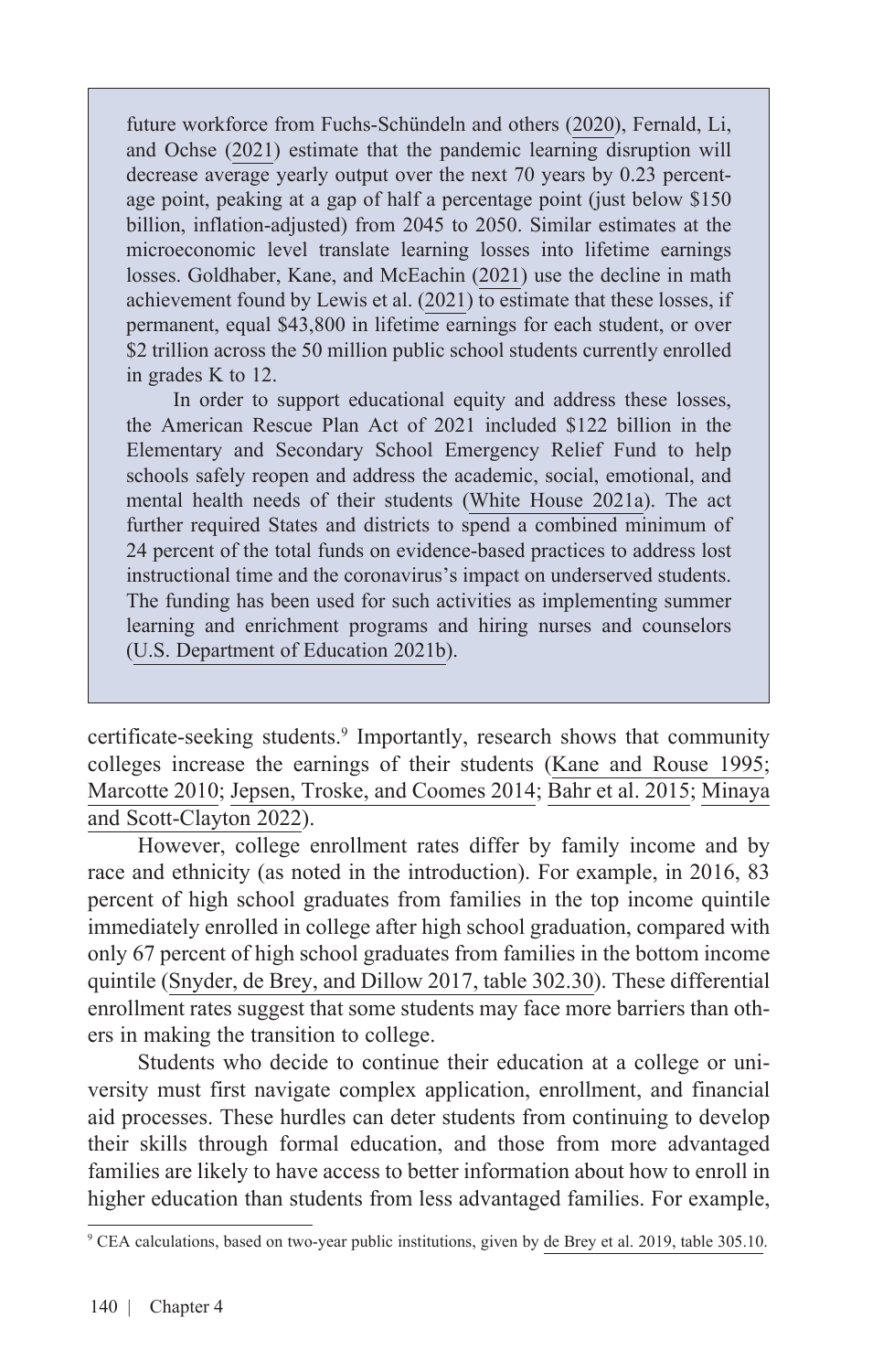future workforce from Fuchs-Schündeln and others (2020), Fernald, Li, and Ochse (2021) estimate that the pandemic learning disruption will decrease average yearly output over the next 70 years by 0.23 percentage point, peaking at a gap of half a percentage point (just below $150 billion, inflation-adjusted) from 2045 to 2050. Similar estimates at the microeconomic level translate learning losses into lifetime earnings losses. Goldhaber, Kane, and McEachin (2021) use the decline in math achievement found by Lewis et al. (2021) to estimate that these losses, if permanent, equal $43,800 in lifetime earnings for each student, or over $2 trillion across the 50 million public school students currently enrolled in grades K to 12.

In order to support educational equity and address these losses, the American Rescue Plan Act of 2021 included $122 billion in the Elementary and Secondary School Emergency Relief Fund to help schools safely reopen and address the academic, social, emotional, and mental health needs of their students (White House 2021a). The act further required States and districts to spend a combined minimum of 24 percent of the total funds on evidence-based practices to address lost instructional time and the coronavirus's impact on underserved students. The funding has been used for such activities as implementing summer learning and enrichment programs and hiring nurses and counselors (U.S. Department of Education 2021b).

certificate-seeking students.[9] Importantly, research shows that community colleges increase the earnings of their students (Kane and Rouse 1995; Marcotte 2010; Jepsen, Troske, and Coomes 2014; Bahr et al. 2015; Minaya and Scott-Clayton 2022).

However, college enrollment rates differ by family income and by race and ethnicity (as noted in the introduction). For example, in 2016, 83 percent of high school graduates from families in the top income quintile immediately enrolled in college after high school graduation, compared with only 67 percent of high school graduates from families in the bottom income quintile (Snyder, de Brey, and Dillow 2017, table 302.30). These differential enrollment rates suggest that some students may face more barriers than others in making the transition to college.

Students who decide to continue their education at a college or university must first navigate complex application, enrollment, and financial aid processes. These hurdles can deter students from continuing to develop their skills through formal education, and those from more advantaged families are likely to have access to better information about how to enroll in higher education than students from less advantaged families. For example,

[9] CEA calculations, based on two-year public institutions, given by de Brey et al. 2019, table 305.10.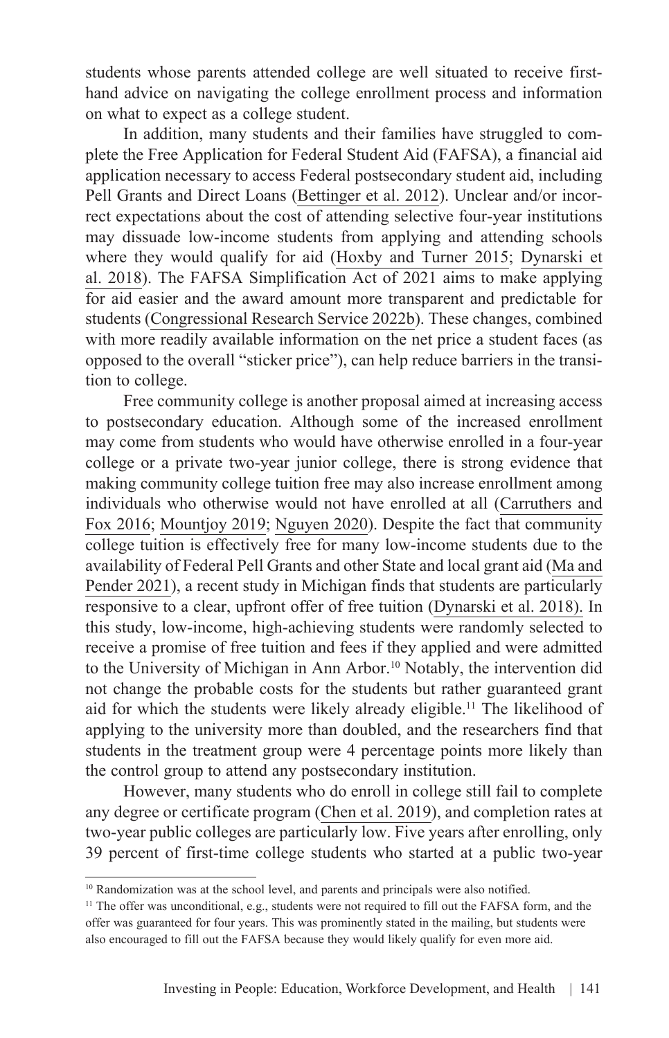students whose parents attended college are well situated to receive first-hand advice on navigating the college enrollment process and information on what to expect as a college student.

In addition, many students and their families have struggled to complete the Free Application for Federal Student Aid (FAFSA), a financial aid application necessary to access Federal postsecondary student aid, including Pell Grants and Direct Loans (Bettinger et al. 2012). Unclear and/or incorrect expectations about the cost of attending selective four-year institutions may dissuade low-income students from applying and attending schools where they would qualify for aid (Hoxby and Turner 2015; Dynarski et al. 2018). The FAFSA Simplification Act of 2021 aims to make applying for aid easier and the award amount more transparent and predictable for students (Congressional Research Service 2022b). These changes, combined with more readily available information on the net price a student faces (as opposed to the overall "sticker price"), can help reduce barriers in the transition to college.

Free community college is another proposal aimed at increasing access to postsecondary education. Although some of the increased enrollment may come from students who would have otherwise enrolled in a four-year college or a private two-year junior college, there is strong evidence that making community college tuition free may also increase enrollment among individuals who otherwise would not have enrolled at all (Carruthers and Fox 2016; Mountjoy 2019; Nguyen 2020). Despite the fact that community college tuition is effectively free for many low-income students due to the availability of Federal Pell Grants and other State and local grant aid (Ma and Pender 2021), a recent study in Michigan finds that students are particularly responsive to a clear, upfront offer of free tuition (Dynarski et al. 2018). In this study, low-income, high-achieving students were randomly selected to receive a promise of free tuition and fees if they applied and were admitted to the University of Michigan in Ann Arbor.[10] Notably, the intervention did not change the probable costs for the students but rather guaranteed grant aid for which the students were likely already eligible.[11] The likelihood of applying to the university more than doubled, and the researchers find that students in the treatment group were 4 percentage points more likely than the control group to attend any postsecondary institution.

However, many students who do enroll in college still fail to complete any degree or certificate program (Chen et al. 2019), and completion rates at two-year public colleges are particularly low. Five years after enrolling, only 39 percent of first-time college students who started at a public two-year

[10] Randomization was at the school level, and parents and principals were also notified.

[11] The offer was unconditional, e.g., students were not required to fill out the FAFSA form, and the offer was guaranteed for four years. This was prominently stated in the mailing, but students were also encouraged to fill out the FAFSA because they would likely qualify for even more aid.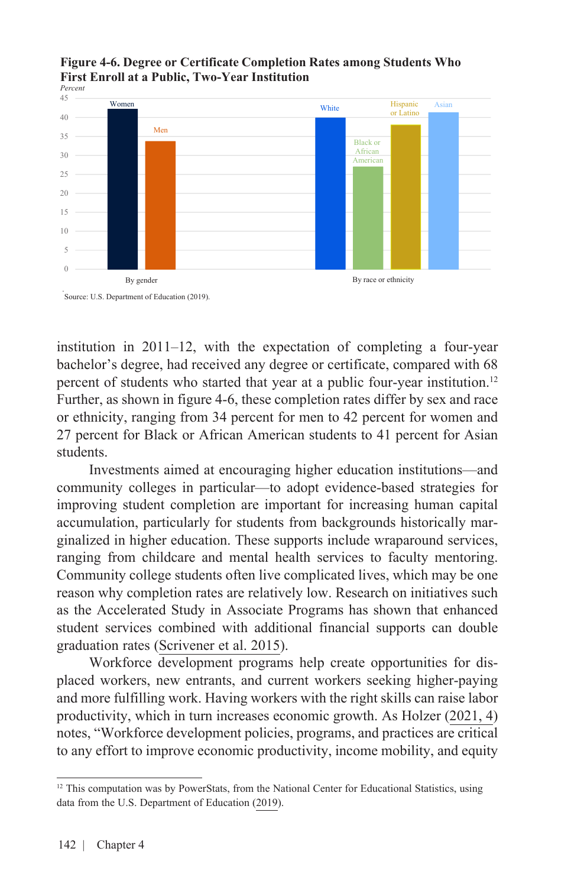**Figure 4-6. Degree or Certificate Completion Rates among Students Who First Enroll at a Public, Two-Year Institution**

Source: U.S. Department of Education (2019).

institution in 2011–12, with the expectation of completing a four-year bachelor's degree, had received any degree or certificate, compared with 68 percent of students who started that year at a public four-year institution.[12] Further, as shown in figure 4-6, these completion rates differ by sex and race or ethnicity, ranging from 34 percent for men to 42 percent for women and 27 percent for Black or African American students to 41 percent for Asian students.

Investments aimed at encouraging higher education institutions—and community colleges in particular—to adopt evidence-based strategies for improving student completion are important for increasing human capital accumulation, particularly for students from backgrounds historically marginalized in higher education. These supports include wraparound services, ranging from childcare and mental health services to faculty mentoring. Community college students often live complicated lives, which may be one reason why completion rates are relatively low. Research on initiatives such as the Accelerated Study in Associate Programs has shown that enhanced student services combined with additional financial supports can double graduation rates (Scrivener et al. 2015).

Workforce development programs help create opportunities for displaced workers, new entrants, and current workers seeking higher-paying and more fulfilling work. Having workers with the right skills can raise labor productivity, which in turn increases economic growth. As Holzer (2021, 4) notes, "Workforce development policies, programs, and practices are critical to any effort to improve economic productivity, income mobility, and equity

[12] This computation was by PowerStats, from the National Center for Educational Statistics, using data from the U.S. Department of Education (2019).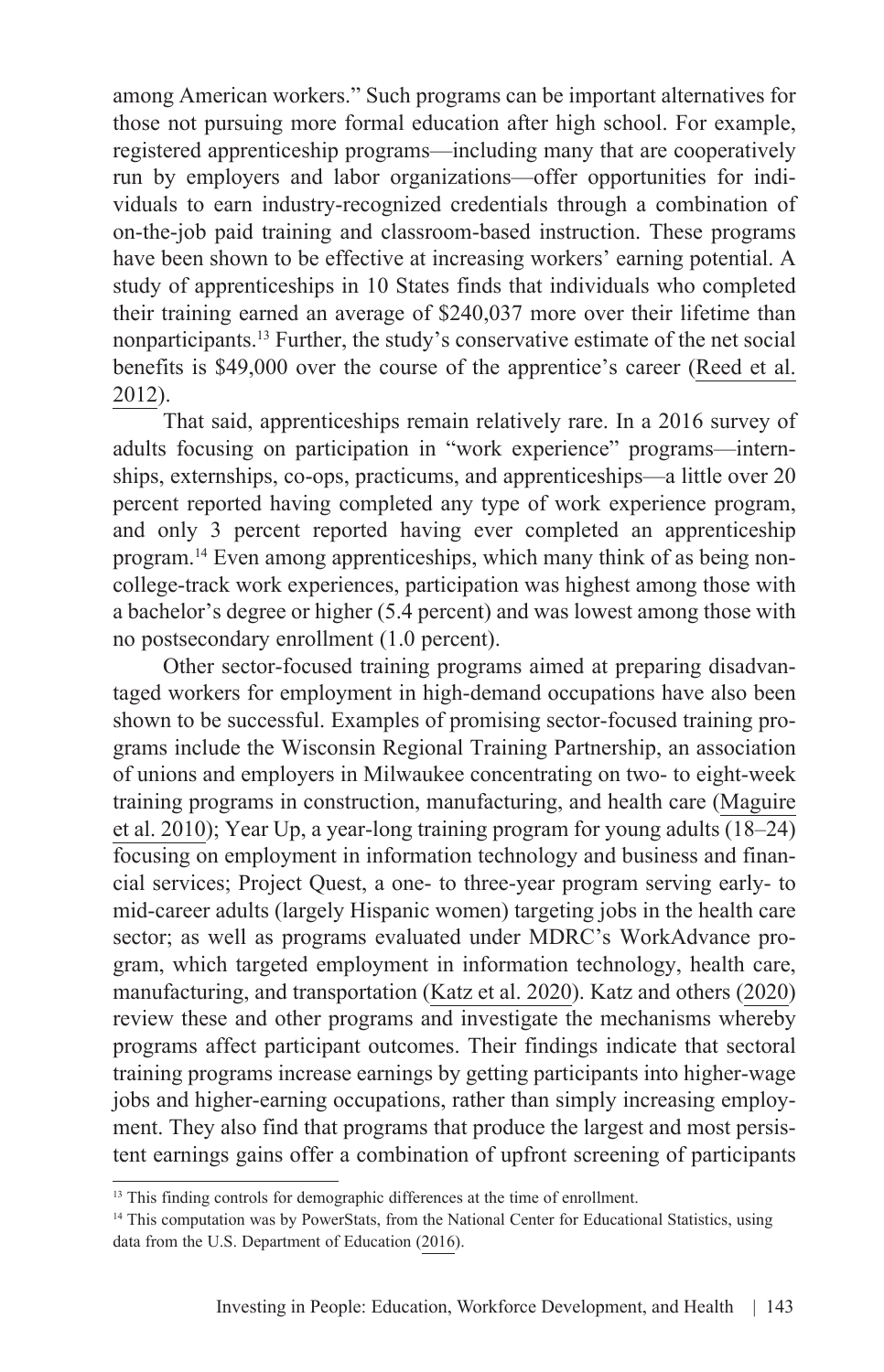among American workers." Such programs can be important alternatives for those not pursuing more formal education after high school. For example, registered apprenticeship programs—including many that are cooperatively run by employers and labor organizations—offer opportunities for individuals to earn industry-recognized credentials through a combination of on-the-job paid training and classroom-based instruction. These programs have been shown to be effective at increasing workers' earning potential. A study of apprenticeships in 10 States finds that individuals who completed their training earned an average of $240,037 more over their lifetime than nonparticipants.[13] Further, the study's conservative estimate of the net social benefits is $49,000 over the course of the apprentice's career (Reed et al. 2012).

That said, apprenticeships remain relatively rare. In a 2016 survey of adults focusing on participation in "work experience" programs—internships, externships, co-ops, practicums, and apprenticeships—a little over 20 percent reported having completed any type of work experience program, and only 3 percent reported having ever completed an apprenticeship program.[14] Even among apprenticeships, which many think of as being non-college-track work experiences, participation was highest among those with a bachelor's degree or higher (5.4 percent) and was lowest among those with no postsecondary enrollment (1.0 percent).

Other sector-focused training programs aimed at preparing disadvantaged workers for employment in high-demand occupations have also been shown to be successful. Examples of promising sector-focused training programs include the Wisconsin Regional Training Partnership, an association of unions and employers in Milwaukee concentrating on two- to eight-week training programs in construction, manufacturing, and health care (Maguire et al. 2010); Year Up, a year-long training program for young adults (18–24) focusing on employment in information technology and business and financial services; Project Quest, a one- to three-year program serving early- to mid-career adults (largely Hispanic women) targeting jobs in the health care sector; as well as programs evaluated under MDRC's WorkAdvance program, which targeted employment in information technology, health care, manufacturing, and transportation (Katz et al. 2020). Katz and others (2020) review these and other programs and investigate the mechanisms whereby programs affect participant outcomes. Their findings indicate that sectoral training programs increase earnings by getting participants into higher-wage jobs and higher-earning occupations, rather than simply increasing employment. They also find that programs that produce the largest and most persistent earnings gains offer a combination of upfront screening of participants

[13] This finding controls for demographic differences at the time of enrollment.

[14] This computation was by PowerStats, from the National Center for Educational Statistics, using data from the U.S. Department of Education (2016).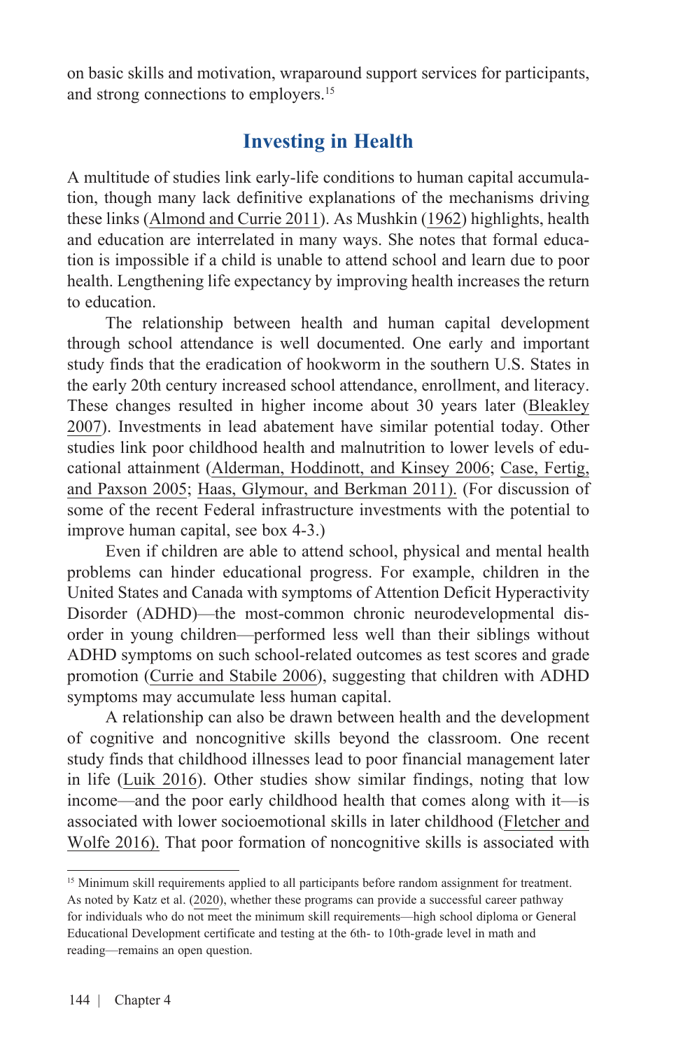on basic skills and motivation, wraparound support services for participants, and strong connections to employers.[15]

## Investing in Health

A multitude of studies link early-life conditions to human capital accumulation, though many lack definitive explanations of the mechanisms driving these links (Almond and Currie 2011). As Mushkin (1962) highlights, health and education are interrelated in many ways. She notes that formal education is impossible if a child is unable to attend school and learn due to poor health. Lengthening life expectancy by improving health increases the return to education.

The relationship between health and human capital development through school attendance is well documented. One early and important study finds that the eradication of hookworm in the southern U.S. States in the early 20th century increased school attendance, enrollment, and literacy. These changes resulted in higher income about 30 years later (Bleakley 2007). Investments in lead abatement have similar potential today. Other studies link poor childhood health and malnutrition to lower levels of educational attainment (Alderman, Hoddinott, and Kinsey 2006; Case, Fertig, and Paxson 2005; Haas, Glymour, and Berkman 2011). (For discussion of some of the recent Federal infrastructure investments with the potential to improve human capital, see box 4-3.)

Even if children are able to attend school, physical and mental health problems can hinder educational progress. For example, children in the United States and Canada with symptoms of Attention Deficit Hyperactivity Disorder (ADHD)—the most-common chronic neurodevelopmental disorder in young children—performed less well than their siblings without ADHD symptoms on such school-related outcomes as test scores and grade promotion (Currie and Stabile 2006), suggesting that children with ADHD symptoms may accumulate less human capital.

A relationship can also be drawn between health and the development of cognitive and noncognitive skills beyond the classroom. One recent study finds that childhood illnesses lead to poor financial management later in life (Luik 2016). Other studies show similar findings, noting that low income—and the poor early childhood health that comes along with it—is associated with lower socioemotional skills in later childhood (Fletcher and Wolfe 2016). That poor formation of noncognitive skills is associated with

---

[15] Minimum skill requirements applied to all participants before random assignment for treatment. As noted by Katz et al. (2020), whether these programs can provide a successful career pathway for individuals who do not meet the minimum skill requirements—high school diploma or General Educational Development certificate and testing at the 6th- to 10th-grade level in math and reading—remains an open question.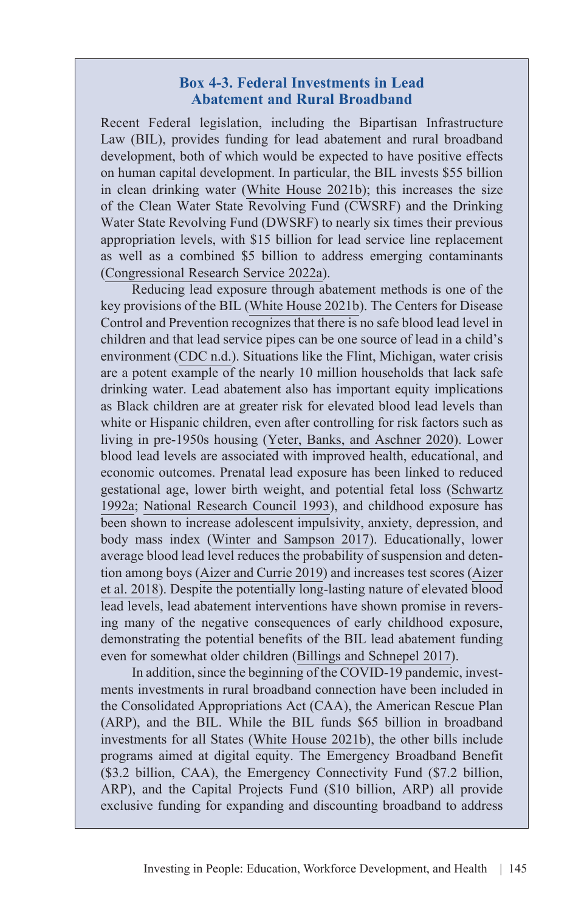### Box 4-3. Federal Investments in Lead Abatement and Rural Broadband

Recent Federal legislation, including the Bipartisan Infrastructure Law (BIL), provides funding for lead abatement and rural broadband development, both of which would be expected to have positive effects on human capital development. In particular, the BIL invests $55 billion in clean drinking water (White House 2021b); this increases the size of the Clean Water State Revolving Fund (CWSRF) and the Drinking Water State Revolving Fund (DWSRF) to nearly six times their previous appropriation levels, with $15 billion for lead service line replacement as well as a combined $5 billion to address emerging contaminants (Congressional Research Service 2022a).

Reducing lead exposure through abatement methods is one of the key provisions of the BIL (White House 2021b). The Centers for Disease Control and Prevention recognizes that there is no safe blood lead level in children and that lead service pipes can be one source of lead in a child's environment (CDC n.d.). Situations like the Flint, Michigan, water crisis are a potent example of the nearly 10 million households that lack safe drinking water. Lead abatement also has important equity implications as Black children are at greater risk for elevated blood lead levels than white or Hispanic children, even after controlling for risk factors such as living in pre-1950s housing (Yeter, Banks, and Aschner 2020). Lower blood lead levels are associated with improved health, educational, and economic outcomes. Prenatal lead exposure has been linked to reduced gestational age, lower birth weight, and potential fetal loss (Schwartz 1992a; National Research Council 1993), and childhood exposure has been shown to increase adolescent impulsivity, anxiety, depression, and body mass index (Winter and Sampson 2017). Educationally, lower average blood lead level reduces the probability of suspension and detention among boys (Aizer and Currie 2019) and increases test scores (Aizer et al. 2018). Despite the potentially long-lasting nature of elevated blood lead levels, lead abatement interventions have shown promise in reversing many of the negative consequences of early childhood exposure, demonstrating the potential benefits of the BIL lead abatement funding even for somewhat older children (Billings and Schnepel 2017).

In addition, since the beginning of the COVID-19 pandemic, investments investments in rural broadband connection have been included in the Consolidated Appropriations Act (CAA), the American Rescue Plan (ARP), and the BIL. While the BIL funds $65 billion in broadband investments for all States (White House 2021b), the other bills include programs aimed at digital equity. The Emergency Broadband Benefit ($3.2 billion, CAA), the Emergency Connectivity Fund ($7.2 billion, ARP), and the Capital Projects Fund ($10 billion, ARP) all provide exclusive funding for expanding and discounting broadband to address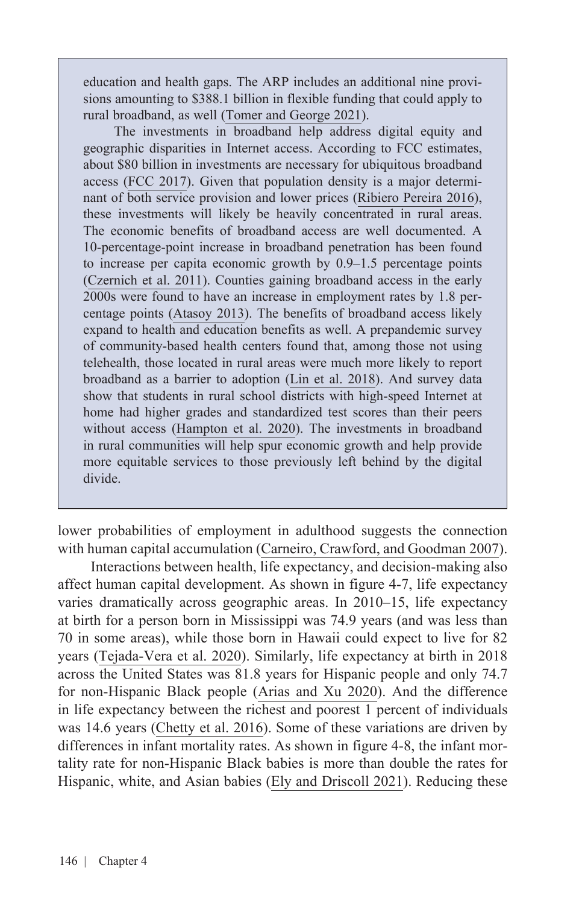education and health gaps. The ARP includes an additional nine provisions amounting to $388.1 billion in flexible funding that could apply to rural broadband, as well (Tomer and George 2021).

The investments in broadband help address digital equity and geographic disparities in Internet access. According to FCC estimates, about $80 billion in investments are necessary for ubiquitous broadband access (FCC 2017). Given that population density is a major determinant of both service provision and lower prices (Ribiero Pereira 2016), these investments will likely be heavily concentrated in rural areas. The economic benefits of broadband access are well documented. A 10-percentage-point increase in broadband penetration has been found to increase per capita economic growth by 0.9–1.5 percentage points (Czernich et al. 2011). Counties gaining broadband access in the early 2000s were found to have an increase in employment rates by 1.8 percentage points (Atasoy 2013). The benefits of broadband access likely expand to health and education benefits as well. A prepandemic survey of community-based health centers found that, among those not using telehealth, those located in rural areas were much more likely to report broadband as a barrier to adoption (Lin et al. 2018). And survey data show that students in rural school districts with high-speed Internet at home had higher grades and standardized test scores than their peers without access (Hampton et al. 2020). The investments in broadband in rural communities will help spur economic growth and help provide more equitable services to those previously left behind by the digital divide.

lower probabilities of employment in adulthood suggests the connection with human capital accumulation (Carneiro, Crawford, and Goodman 2007).

Interactions between health, life expectancy, and decision-making also affect human capital development. As shown in figure 4-7, life expectancy varies dramatically across geographic areas. In 2010–15, life expectancy at birth for a person born in Mississippi was 74.9 years (and was less than 70 in some areas), while those born in Hawaii could expect to live for 82 years (Tejada-Vera et al. 2020). Similarly, life expectancy at birth in 2018 across the United States was 81.8 years for Hispanic people and only 74.7 for non-Hispanic Black people (Arias and Xu 2020). And the difference in life expectancy between the richest and poorest 1 percent of individuals was 14.6 years (Chetty et al. 2016). Some of these variations are driven by differences in infant mortality rates. As shown in figure 4-8, the infant mortality rate for non-Hispanic Black babies is more than double the rates for Hispanic, white, and Asian babies (Ely and Driscoll 2021). Reducing these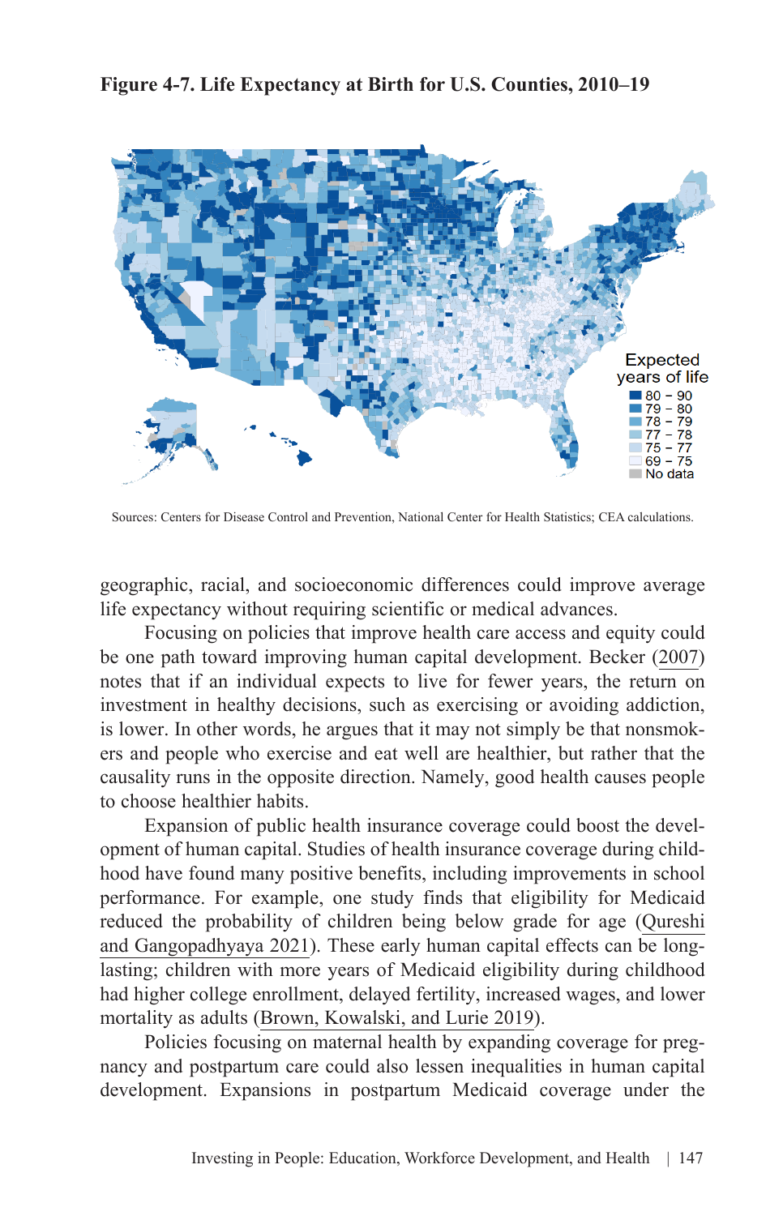**Figure 4-7. Life Expectancy at Birth for U.S. Counties, 2010–19**

Expected years of life

- 80 – 90
- 79 – 80
- 78 – 79
- 77 – 78
- 75 – 77
- 69 – 75
- No data

Sources: Centers for Disease Control and Prevention, National Center for Health Statistics; CEA calculations.

geographic, racial, and socioeconomic differences could improve average life expectancy without requiring scientific or medical advances.

Focusing on policies that improve health care access and equity could be one path toward improving human capital development. Becker (2007) notes that if an individual expects to live for fewer years, the return on investment in healthy decisions, such as exercising or avoiding addiction, is lower. In other words, he argues that it may not simply be that nonsmokers and people who exercise and eat well are healthier, but rather that the causality runs in the opposite direction. Namely, good health causes people to choose healthier habits.

Expansion of public health insurance coverage could boost the development of human capital. Studies of health insurance coverage during childhood have found many positive benefits, including improvements in school performance. For example, one study finds that eligibility for Medicaid reduced the probability of children being below grade for age (Qureshi and Gangopadhyaya 2021). These early human capital effects can be longlasting; children with more years of Medicaid eligibility during childhood had higher college enrollment, delayed fertility, increased wages, and lower mortality as adults (Brown, Kowalski, and Lurie 2019).

Policies focusing on maternal health by expanding coverage for pregnancy and postpartum care could also lessen inequalities in human capital development. Expansions in postpartum Medicaid coverage under the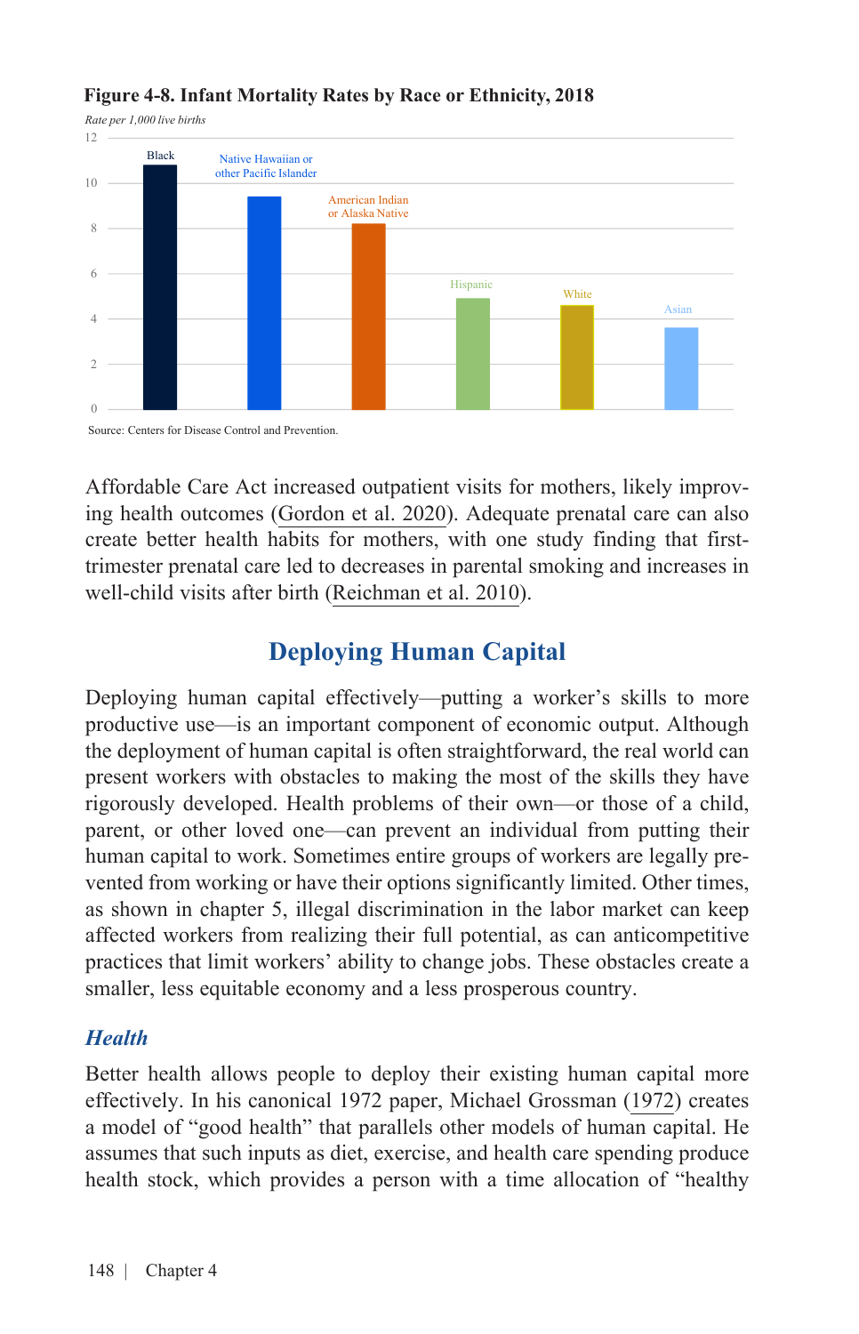**Figure 4-8. Infant Mortality Rates by Race or Ethnicity, 2018**

*Rate per 1,000 live births*

Source: Centers for Disease Control and Prevention.

Affordable Care Act increased outpatient visits for mothers, likely improving health outcomes (Gordon et al. 2020). Adequate prenatal care can also create better health habits for mothers, with one study finding that first-trimester prenatal care led to decreases in parental smoking and increases in well-child visits after birth (Reichman et al. 2010).

## Deploying Human Capital

Deploying human capital effectively—putting a worker's skills to more productive use—is an important component of economic output. Although the deployment of human capital is often straightforward, the real world can present workers with obstacles to making the most of the skills they have rigorously developed. Health problems of their own—or those of a child, parent, or other loved one—can prevent an individual from putting their human capital to work. Sometimes entire groups of workers are legally prevented from working or have their options significantly limited. Other times, as shown in chapter 5, illegal discrimination in the labor market can keep affected workers from realizing their full potential, as can anticompetitive practices that limit workers' ability to change jobs. These obstacles create a smaller, less equitable economy and a less prosperous country.

### *Health*

Better health allows people to deploy their existing human capital more effectively. In his canonical 1972 paper, Michael Grossman (1972) creates a model of "good health" that parallels other models of human capital. He assumes that such inputs as diet, exercise, and health care spending produce health stock, which provides a person with a time allocation of "healthy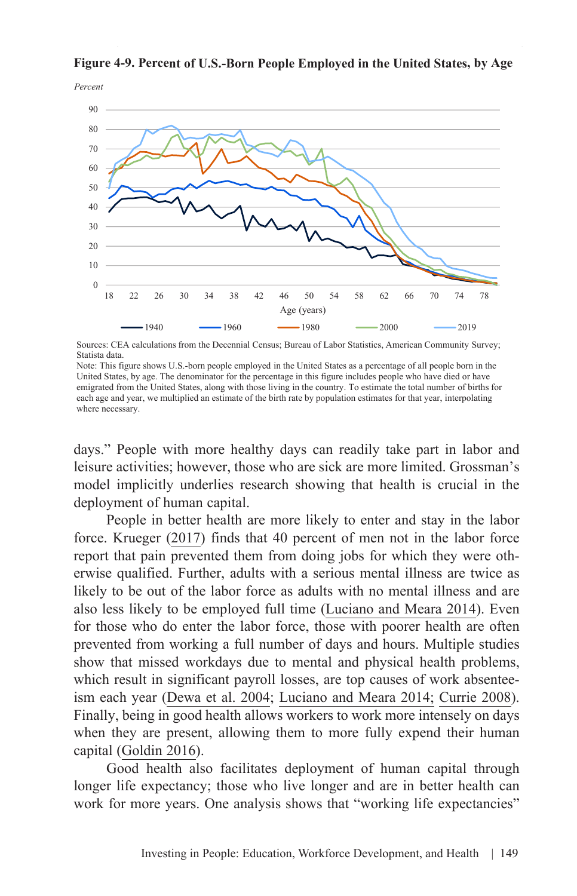**Figure 4-9. Percent of U.S.-Born People Employed in the United States, by Age**

Sources: CEA calculations from the Decennial Census; Bureau of Labor Statistics, American Community Survey; Statista data.
Note: This figure shows U.S.-born people employed in the United States as a percentage of all people born in the United States, by age. The denominator for the percentage in this figure includes people who have died or have emigrated from the United States, along with those living in the country. To estimate the total number of births for each age and year, we multiplied an estimate of the birth rate by population estimates for that year, interpolating where necessary.

days." People with more healthy days can readily take part in labor and leisure activities; however, those who are sick are more limited. Grossman's model implicitly underlies research showing that health is crucial in the deployment of human capital.

People in better health are more likely to enter and stay in the labor force. Krueger (2017) finds that 40 percent of men not in the labor force report that pain prevented them from doing jobs for which they were otherwise qualified. Further, adults with a serious mental illness are twice as likely to be out of the labor force as adults with no mental illness and are also less likely to be employed full time (Luciano and Meara 2014). Even for those who do enter the labor force, those with poorer health are often prevented from working a full number of days and hours. Multiple studies show that missed workdays due to mental and physical health problems, which result in significant payroll losses, are top causes of work absenteeism each year (Dewa et al. 2004; Luciano and Meara 2014; Currie 2008). Finally, being in good health allows workers to work more intensely on days when they are present, allowing them to more fully expend their human capital (Goldin 2016).

Good health also facilitates deployment of human capital through longer life expectancy; those who live longer and are in better health can work for more years. One analysis shows that "working life expectancies"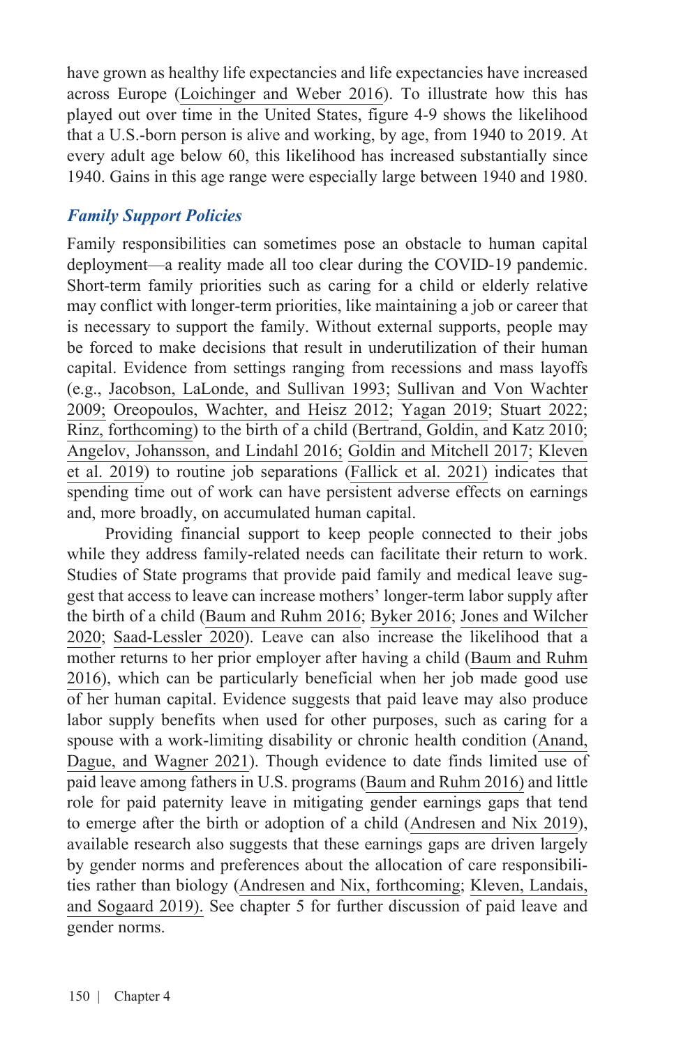have grown as healthy life expectancies and life expectancies have increased across Europe (Loichinger and Weber 2016). To illustrate how this has played out over time in the United States, figure 4-9 shows the likelihood that a U.S.-born person is alive and working, by age, from 1940 to 2019. At every adult age below 60, this likelihood has increased substantially since 1940. Gains in this age range were especially large between 1940 and 1980.

### *Family Support Policies*

Family responsibilities can sometimes pose an obstacle to human capital deployment—a reality made all too clear during the COVID-19 pandemic. Short-term family priorities such as caring for a child or elderly relative may conflict with longer-term priorities, like maintaining a job or career that is necessary to support the family. Without external supports, people may be forced to make decisions that result in underutilization of their human capital. Evidence from settings ranging from recessions and mass layoffs (e.g., Jacobson, LaLonde, and Sullivan 1993; Sullivan and Von Wachter 2009; Oreopoulos, Wachter, and Heisz 2012; Yagan 2019; Stuart 2022; Rinz, forthcoming) to the birth of a child (Bertrand, Goldin, and Katz 2010; Angelov, Johansson, and Lindahl 2016; Goldin and Mitchell 2017; Kleven et al. 2019) to routine job separations (Fallick et al. 2021) indicates that spending time out of work can have persistent adverse effects on earnings and, more broadly, on accumulated human capital.

Providing financial support to keep people connected to their jobs while they address family-related needs can facilitate their return to work. Studies of State programs that provide paid family and medical leave suggest that access to leave can increase mothers' longer-term labor supply after the birth of a child (Baum and Ruhm 2016; Byker 2016; Jones and Wilcher 2020; Saad-Lessler 2020). Leave can also increase the likelihood that a mother returns to her prior employer after having a child (Baum and Ruhm 2016), which can be particularly beneficial when her job made good use of her human capital. Evidence suggests that paid leave may also produce labor supply benefits when used for other purposes, such as caring for a spouse with a work-limiting disability or chronic health condition (Anand, Dague, and Wagner 2021). Though evidence to date finds limited use of paid leave among fathers in U.S. programs (Baum and Ruhm 2016) and little role for paid paternity leave in mitigating gender earnings gaps that tend to emerge after the birth or adoption of a child (Andresen and Nix 2019), available research also suggests that these earnings gaps are driven largely by gender norms and preferences about the allocation of care responsibilities rather than biology (Andresen and Nix, forthcoming; Kleven, Landais, and Sogaard 2019). See chapter 5 for further discussion of paid leave and gender norms.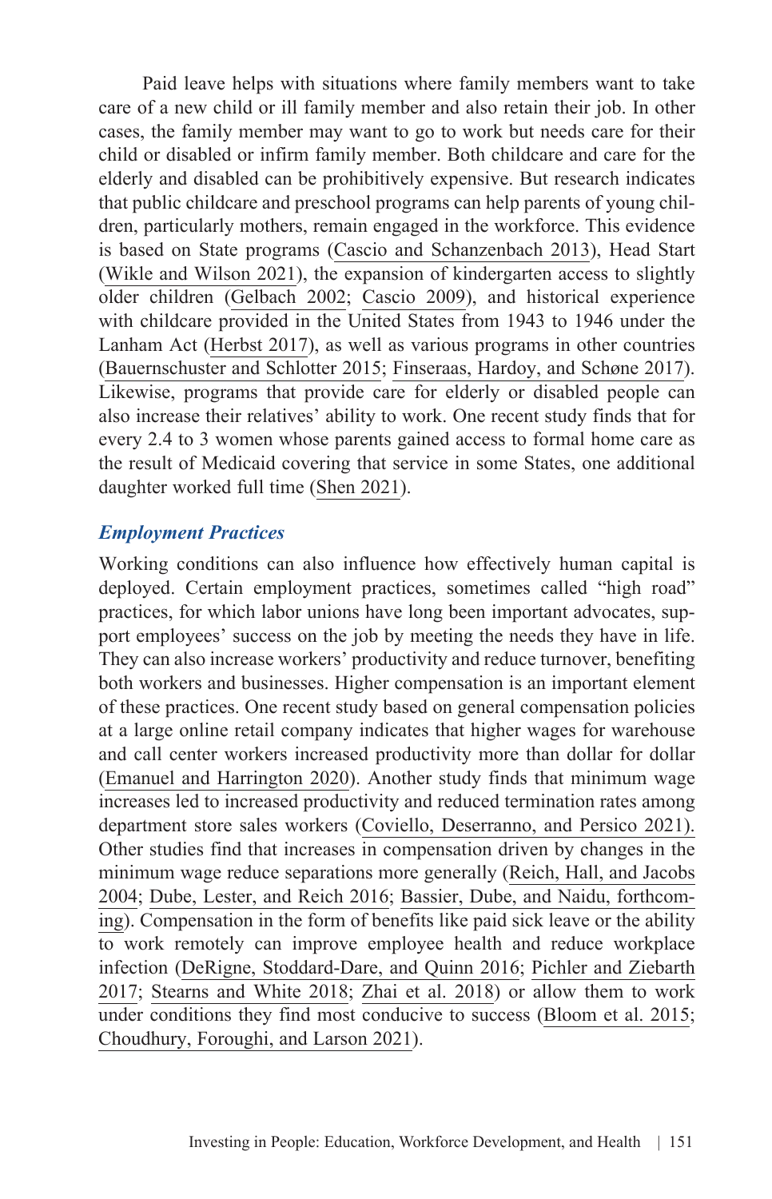Paid leave helps with situations where family members want to take care of a new child or ill family member and also retain their job. In other cases, the family member may want to go to work but needs care for their child or disabled or infirm family member. Both childcare and care for the elderly and disabled can be prohibitively expensive. But research indicates that public childcare and preschool programs can help parents of young children, particularly mothers, remain engaged in the workforce. This evidence is based on State programs (Cascio and Schanzenbach 2013), Head Start (Wikle and Wilson 2021), the expansion of kindergarten access to slightly older children (Gelbach 2002; Cascio 2009), and historical experience with childcare provided in the United States from 1943 to 1946 under the Lanham Act (Herbst 2017), as well as various programs in other countries (Bauernschuster and Schlotter 2015; Finseraas, Hardoy, and Schøne 2017). Likewise, programs that provide care for elderly or disabled people can also increase their relatives' ability to work. One recent study finds that for every 2.4 to 3 women whose parents gained access to formal home care as the result of Medicaid covering that service in some States, one additional daughter worked full time (Shen 2021).

### *Employment Practices*

Working conditions can also influence how effectively human capital is deployed. Certain employment practices, sometimes called "high road" practices, for which labor unions have long been important advocates, support employees' success on the job by meeting the needs they have in life. They can also increase workers' productivity and reduce turnover, benefiting both workers and businesses. Higher compensation is an important element of these practices. One recent study based on general compensation policies at a large online retail company indicates that higher wages for warehouse and call center workers increased productivity more than dollar for dollar (Emanuel and Harrington 2020). Another study finds that minimum wage increases led to increased productivity and reduced termination rates among department store sales workers (Coviello, Deserranno, and Persico 2021). Other studies find that increases in compensation driven by changes in the minimum wage reduce separations more generally (Reich, Hall, and Jacobs 2004; Dube, Lester, and Reich 2016; Bassier, Dube, and Naidu, forthcoming). Compensation in the form of benefits like paid sick leave or the ability to work remotely can improve employee health and reduce workplace infection (DeRigne, Stoddard-Dare, and Quinn 2016; Pichler and Ziebarth 2017; Stearns and White 2018; Zhai et al. 2018) or allow them to work under conditions they find most conducive to success (Bloom et al. 2015; Choudhury, Foroughi, and Larson 2021).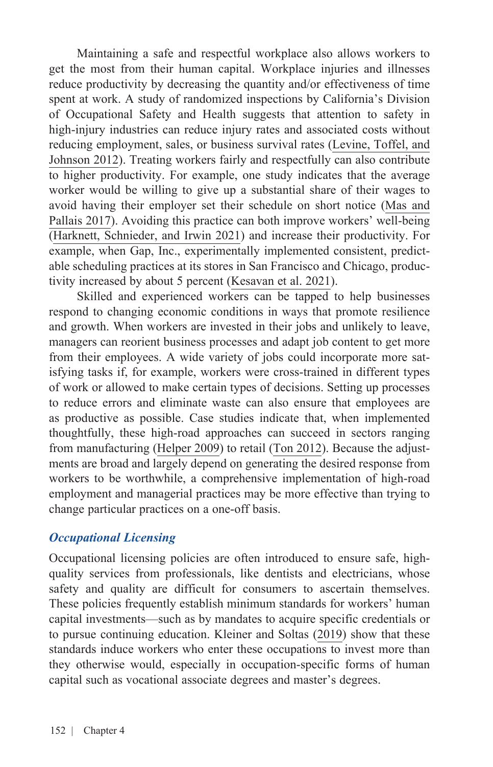Maintaining a safe and respectful workplace also allows workers to get the most from their human capital. Workplace injuries and illnesses reduce productivity by decreasing the quantity and/or effectiveness of time spent at work. A study of randomized inspections by California's Division of Occupational Safety and Health suggests that attention to safety in high-injury industries can reduce injury rates and associated costs without reducing employment, sales, or business survival rates (Levine, Toffel, and Johnson 2012). Treating workers fairly and respectfully can also contribute to higher productivity. For example, one study indicates that the average worker would be willing to give up a substantial share of their wages to avoid having their employer set their schedule on short notice (Mas and Pallais 2017). Avoiding this practice can both improve workers' well-being (Harknett, Schnieder, and Irwin 2021) and increase their productivity. For example, when Gap, Inc., experimentally implemented consistent, predictable scheduling practices at its stores in San Francisco and Chicago, productivity increased by about 5 percent (Kesavan et al. 2021).

Skilled and experienced workers can be tapped to help businesses respond to changing economic conditions in ways that promote resilience and growth. When workers are invested in their jobs and unlikely to leave, managers can reorient business processes and adapt job content to get more from their employees. A wide variety of jobs could incorporate more satisfying tasks if, for example, workers were cross-trained in different types of work or allowed to make certain types of decisions. Setting up processes to reduce errors and eliminate waste can also ensure that employees are as productive as possible. Case studies indicate that, when implemented thoughtfully, these high-road approaches can succeed in sectors ranging from manufacturing (Helper 2009) to retail (Ton 2012). Because the adjustments are broad and largely depend on generating the desired response from workers to be worthwhile, a comprehensive implementation of high-road employment and managerial practices may be more effective than trying to change particular practices on a one-off basis.

### *Occupational Licensing*

Occupational licensing policies are often introduced to ensure safe, high-quality services from professionals, like dentists and electricians, whose safety and quality are difficult for consumers to ascertain themselves. These policies frequently establish minimum standards for workers' human capital investments—such as by mandates to acquire specific credentials or to pursue continuing education. Kleiner and Soltas (2019) show that these standards induce workers who enter these occupations to invest more than they otherwise would, especially in occupation-specific forms of human capital such as vocational associate degrees and master's degrees.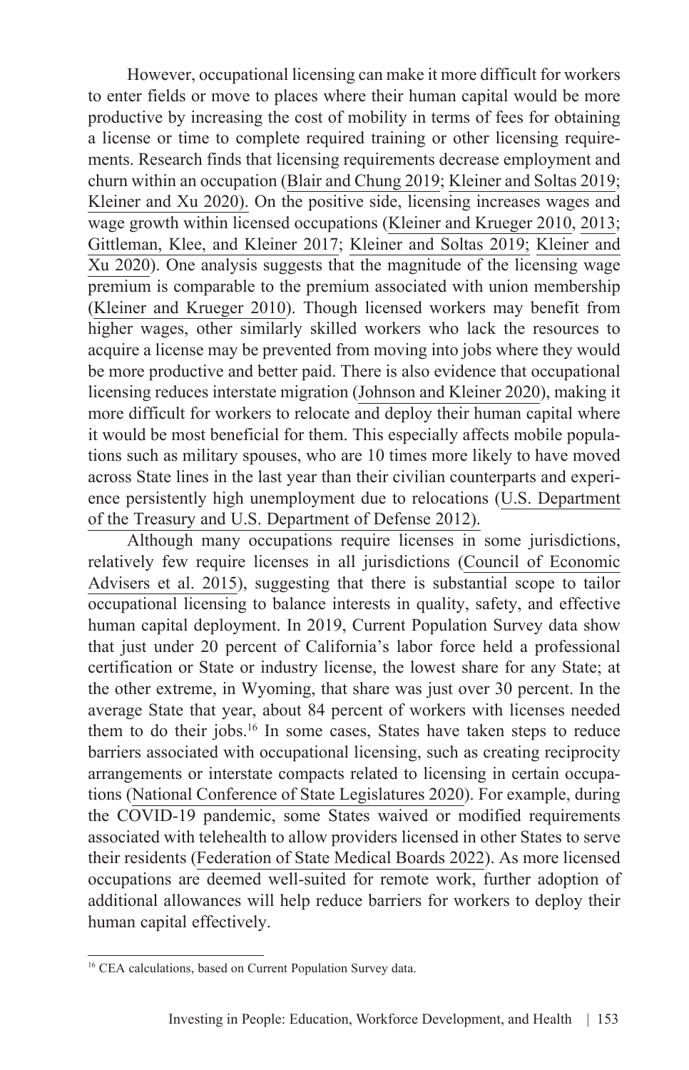However, occupational licensing can make it more difficult for workers to enter fields or move to places where their human capital would be more productive by increasing the cost of mobility in terms of fees for obtaining a license or time to complete required training or other licensing requirements. Research finds that licensing requirements decrease employment and churn within an occupation (Blair and Chung 2019; Kleiner and Soltas 2019; Kleiner and Xu 2020). On the positive side, licensing increases wages and wage growth within licensed occupations (Kleiner and Krueger 2010, 2013; Gittleman, Klee, and Kleiner 2017; Kleiner and Soltas 2019; Kleiner and Xu 2020). One analysis suggests that the magnitude of the licensing wage premium is comparable to the premium associated with union membership (Kleiner and Krueger 2010). Though licensed workers may benefit from higher wages, other similarly skilled workers who lack the resources to acquire a license may be prevented from moving into jobs where they would be more productive and better paid. There is also evidence that occupational licensing reduces interstate migration (Johnson and Kleiner 2020), making it more difficult for workers to relocate and deploy their human capital where it would be most beneficial for them. This especially affects mobile populations such as military spouses, who are 10 times more likely to have moved across State lines in the last year than their civilian counterparts and experience persistently high unemployment due to relocations (U.S. Department of the Treasury and U.S. Department of Defense 2012).

Although many occupations require licenses in some jurisdictions, relatively few require licenses in all jurisdictions (Council of Economic Advisers et al. 2015), suggesting that there is substantial scope to tailor occupational licensing to balance interests in quality, safety, and effective human capital deployment. In 2019, Current Population Survey data show that just under 20 percent of California's labor force held a professional certification or State or industry license, the lowest share for any State; at the other extreme, in Wyoming, that share was just over 30 percent. In the average State that year, about 84 percent of workers with licenses needed them to do their jobs.[16] In some cases, States have taken steps to reduce barriers associated with occupational licensing, such as creating reciprocity arrangements or interstate compacts related to licensing in certain occupations (National Conference of State Legislatures 2020). For example, during the COVID-19 pandemic, some States waived or modified requirements associated with telehealth to allow providers licensed in other States to serve their residents (Federation of State Medical Boards 2022). As more licensed occupations are deemed well-suited for remote work, further adoption of additional allowances will help reduce barriers for workers to deploy their human capital effectively.

[16] CEA calculations, based on Current Population Survey data.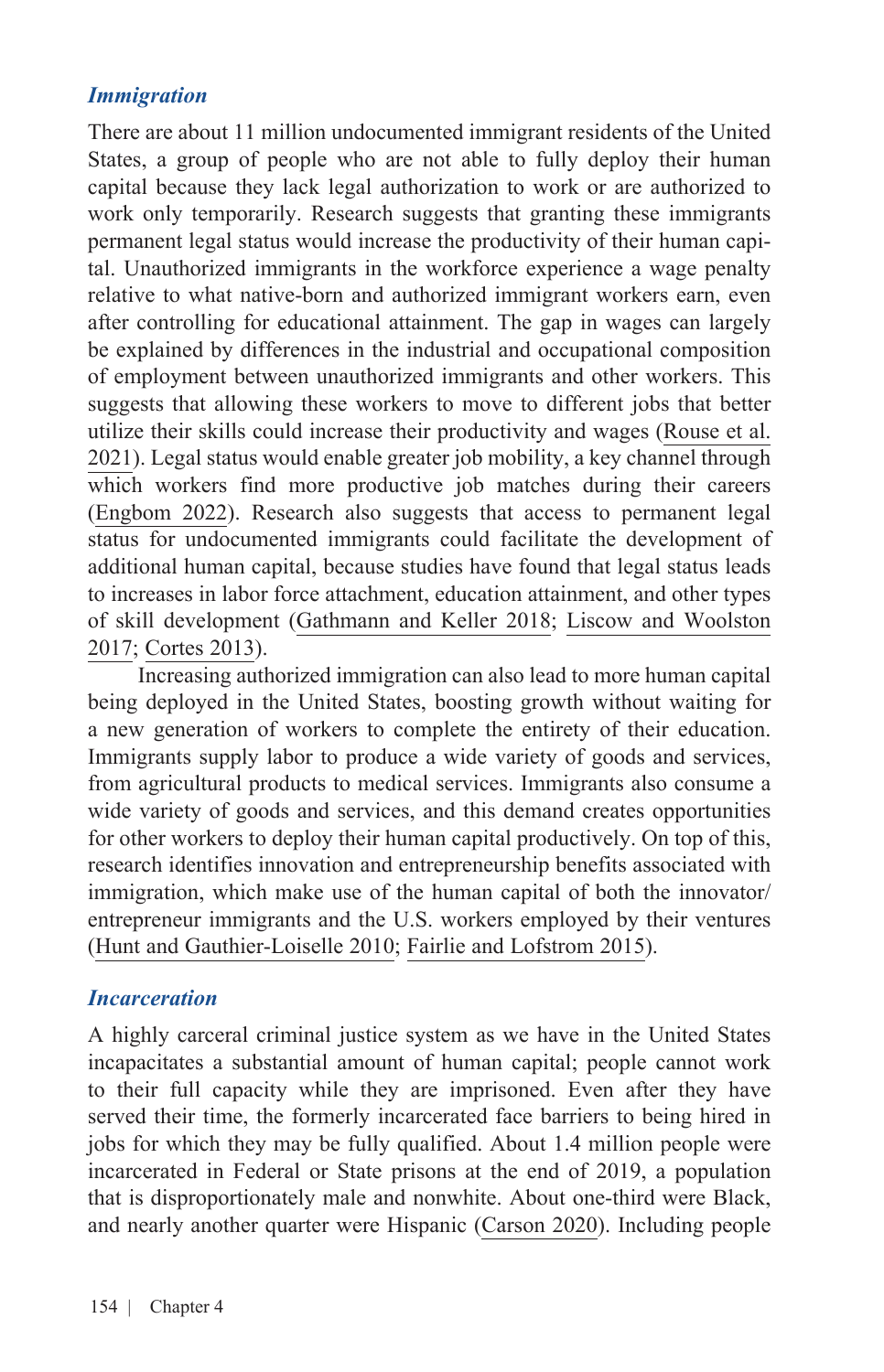### *Immigration*

There are about 11 million undocumented immigrant residents of the United States, a group of people who are not able to fully deploy their human capital because they lack legal authorization to work or are authorized to work only temporarily. Research suggests that granting these immigrants permanent legal status would increase the productivity of their human capital. Unauthorized immigrants in the workforce experience a wage penalty relative to what native-born and authorized immigrant workers earn, even after controlling for educational attainment. The gap in wages can largely be explained by differences in the industrial and occupational composition of employment between unauthorized immigrants and other workers. This suggests that allowing these workers to move to different jobs that better utilize their skills could increase their productivity and wages (Rouse et al. 2021). Legal status would enable greater job mobility, a key channel through which workers find more productive job matches during their careers (Engbom 2022). Research also suggests that access to permanent legal status for undocumented immigrants could facilitate the development of additional human capital, because studies have found that legal status leads to increases in labor force attachment, education attainment, and other types of skill development (Gathmann and Keller 2018; Liscow and Woolston 2017; Cortes 2013).

Increasing authorized immigration can also lead to more human capital being deployed in the United States, boosting growth without waiting for a new generation of workers to complete the entirety of their education. Immigrants supply labor to produce a wide variety of goods and services, from agricultural products to medical services. Immigrants also consume a wide variety of goods and services, and this demand creates opportunities for other workers to deploy their human capital productively. On top of this, research identifies innovation and entrepreneurship benefits associated with immigration, which make use of the human capital of both the innovator/entrepreneur immigrants and the U.S. workers employed by their ventures (Hunt and Gauthier-Loiselle 2010; Fairlie and Lofstrom 2015).

### *Incarceration*

A highly carceral criminal justice system as we have in the United States incapacitates a substantial amount of human capital; people cannot work to their full capacity while they are imprisoned. Even after they have served their time, the formerly incarcerated face barriers to being hired in jobs for which they may be fully qualified. About 1.4 million people were incarcerated in Federal or State prisons at the end of 2019, a population that is disproportionately male and nonwhite. About one-third were Black, and nearly another quarter were Hispanic (Carson 2020). Including people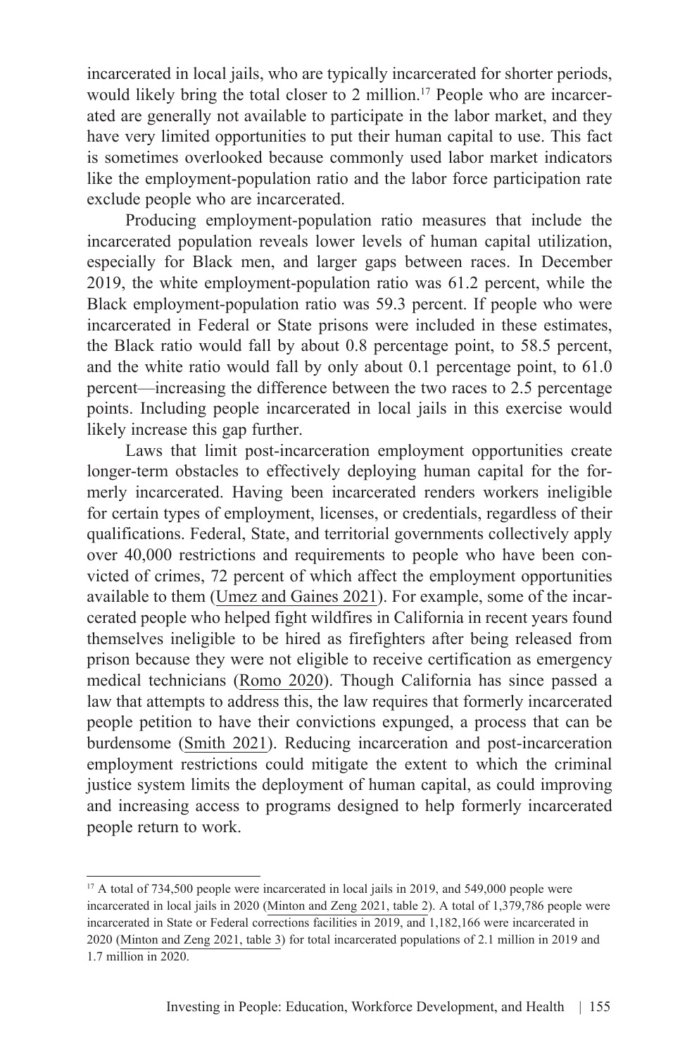incarcerated in local jails, who are typically incarcerated for shorter periods, would likely bring the total closer to 2 million.[17] People who are incarcerated are generally not available to participate in the labor market, and they have very limited opportunities to put their human capital to use. This fact is sometimes overlooked because commonly used labor market indicators like the employment-population ratio and the labor force participation rate exclude people who are incarcerated.

Producing employment-population ratio measures that include the incarcerated population reveals lower levels of human capital utilization, especially for Black men, and larger gaps between races. In December 2019, the white employment-population ratio was 61.2 percent, while the Black employment-population ratio was 59.3 percent. If people who were incarcerated in Federal or State prisons were included in these estimates, the Black ratio would fall by about 0.8 percentage point, to 58.5 percent, and the white ratio would fall by only about 0.1 percentage point, to 61.0 percent—increasing the difference between the two races to 2.5 percentage points. Including people incarcerated in local jails in this exercise would likely increase this gap further.

Laws that limit post-incarceration employment opportunities create longer-term obstacles to effectively deploying human capital for the formerly incarcerated. Having been incarcerated renders workers ineligible for certain types of employment, licenses, or credentials, regardless of their qualifications. Federal, State, and territorial governments collectively apply over 40,000 restrictions and requirements to people who have been convicted of crimes, 72 percent of which affect the employment opportunities available to them (Umez and Gaines 2021). For example, some of the incarcerated people who helped fight wildfires in California in recent years found themselves ineligible to be hired as firefighters after being released from prison because they were not eligible to receive certification as emergency medical technicians (Romo 2020). Though California has since passed a law that attempts to address this, the law requires that formerly incarcerated people petition to have their convictions expunged, a process that can be burdensome (Smith 2021). Reducing incarceration and post-incarceration employment restrictions could mitigate the extent to which the criminal justice system limits the deployment of human capital, as could improving and increasing access to programs designed to help formerly incarcerated people return to work.

---

[17] A total of 734,500 people were incarcerated in local jails in 2019, and 549,000 people were incarcerated in local jails in 2020 (Minton and Zeng 2021, table 2). A total of 1,379,786 people were incarcerated in State or Federal corrections facilities in 2019, and 1,182,166 were incarcerated in 2020 (Minton and Zeng 2021, table 3) for total incarcerated populations of 2.1 million in 2019 and 1.7 million in 2020.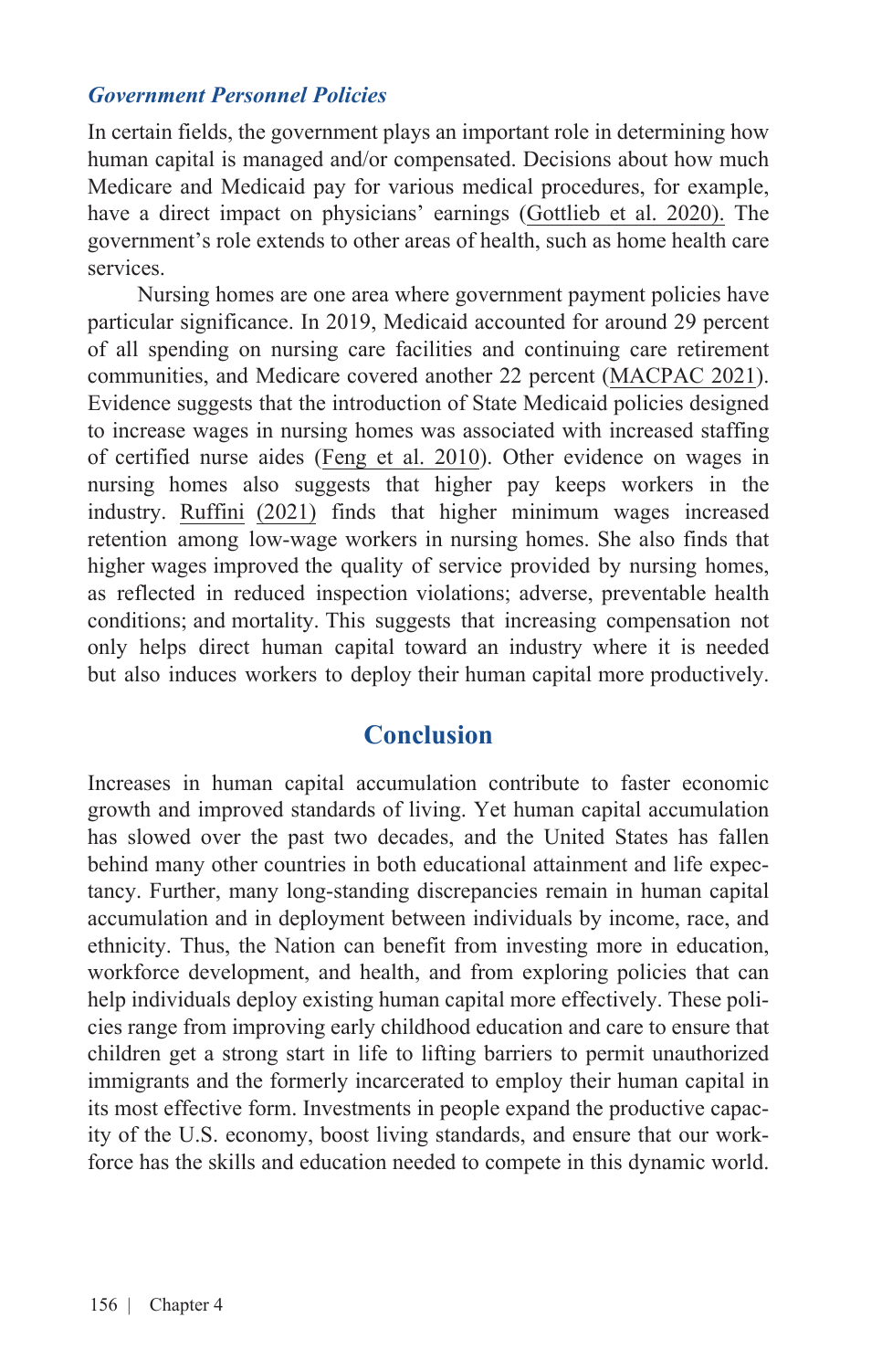### *Government Personnel Policies*

In certain fields, the government plays an important role in determining how human capital is managed and/or compensated. Decisions about how much Medicare and Medicaid pay for various medical procedures, for example, have a direct impact on physicians' earnings (Gottlieb et al. 2020). The government's role extends to other areas of health, such as home health care services.

Nursing homes are one area where government payment policies have particular significance. In 2019, Medicaid accounted for around 29 percent of all spending on nursing care facilities and continuing care retirement communities, and Medicare covered another 22 percent (MACPAC 2021). Evidence suggests that the introduction of State Medicaid policies designed to increase wages in nursing homes was associated with increased staffing of certified nurse aides (Feng et al. 2010). Other evidence on wages in nursing homes also suggests that higher pay keeps workers in the industry. Ruffini (2021) finds that higher minimum wages increased retention among low-wage workers in nursing homes. She also finds that higher wages improved the quality of service provided by nursing homes, as reflected in reduced inspection violations; adverse, preventable health conditions; and mortality. This suggests that increasing compensation not only helps direct human capital toward an industry where it is needed but also induces workers to deploy their human capital more productively.

## Conclusion

Increases in human capital accumulation contribute to faster economic growth and improved standards of living. Yet human capital accumulation has slowed over the past two decades, and the United States has fallen behind many other countries in both educational attainment and life expectancy. Further, many long-standing discrepancies remain in human capital accumulation and in deployment between individuals by income, race, and ethnicity. Thus, the Nation can benefit from investing more in education, workforce development, and health, and from exploring policies that can help individuals deploy existing human capital more effectively. These policies range from improving early childhood education and care to ensure that children get a strong start in life to lifting barriers to permit unauthorized immigrants and the formerly incarcerated to employ their human capital in its most effective form. Investments in people expand the productive capacity of the U.S. economy, boost living standards, and ensure that our workforce has the skills and education needed to compete in this dynamic world.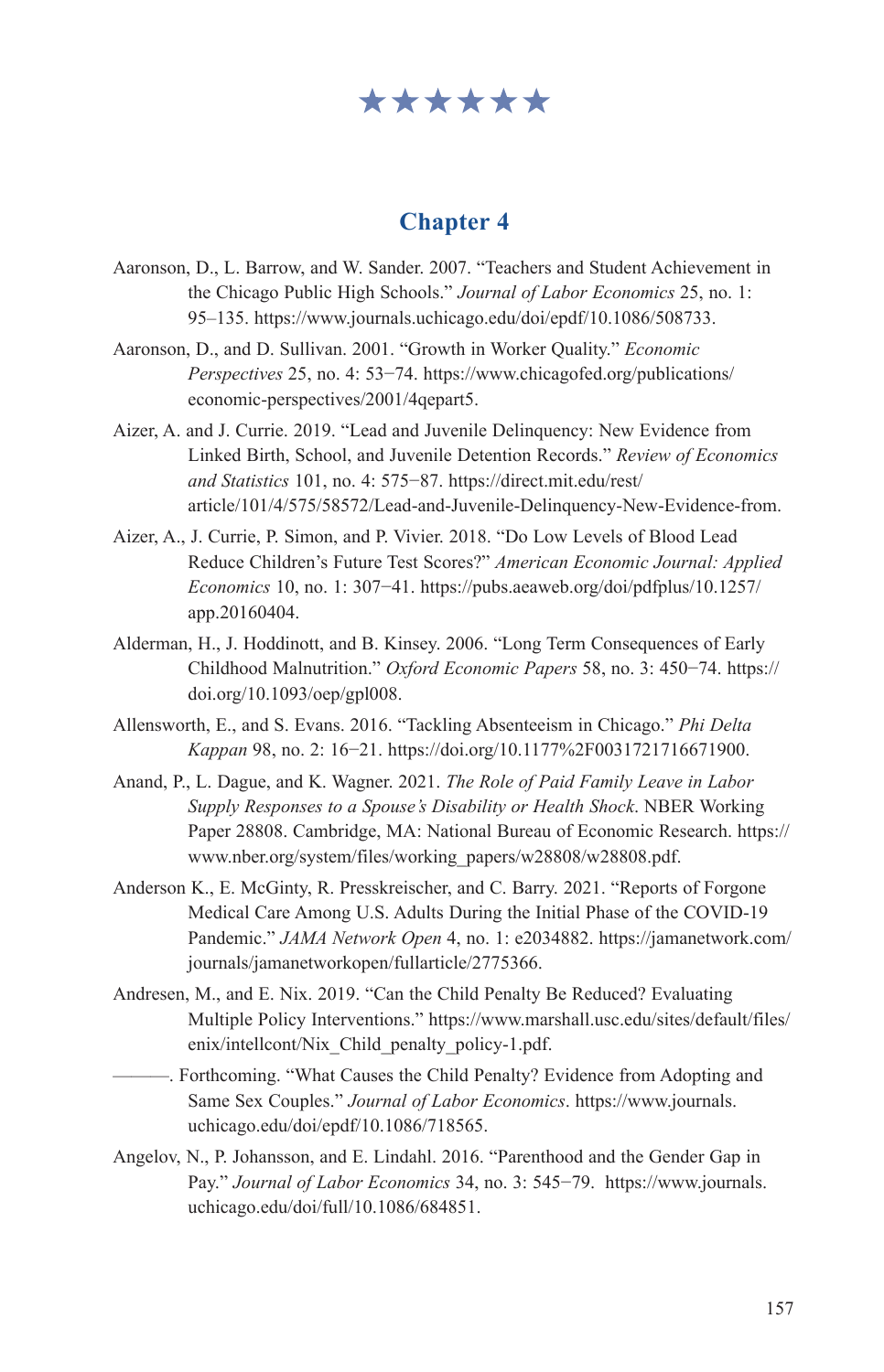★★★★★★

## Chapter 4

Aaronson, D., L. Barrow, and W. Sander. 2007. "Teachers and Student Achievement in the Chicago Public High Schools." *Journal of Labor Economics* 25, no. 1: 95–135. https://www.journals.uchicago.edu/doi/epdf/10.1086/508733.

Aaronson, D., and D. Sullivan. 2001. "Growth in Worker Quality." *Economic Perspectives* 25, no. 4: 53−74. https://www.chicagofed.org/publications/economic-perspectives/2001/4qepart5.

Aizer, A. and J. Currie. 2019. "Lead and Juvenile Delinquency: New Evidence from Linked Birth, School, and Juvenile Detention Records." *Review of Economics and Statistics* 101, no. 4: 575−87. https://direct.mit.edu/rest/article/101/4/575/58572/Lead-and-Juvenile-Delinquency-New-Evidence-from.

Aizer, A., J. Currie, P. Simon, and P. Vivier. 2018. "Do Low Levels of Blood Lead Reduce Children's Future Test Scores?" *American Economic Journal: Applied Economics* 10, no. 1: 307−41. https://pubs.aeaweb.org/doi/pdfplus/10.1257/app.20160404.

Alderman, H., J. Hoddinott, and B. Kinsey. 2006. "Long Term Consequences of Early Childhood Malnutrition." *Oxford Economic Papers* 58, no. 3: 450−74. https://doi.org/10.1093/oep/gpl008.

Allensworth, E., and S. Evans. 2016. "Tackling Absenteeism in Chicago." *Phi Delta Kappan* 98, no. 2: 16−21. https://doi.org/10.1177%2F0031721716671900.

Anand, P., L. Dague, and K. Wagner. 2021. *The Role of Paid Family Leave in Labor Supply Responses to a Spouse's Disability or Health Shock*. NBER Working Paper 28808. Cambridge, MA: National Bureau of Economic Research. https://www.nber.org/system/files/working_papers/w28808/w28808.pdf.

Anderson K., E. McGinty, R. Presskreischer, and C. Barry. 2021. "Reports of Forgone Medical Care Among U.S. Adults During the Initial Phase of the COVID-19 Pandemic." *JAMA Network Open* 4, no. 1: e2034882. https://jamanetwork.com/journals/jamanetworkopen/fullarticle/2775366.

Andresen, M., and E. Nix. 2019. "Can the Child Penalty Be Reduced? Evaluating Multiple Policy Interventions." https://www.marshall.usc.edu/sites/default/files/enix/intellcont/Nix_Child_penalty_policy-1.pdf.

———. Forthcoming. "What Causes the Child Penalty? Evidence from Adopting and Same Sex Couples." *Journal of Labor Economics*. https://www.journals.uchicago.edu/doi/epdf/10.1086/718565.

Angelov, N., P. Johansson, and E. Lindahl. 2016. "Parenthood and the Gender Gap in Pay." *Journal of Labor Economics* 34, no. 3: 545−79. https://www.journals.uchicago.edu/doi/full/10.1086/684851.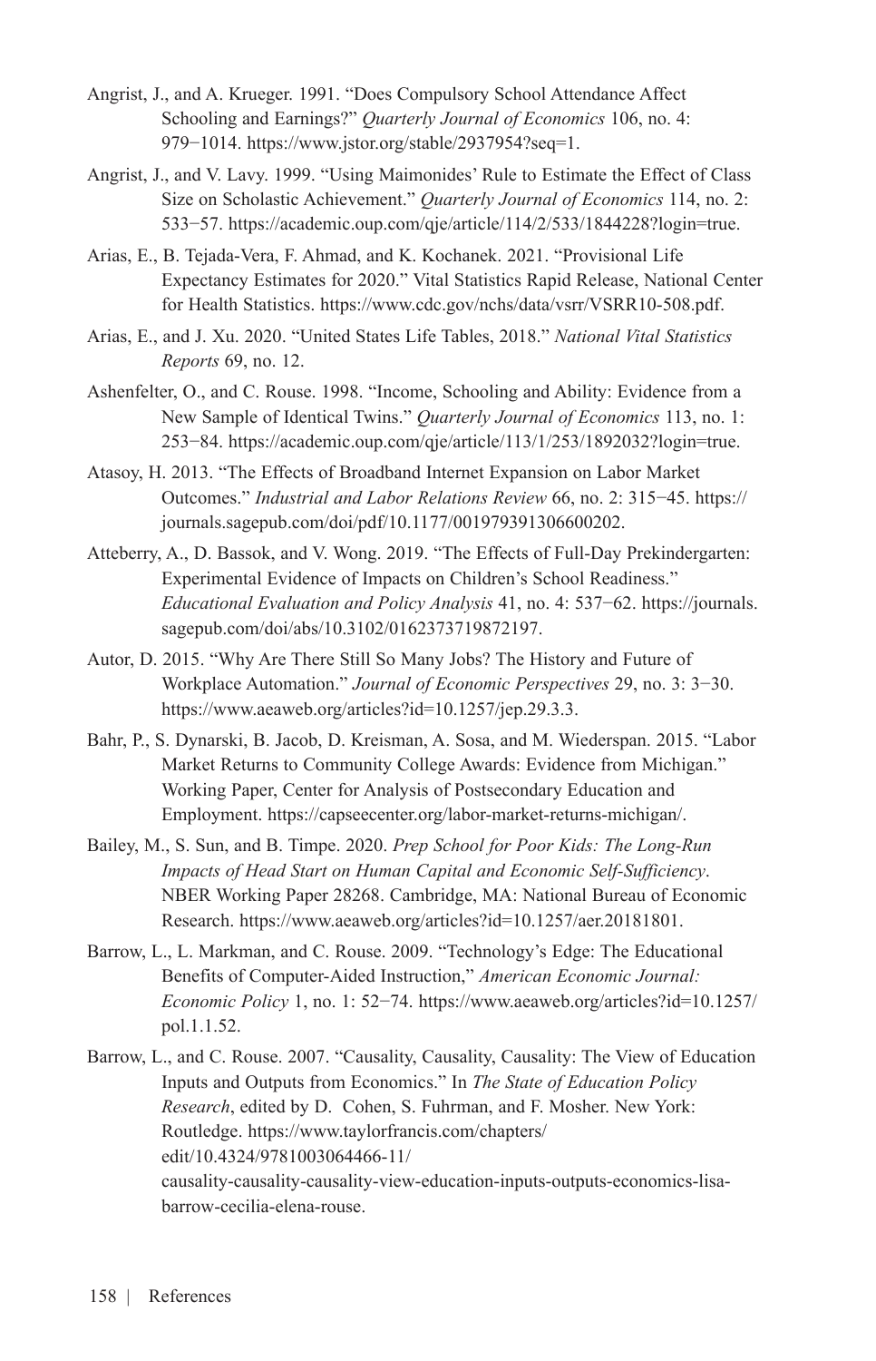Angrist, J., and A. Krueger. 1991. "Does Compulsory School Attendance Affect Schooling and Earnings?" *Quarterly Journal of Economics* 106, no. 4: 979−1014. https://www.jstor.org/stable/2937954?seq=1.

Angrist, J., and V. Lavy. 1999. "Using Maimonides' Rule to Estimate the Effect of Class Size on Scholastic Achievement." *Quarterly Journal of Economics* 114, no. 2: 533−57. https://academic.oup.com/qje/article/114/2/533/1844228?login=true.

Arias, E., B. Tejada-Vera, F. Ahmad, and K. Kochanek. 2021. "Provisional Life Expectancy Estimates for 2020." Vital Statistics Rapid Release, National Center for Health Statistics. https://www.cdc.gov/nchs/data/vsrr/VSRR10-508.pdf.

Arias, E., and J. Xu. 2020. "United States Life Tables, 2018." *National Vital Statistics Reports* 69, no. 12.

Ashenfelter, O., and C. Rouse. 1998. "Income, Schooling and Ability: Evidence from a New Sample of Identical Twins." *Quarterly Journal of Economics* 113, no. 1: 253−84. https://academic.oup.com/qje/article/113/1/253/1892032?login=true.

Atasoy, H. 2013. "The Effects of Broadband Internet Expansion on Labor Market Outcomes." *Industrial and Labor Relations Review* 66, no. 2: 315−45. https://journals.sagepub.com/doi/pdf/10.1177/001979391306600202.

Atteberry, A., D. Bassok, and V. Wong. 2019. "The Effects of Full-Day Prekindergarten: Experimental Evidence of Impacts on Children's School Readiness." *Educational Evaluation and Policy Analysis* 41, no. 4: 537−62. https://journals.sagepub.com/doi/abs/10.3102/0162373719872197.

Autor, D. 2015. "Why Are There Still So Many Jobs? The History and Future of Workplace Automation." *Journal of Economic Perspectives* 29, no. 3: 3−30. https://www.aeaweb.org/articles?id=10.1257/jep.29.3.3.

Bahr, P., S. Dynarski, B. Jacob, D. Kreisman, A. Sosa, and M. Wiederspan. 2015. "Labor Market Returns to Community College Awards: Evidence from Michigan." Working Paper, Center for Analysis of Postsecondary Education and Employment. https://capseecenter.org/labor-market-returns-michigan/.

Bailey, M., S. Sun, and B. Timpe. 2020. *Prep School for Poor Kids: The Long-Run Impacts of Head Start on Human Capital and Economic Self-Sufficiency*. NBER Working Paper 28268. Cambridge, MA: National Bureau of Economic Research. https://www.aeaweb.org/articles?id=10.1257/aer.20181801.

Barrow, L., L. Markman, and C. Rouse. 2009. "Technology's Edge: The Educational Benefits of Computer-Aided Instruction," *American Economic Journal: Economic Policy* 1, no. 1: 52−74. https://www.aeaweb.org/articles?id=10.1257/pol.1.1.52.

Barrow, L., and C. Rouse. 2007. "Causality, Causality, Causality: The View of Education Inputs and Outputs from Economics." In *The State of Education Policy Research*, edited by D. Cohen, S. Fuhrman, and F. Mosher. New York: Routledge. https://www.taylorfrancis.com/chapters/edit/10.4324/9781003064466-11/causality-causality-causality-view-education-inputs-outputs-economics-lisa-barrow-cecilia-elena-rouse.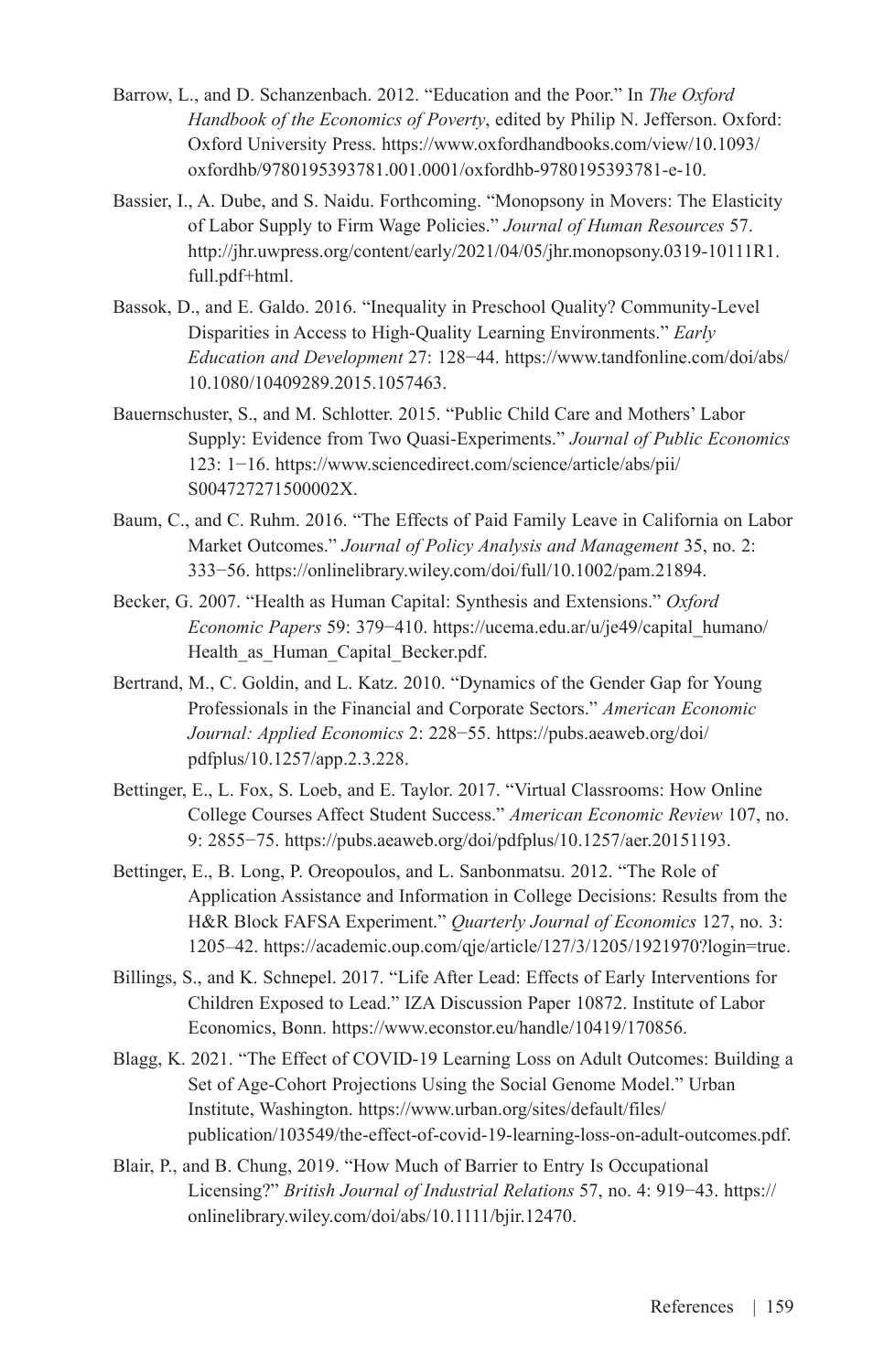Barrow, L., and D. Schanzenbach. 2012. "Education and the Poor." In *The Oxford Handbook of the Economics of Poverty*, edited by Philip N. Jefferson. Oxford: Oxford University Press. https://www.oxfordhandbooks.com/view/10.1093/oxfordhb/9780195393781.001.0001/oxfordhb-9780195393781-e-10.

Bassier, I., A. Dube, and S. Naidu. Forthcoming. "Monopsony in Movers: The Elasticity of Labor Supply to Firm Wage Policies." *Journal of Human Resources* 57. http://jhr.uwpress.org/content/early/2021/04/05/jhr.monopsony.0319-10111R1.full.pdf+html.

Bassok, D., and E. Galdo. 2016. "Inequality in Preschool Quality? Community-Level Disparities in Access to High-Quality Learning Environments." *Early Education and Development* 27: 128−44. https://www.tandfonline.com/doi/abs/10.1080/10409289.2015.1057463.

Bauernschuster, S., and M. Schlotter. 2015. "Public Child Care and Mothers' Labor Supply: Evidence from Two Quasi-Experiments." *Journal of Public Economics* 123: 1−16. https://www.sciencedirect.com/science/article/abs/pii/S004727271500002X.

Baum, C., and C. Ruhm. 2016. "The Effects of Paid Family Leave in California on Labor Market Outcomes." *Journal of Policy Analysis and Management* 35, no. 2: 333−56. https://onlinelibrary.wiley.com/doi/full/10.1002/pam.21894.

Becker, G. 2007. "Health as Human Capital: Synthesis and Extensions." *Oxford Economic Papers* 59: 379−410. https://ucema.edu.ar/u/je49/capital_humano/Health_as_Human_Capital_Becker.pdf.

Bertrand, M., C. Goldin, and L. Katz. 2010. "Dynamics of the Gender Gap for Young Professionals in the Financial and Corporate Sectors." *American Economic Journal: Applied Economics* 2: 228−55. https://pubs.aeaweb.org/doi/pdfplus/10.1257/app.2.3.228.

Bettinger, E., L. Fox, S. Loeb, and E. Taylor. 2017. "Virtual Classrooms: How Online College Courses Affect Student Success." *American Economic Review* 107, no. 9: 2855−75. https://pubs.aeaweb.org/doi/pdfplus/10.1257/aer.20151193.

Bettinger, E., B. Long, P. Oreopoulos, and L. Sanbonmatsu. 2012. "The Role of Application Assistance and Information in College Decisions: Results from the H&R Block FAFSA Experiment." *Quarterly Journal of Economics* 127, no. 3: 1205–42. https://academic.oup.com/qje/article/127/3/1205/1921970?login=true.

Billings, S., and K. Schnepel. 2017. "Life After Lead: Effects of Early Interventions for Children Exposed to Lead." IZA Discussion Paper 10872. Institute of Labor Economics, Bonn. https://www.econstor.eu/handle/10419/170856.

Blagg, K. 2021. "The Effect of COVID-19 Learning Loss on Adult Outcomes: Building a Set of Age-Cohort Projections Using the Social Genome Model." Urban Institute, Washington. https://www.urban.org/sites/default/files/publication/103549/the-effect-of-covid-19-learning-loss-on-adult-outcomes.pdf.

Blair, P., and B. Chung, 2019. "How Much of Barrier to Entry Is Occupational Licensing?" *British Journal of Industrial Relations* 57, no. 4: 919−43. https://onlinelibrary.wiley.com/doi/abs/10.1111/bjir.12470.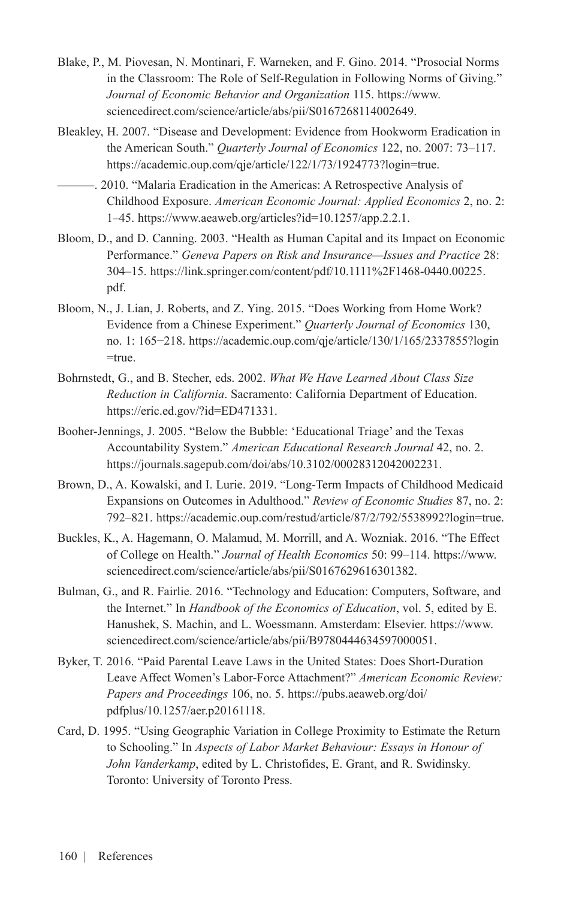Blake, P., M. Piovesan, N. Montinari, F. Warneken, and F. Gino. 2014. "Prosocial Norms in the Classroom: The Role of Self-Regulation in Following Norms of Giving." *Journal of Economic Behavior and Organization* 115. https://www.sciencedirect.com/science/article/abs/pii/S0167268114002649.

Bleakley, H. 2007. "Disease and Development: Evidence from Hookworm Eradication in the American South." *Quarterly Journal of Economics* 122, no. 2007: 73–117. https://academic.oup.com/qje/article/122/1/73/1924773?login=true.

———. 2010. "Malaria Eradication in the Americas: A Retrospective Analysis of Childhood Exposure. *American Economic Journal: Applied Economics* 2, no. 2: 1–45. https://www.aeaweb.org/articles?id=10.1257/app.2.2.1.

Bloom, D., and D. Canning. 2003. "Health as Human Capital and its Impact on Economic Performance." *Geneva Papers on Risk and Insurance—Issues and Practice* 28: 304–15. https://link.springer.com/content/pdf/10.1111%2F1468-0440.00225.pdf.

Bloom, N., J. Lian, J. Roberts, and Z. Ying. 2015. "Does Working from Home Work? Evidence from a Chinese Experiment." *Quarterly Journal of Economics* 130, no. 1: 165−218. https://academic.oup.com/qje/article/130/1/165/2337855?login=true.

Bohrnstedt, G., and B. Stecher, eds. 2002. *What We Have Learned About Class Size Reduction in California*. Sacramento: California Department of Education. https://eric.ed.gov/?id=ED471331.

Booher-Jennings, J. 2005. "Below the Bubble: 'Educational Triage' and the Texas Accountability System." *American Educational Research Journal* 42, no. 2. https://journals.sagepub.com/doi/abs/10.3102/00028312042002231.

Brown, D., A. Kowalski, and I. Lurie. 2019. "Long-Term Impacts of Childhood Medicaid Expansions on Outcomes in Adulthood." *Review of Economic Studies* 87, no. 2: 792–821. https://academic.oup.com/restud/article/87/2/792/5538992?login=true.

Buckles, K., A. Hagemann, O. Malamud, M. Morrill, and A. Wozniak. 2016. "The Effect of College on Health." *Journal of Health Economics* 50: 99–114. https://www.sciencedirect.com/science/article/abs/pii/S0167629616301382.

Bulman, G., and R. Fairlie. 2016. "Technology and Education: Computers, Software, and the Internet." In *Handbook of the Economics of Education*, vol. 5, edited by E. Hanushek, S. Machin, and L. Woessmann. Amsterdam: Elsevier. https://www.sciencedirect.com/science/article/abs/pii/B9780444634597000051.

Byker, T. 2016. "Paid Parental Leave Laws in the United States: Does Short-Duration Leave Affect Women's Labor-Force Attachment?" *American Economic Review: Papers and Proceedings* 106, no. 5. https://pubs.aeaweb.org/doi/pdfplus/10.1257/aer.p20161118.

Card, D. 1995. "Using Geographic Variation in College Proximity to Estimate the Return to Schooling." In *Aspects of Labor Market Behaviour: Essays in Honour of John Vanderkamp*, edited by L. Christofides, E. Grant, and R. Swidinsky. Toronto: University of Toronto Press.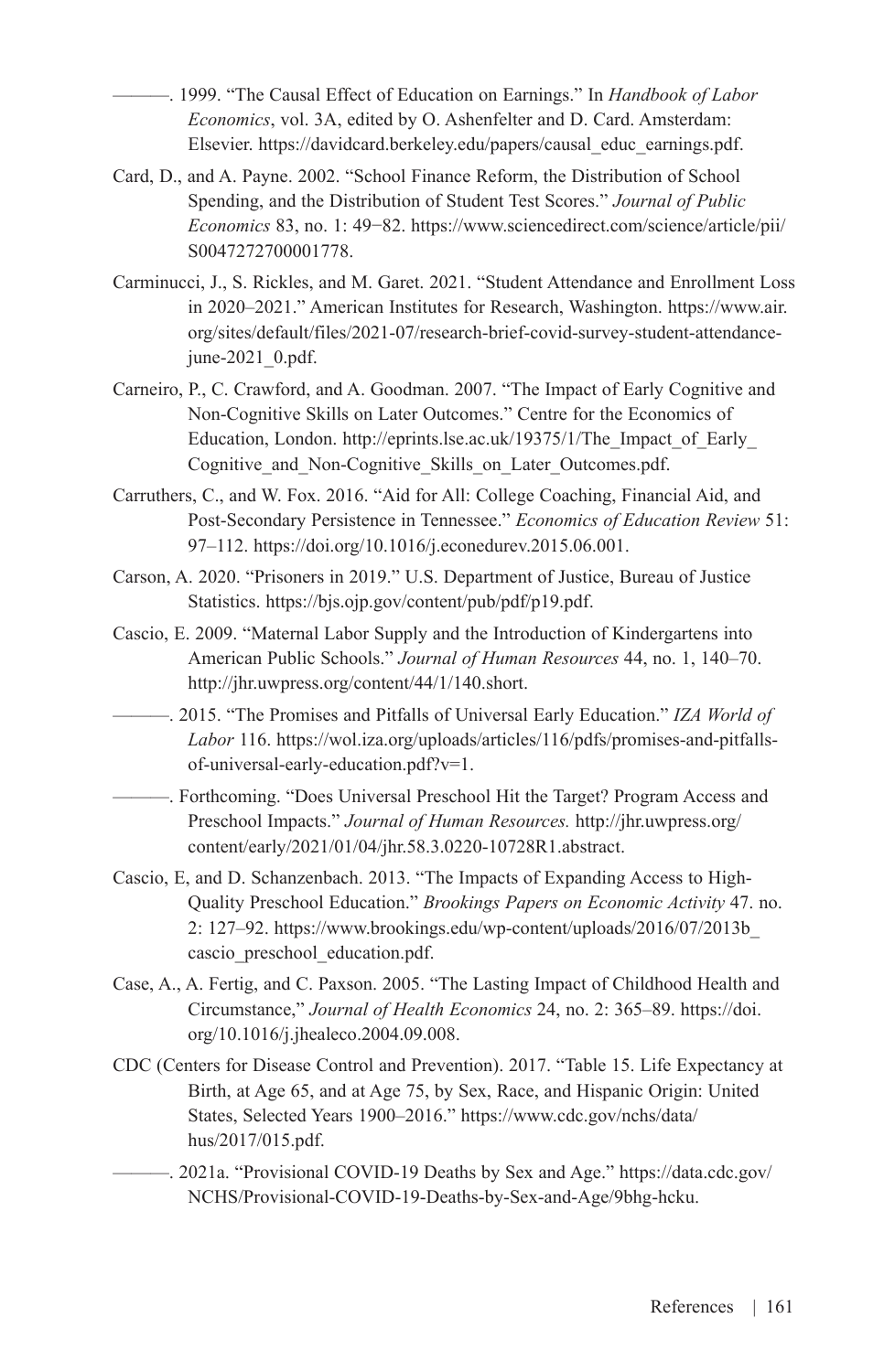———. 1999. “The Causal Effect of Education on Earnings.” In *Handbook of Labor Economics*, vol. 3A, edited by O. Ashenfelter and D. Card. Amsterdam: Elsevier. https://davidcard.berkeley.edu/papers/causal_educ_earnings.pdf.

Card, D., and A. Payne. 2002. “School Finance Reform, the Distribution of School Spending, and the Distribution of Student Test Scores.” *Journal of Public Economics* 83, no. 1: 49−82. https://www.sciencedirect.com/science/article/pii/S0047272700001778.

Carminucci, J., S. Rickles, and M. Garet. 2021. “Student Attendance and Enrollment Loss in 2020–2021.” American Institutes for Research, Washington. https://www.air.org/sites/default/files/2021-07/research-brief-covid-survey-student-attendance-june-2021_0.pdf.

Carneiro, P., C. Crawford, and A. Goodman. 2007. “The Impact of Early Cognitive and Non-Cognitive Skills on Later Outcomes.” Centre for the Economics of Education, London. http://eprints.lse.ac.uk/19375/1/The_Impact_of_Early_Cognitive_and_Non-Cognitive_Skills_on_Later_Outcomes.pdf.

Carruthers, C., and W. Fox. 2016. “Aid for All: College Coaching, Financial Aid, and Post-Secondary Persistence in Tennessee.” *Economics of Education Review* 51: 97–112. https://doi.org/10.1016/j.econedurev.2015.06.001.

Carson, A. 2020. “Prisoners in 2019.” U.S. Department of Justice, Bureau of Justice Statistics. https://bjs.ojp.gov/content/pub/pdf/p19.pdf.

Cascio, E. 2009. “Maternal Labor Supply and the Introduction of Kindergartens into American Public Schools.” *Journal of Human Resources* 44, no. 1, 140–70. http://jhr.uwpress.org/content/44/1/140.short.

———. 2015. “The Promises and Pitfalls of Universal Early Education.” *IZA World of Labor* 116. https://wol.iza.org/uploads/articles/116/pdfs/promises-and-pitfalls-of-universal-early-education.pdf?v=1.

———. Forthcoming. “Does Universal Preschool Hit the Target? Program Access and Preschool Impacts.” *Journal of Human Resources.* http://jhr.uwpress.org/content/early/2021/01/04/jhr.58.3.0220-10728R1.abstract.

Cascio, E, and D. Schanzenbach. 2013. “The Impacts of Expanding Access to High-Quality Preschool Education.” *Brookings Papers on Economic Activity* 47. no. 2: 127–92. https://www.brookings.edu/wp-content/uploads/2016/07/2013b_cascio_preschool_education.pdf.

Case, A., A. Fertig, and C. Paxson. 2005. “The Lasting Impact of Childhood Health and Circumstance,” *Journal of Health Economics* 24, no. 2: 365–89. https://doi.org/10.1016/j.jhealeco.2004.09.008.

CDC (Centers for Disease Control and Prevention). 2017. “Table 15. Life Expectancy at Birth, at Age 65, and at Age 75, by Sex, Race, and Hispanic Origin: United States, Selected Years 1900–2016.” https://www.cdc.gov/nchs/data/hus/2017/015.pdf.

———. 2021a. “Provisional COVID-19 Deaths by Sex and Age.” https://data.cdc.gov/NCHS/Provisional-COVID-19-Deaths-by-Sex-and-Age/9bhg-hcku.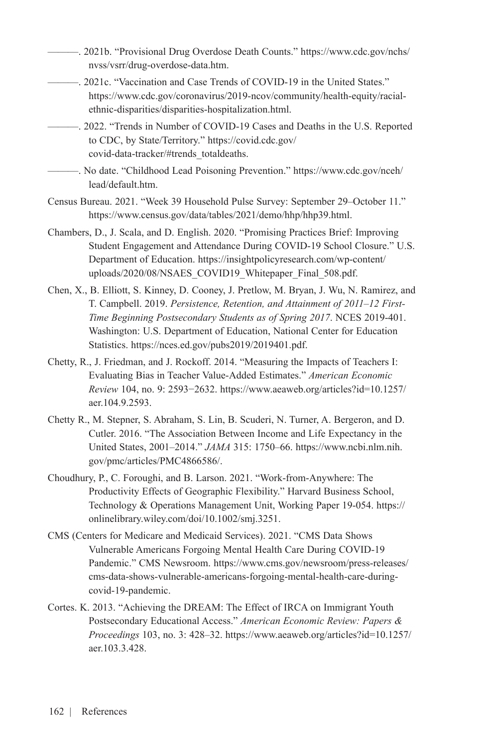———. 2021b. "Provisional Drug Overdose Death Counts." https://www.cdc.gov/nchs/nvss/vsrr/drug-overdose-data.htm.

———. 2021c. "Vaccination and Case Trends of COVID-19 in the United States." https://www.cdc.gov/coronavirus/2019-ncov/community/health-equity/racial-ethnic-disparities/disparities-hospitalization.html.

———. 2022. "Trends in Number of COVID-19 Cases and Deaths in the U.S. Reported to CDC, by State/Territory." https://covid.cdc.gov/covid-data-tracker/#trends_totaldeaths.

———. No date. "Childhood Lead Poisoning Prevention." https://www.cdc.gov/nceh/lead/default.htm.

Census Bureau. 2021. "Week 39 Household Pulse Survey: September 29–October 11." https://www.census.gov/data/tables/2021/demo/hhp/hhp39.html.

Chambers, D., J. Scala, and D. English. 2020. "Promising Practices Brief: Improving Student Engagement and Attendance During COVID-19 School Closure." U.S. Department of Education. https://insightpolicyresearch.com/wp-content/uploads/2020/08/NSAES_COVID19_Whitepaper_Final_508.pdf.

Chen, X., B. Elliott, S. Kinney, D. Cooney, J. Pretlow, M. Bryan, J. Wu, N. Ramirez, and T. Campbell. 2019. *Persistence, Retention, and Attainment of 2011–12 First-Time Beginning Postsecondary Students as of Spring 2017*. NCES 2019-401. Washington: U.S. Department of Education, National Center for Education Statistics. https://nces.ed.gov/pubs2019/2019401.pdf.

Chetty, R., J. Friedman, and J. Rockoff. 2014. "Measuring the Impacts of Teachers I: Evaluating Bias in Teacher Value-Added Estimates." *American Economic Review* 104, no. 9: 2593−2632. https://www.aeaweb.org/articles?id=10.1257/aer.104.9.2593.

Chetty R., M. Stepner, S. Abraham, S. Lin, B. Scuderi, N. Turner, A. Bergeron, and D. Cutler. 2016. "The Association Between Income and Life Expectancy in the United States, 2001–2014." *JAMA* 315: 1750–66. https://www.ncbi.nlm.nih.gov/pmc/articles/PMC4866586/.

Choudhury, P., C. Foroughi, and B. Larson. 2021. "Work-from-Anywhere: The Productivity Effects of Geographic Flexibility." Harvard Business School, Technology & Operations Management Unit, Working Paper 19-054. https://onlinelibrary.wiley.com/doi/10.1002/smj.3251.

CMS (Centers for Medicare and Medicaid Services). 2021. "CMS Data Shows Vulnerable Americans Forgoing Mental Health Care During COVID-19 Pandemic." CMS Newsroom. https://www.cms.gov/newsroom/press-releases/cms-data-shows-vulnerable-americans-forgoing-mental-health-care-during-covid-19-pandemic.

Cortes. K. 2013. "Achieving the DREAM: The Effect of IRCA on Immigrant Youth Postsecondary Educational Access." *American Economic Review: Papers & Proceedings* 103, no. 3: 428–32. https://www.aeaweb.org/articles?id=10.1257/aer.103.3.428.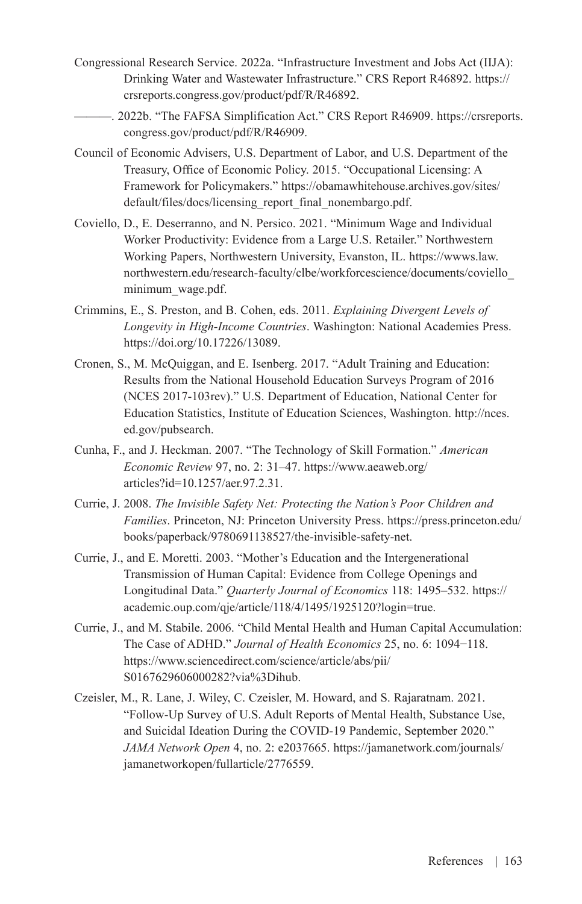Congressional Research Service. 2022a. “Infrastructure Investment and Jobs Act (IIJA): Drinking Water and Wastewater Infrastructure.” CRS Report R46892. https://crsreports.congress.gov/product/pdf/R/R46892.

———. 2022b. “The FAFSA Simplification Act.” CRS Report R46909. https://crsreports.congress.gov/product/pdf/R/R46909.

Council of Economic Advisers, U.S. Department of Labor, and U.S. Department of the Treasury, Office of Economic Policy. 2015. “Occupational Licensing: A Framework for Policymakers.” https://obamawhitehouse.archives.gov/sites/default/files/docs/licensing_report_final_nonembargo.pdf.

Coviello, D., E. Deserranno, and N. Persico. 2021. “Minimum Wage and Individual Worker Productivity: Evidence from a Large U.S. Retailer.” Northwestern Working Papers, Northwestern University, Evanston, IL. https://wwws.law.northwestern.edu/research-faculty/clbe/workforcescience/documents/coviello_minimum_wage.pdf.

Crimmins, E., S. Preston, and B. Cohen, eds. 2011. *Explaining Divergent Levels of Longevity in High-Income Countries*. Washington: National Academies Press. https://doi.org/10.17226/13089.

Cronen, S., M. McQuiggan, and E. Isenberg. 2017. “Adult Training and Education: Results from the National Household Education Surveys Program of 2016 (NCES 2017-103rev).” U.S. Department of Education, National Center for Education Statistics, Institute of Education Sciences, Washington. http://nces.ed.gov/pubsearch.

Cunha, F., and J. Heckman. 2007. “The Technology of Skill Formation.” *American Economic Review* 97, no. 2: 31–47. https://www.aeaweb.org/articles?id=10.1257/aer.97.2.31.

Currie, J. 2008. *The Invisible Safety Net: Protecting the Nation’s Poor Children and Families*. Princeton, NJ: Princeton University Press. https://press.princeton.edu/books/paperback/9780691138527/the-invisible-safety-net.

Currie, J., and E. Moretti. 2003. “Mother’s Education and the Intergenerational Transmission of Human Capital: Evidence from College Openings and Longitudinal Data.” *Quarterly Journal of Economics* 118: 1495–532. https://academic.oup.com/qje/article/118/4/1495/1925120?login=true.

Currie, J., and M. Stabile. 2006. “Child Mental Health and Human Capital Accumulation: The Case of ADHD.” *Journal of Health Economics* 25, no. 6: 1094−118. https://www.sciencedirect.com/science/article/abs/pii/S0167629606000282?via%3Dihub.

Czeisler, M., R. Lane, J. Wiley, C. Czeisler, M. Howard, and S. Rajaratnam. 2021. “Follow-Up Survey of U.S. Adult Reports of Mental Health, Substance Use, and Suicidal Ideation During the COVID-19 Pandemic, September 2020.” *JAMA Network Open* 4, no. 2: e2037665. https://jamanetwork.com/journals/jamanetworkopen/fullarticle/2776559.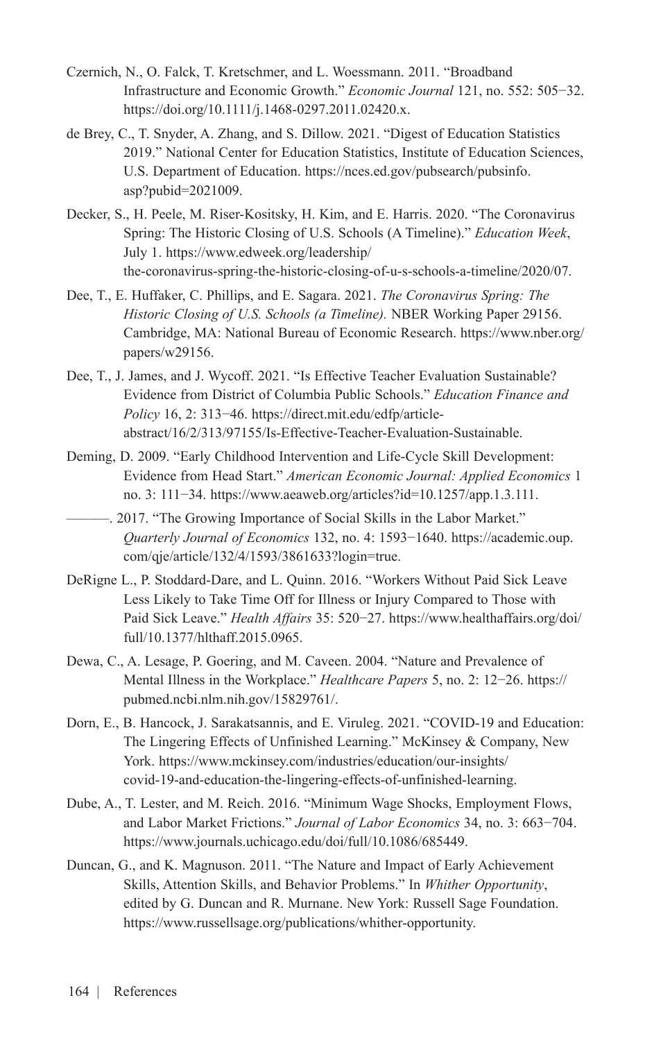Czernich, N., O. Falck, T. Kretschmer, and L. Woessmann. 2011. "Broadband Infrastructure and Economic Growth." *Economic Journal* 121, no. 552: 505−32. https://doi.org/10.1111/j.1468-0297.2011.02420.x.

de Brey, C., T. Snyder, A. Zhang, and S. Dillow. 2021. "Digest of Education Statistics 2019." National Center for Education Statistics, Institute of Education Sciences, U.S. Department of Education. https://nces.ed.gov/pubsearch/pubsinfo.asp?pubid=2021009.

Decker, S., H. Peele, M. Riser-Kositsky, H. Kim, and E. Harris. 2020. "The Coronavirus Spring: The Historic Closing of U.S. Schools (A Timeline)." *Education Week*, July 1. https://www.edweek.org/leadership/the-coronavirus-spring-the-historic-closing-of-u-s-schools-a-timeline/2020/07.

Dee, T., E. Huffaker, C. Phillips, and E. Sagara. 2021. *The Coronavirus Spring: The Historic Closing of U.S. Schools (a Timeline).* NBER Working Paper 29156. Cambridge, MA: National Bureau of Economic Research. https://www.nber.org/papers/w29156.

Dee, T., J. James, and J. Wycoff. 2021. "Is Effective Teacher Evaluation Sustainable? Evidence from District of Columbia Public Schools." *Education Finance and Policy* 16, 2: 313−46. https://direct.mit.edu/edfp/article-abstract/16/2/313/97155/Is-Effective-Teacher-Evaluation-Sustainable.

Deming, D. 2009. "Early Childhood Intervention and Life-Cycle Skill Development: Evidence from Head Start." *American Economic Journal: Applied Economics* 1 no. 3: 111−34. https://www.aeaweb.org/articles?id=10.1257/app.1.3.111.

———. 2017. "The Growing Importance of Social Skills in the Labor Market." *Quarterly Journal of Economics* 132, no. 4: 1593−1640. https://academic.oup.com/qje/article/132/4/1593/3861633?login=true.

DeRigne L., P. Stoddard-Dare, and L. Quinn. 2016. "Workers Without Paid Sick Leave Less Likely to Take Time Off for Illness or Injury Compared to Those with Paid Sick Leave." *Health Affairs* 35: 520−27. https://www.healthaffairs.org/doi/full/10.1377/hlthaff.2015.0965.

Dewa, C., A. Lesage, P. Goering, and M. Caveen. 2004. "Nature and Prevalence of Mental Illness in the Workplace." *Healthcare Papers* 5, no. 2: 12−26. https://pubmed.ncbi.nlm.nih.gov/15829761/.

Dorn, E., B. Hancock, J. Sarakatsannis, and E. Viruleg. 2021. "COVID-19 and Education: The Lingering Effects of Unfinished Learning." McKinsey & Company, New York. https://www.mckinsey.com/industries/education/our-insights/covid-19-and-education-the-lingering-effects-of-unfinished-learning.

Dube, A., T. Lester, and M. Reich. 2016. "Minimum Wage Shocks, Employment Flows, and Labor Market Frictions." *Journal of Labor Economics* 34, no. 3: 663−704. https://www.journals.uchicago.edu/doi/full/10.1086/685449.

Duncan, G., and K. Magnuson. 2011. "The Nature and Impact of Early Achievement Skills, Attention Skills, and Behavior Problems." In *Whither Opportunity*, edited by G. Duncan and R. Murnane. New York: Russell Sage Foundation. https://www.russellsage.org/publications/whither-opportunity.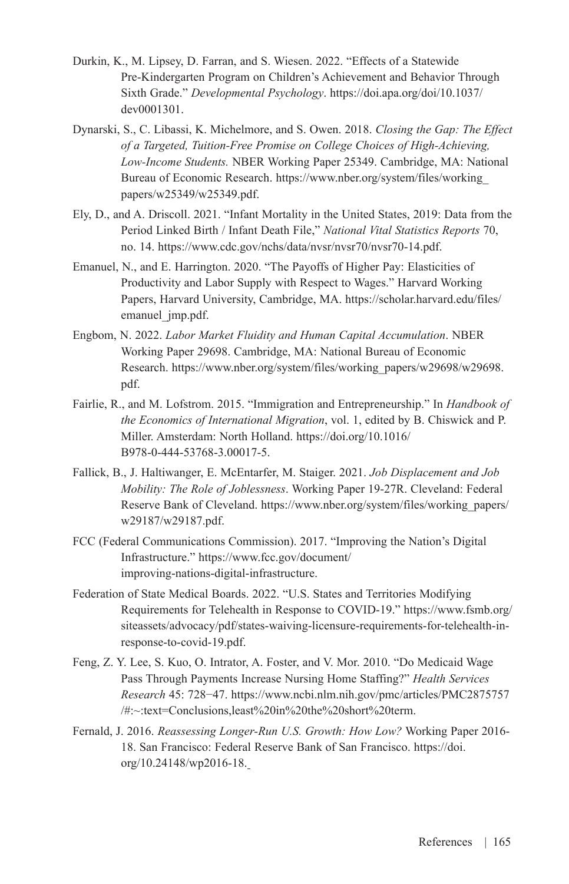Durkin, K., M. Lipsey, D. Farran, and S. Wiesen. 2022. "Effects of a Statewide Pre-Kindergarten Program on Children's Achievement and Behavior Through Sixth Grade." *Developmental Psychology*. https://doi.apa.org/doi/10.1037/dev0001301.

Dynarski, S., C. Libassi, K. Michelmore, and S. Owen. 2018. *Closing the Gap: The Effect of a Targeted, Tuition-Free Promise on College Choices of High-Achieving, Low-Income Students.* NBER Working Paper 25349. Cambridge, MA: National Bureau of Economic Research. https://www.nber.org/system/files/working_papers/w25349/w25349.pdf.

Ely, D., and A. Driscoll. 2021. "Infant Mortality in the United States, 2019: Data from the Period Linked Birth / Infant Death File," *National Vital Statistics Reports* 70, no. 14. https://www.cdc.gov/nchs/data/nvsr/nvsr70/nvsr70-14.pdf.

Emanuel, N., and E. Harrington. 2020. "The Payoffs of Higher Pay: Elasticities of Productivity and Labor Supply with Respect to Wages." Harvard Working Papers, Harvard University, Cambridge, MA. https://scholar.harvard.edu/files/emanuel_jmp.pdf.

Engbom, N. 2022. *Labor Market Fluidity and Human Capital Accumulation*. NBER Working Paper 29698. Cambridge, MA: National Bureau of Economic Research. https://www.nber.org/system/files/working_papers/w29698/w29698.pdf.

Fairlie, R., and M. Lofstrom. 2015. "Immigration and Entrepreneurship." In *Handbook of the Economics of International Migration*, vol. 1, edited by B. Chiswick and P. Miller. Amsterdam: North Holland. https://doi.org/10.1016/B978-0-444-53768-3.00017-5.

Fallick, B., J. Haltiwanger, E. McEntarfer, M. Staiger. 2021. *Job Displacement and Job Mobility: The Role of Joblessness*. Working Paper 19-27R. Cleveland: Federal Reserve Bank of Cleveland. https://www.nber.org/system/files/working_papers/w29187/w29187.pdf.

FCC (Federal Communications Commission). 2017. "Improving the Nation's Digital Infrastructure." https://www.fcc.gov/document/improving-nations-digital-infrastructure.

Federation of State Medical Boards. 2022. "U.S. States and Territories Modifying Requirements for Telehealth in Response to COVID-19." https://www.fsmb.org/siteassets/advocacy/pdf/states-waiving-licensure-requirements-for-telehealth-in-response-to-covid-19.pdf.

Feng, Z. Y. Lee, S. Kuo, O. Intrator, A. Foster, and V. Mor. 2010. "Do Medicaid Wage Pass Through Payments Increase Nursing Home Staffing?" *Health Services Research* 45: 728–47. https://www.ncbi.nlm.nih.gov/pmc/articles/PMC2875757/#:~:text=Conclusions,least%20in%20the%20short%20term.

Fernald, J. 2016. *Reassessing Longer-Run U.S. Growth: How Low?* Working Paper 2016-18. San Francisco: Federal Reserve Bank of San Francisco. https://doi.org/10.24148/wp2016-18.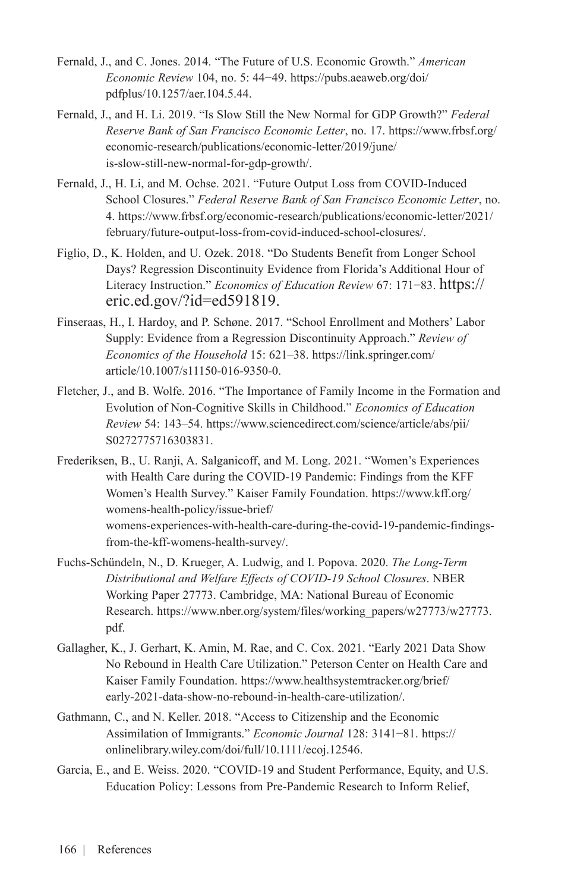Fernald, J., and C. Jones. 2014. "The Future of U.S. Economic Growth." *American Economic Review* 104, no. 5: 44−49. https://pubs.aeaweb.org/doi/pdfplus/10.1257/aer.104.5.44.

Fernald, J., and H. Li. 2019. "Is Slow Still the New Normal for GDP Growth?" *Federal Reserve Bank of San Francisco Economic Letter*, no. 17. https://www.frbsf.org/economic-research/publications/economic-letter/2019/june/is-slow-still-new-normal-for-gdp-growth/.

Fernald, J., H. Li, and M. Ochse. 2021. "Future Output Loss from COVID-Induced School Closures." *Federal Reserve Bank of San Francisco Economic Letter*, no. 4. https://www.frbsf.org/economic-research/publications/economic-letter/2021/february/future-output-loss-from-covid-induced-school-closures/.

Figlio, D., K. Holden, and U. Ozek. 2018. "Do Students Benefit from Longer School Days? Regression Discontinuity Evidence from Florida's Additional Hour of Literacy Instruction." *Economics of Education Review* 67: 171−83. https://eric.ed.gov/?id=ed591819.

Finseraas, H., I. Hardoy, and P. Schøne. 2017. "School Enrollment and Mothers' Labor Supply: Evidence from a Regression Discontinuity Approach." *Review of Economics of the Household* 15: 621–38. https://link.springer.com/article/10.1007/s11150-016-9350-0.

Fletcher, J., and B. Wolfe. 2016. "The Importance of Family Income in the Formation and Evolution of Non-Cognitive Skills in Childhood." *Economics of Education Review* 54: 143–54. https://www.sciencedirect.com/science/article/abs/pii/S0272775716303831.

Frederiksen, B., U. Ranji, A. Salganicoff, and M. Long. 2021. "Women's Experiences with Health Care during the COVID-19 Pandemic: Findings from the KFF Women's Health Survey." Kaiser Family Foundation. https://www.kff.org/womens-health-policy/issue-brief/womens-experiences-with-health-care-during-the-covid-19-pandemic-findings-from-the-kff-womens-health-survey/.

Fuchs-Schündeln, N., D. Krueger, A. Ludwig, and I. Popova. 2020. *The Long-Term Distributional and Welfare Effects of COVID-19 School Closures*. NBER Working Paper 27773. Cambridge, MA: National Bureau of Economic Research. https://www.nber.org/system/files/working_papers/w27773/w27773.pdf.

Gallagher, K., J. Gerhart, K. Amin, M. Rae, and C. Cox. 2021. "Early 2021 Data Show No Rebound in Health Care Utilization." Peterson Center on Health Care and Kaiser Family Foundation. https://www.healthsystemtracker.org/brief/early-2021-data-show-no-rebound-in-health-care-utilization/.

Gathmann, C., and N. Keller. 2018. "Access to Citizenship and the Economic Assimilation of Immigrants." *Economic Journal* 128: 3141−81. https://onlinelibrary.wiley.com/doi/full/10.1111/ecoj.12546.

Garcia, E., and E. Weiss. 2020. "COVID-19 and Student Performance, Equity, and U.S. Education Policy: Lessons from Pre-Pandemic Research to Inform Relief,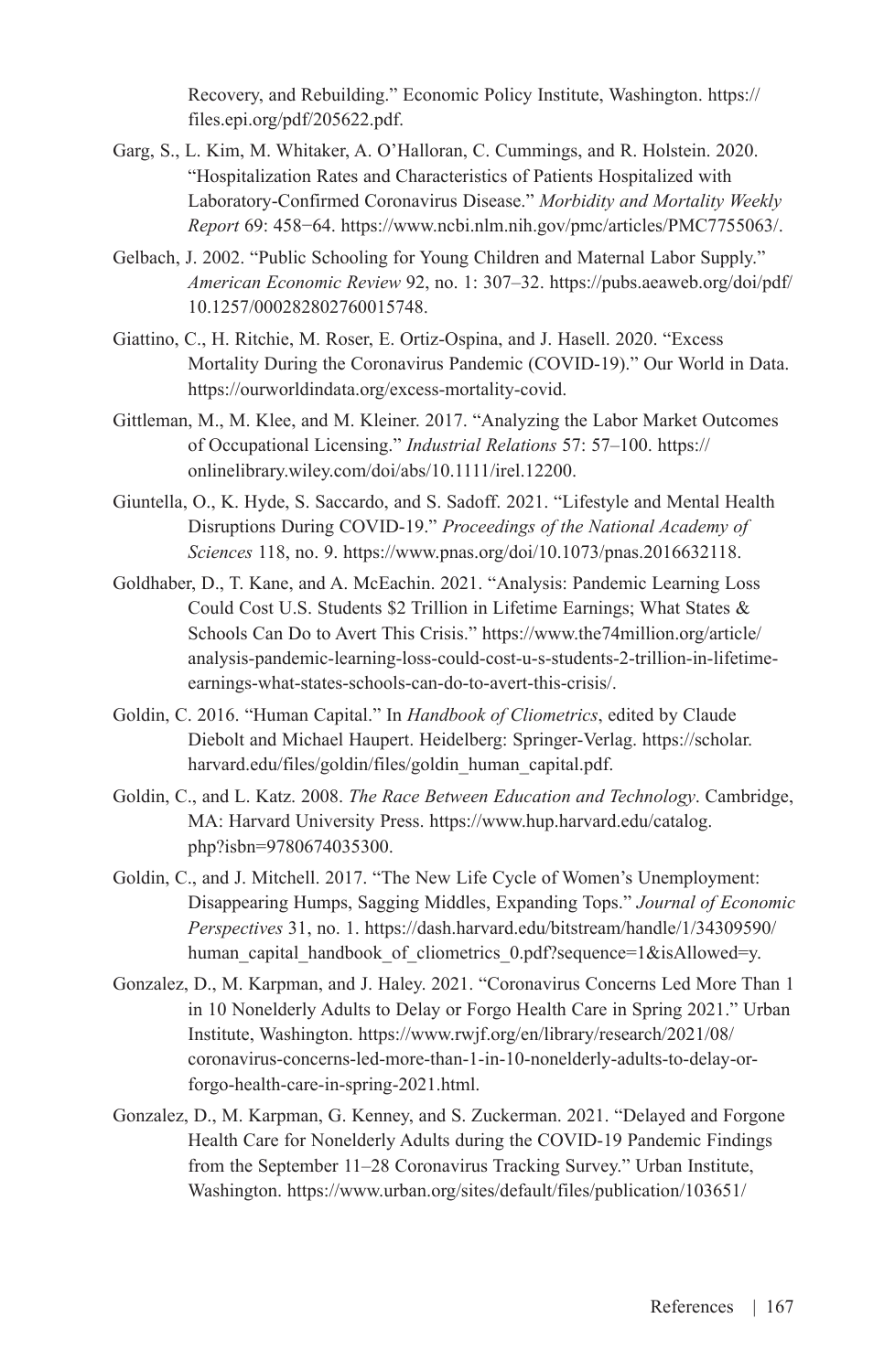Recovery, and Rebuilding." Economic Policy Institute, Washington. https://files.epi.org/pdf/205622.pdf.

Garg, S., L. Kim, M. Whitaker, A. O'Halloran, C. Cummings, and R. Holstein. 2020. "Hospitalization Rates and Characteristics of Patients Hospitalized with Laboratory-Confirmed Coronavirus Disease." *Morbidity and Mortality Weekly Report* 69: 458−64. https://www.ncbi.nlm.nih.gov/pmc/articles/PMC7755063/.

Gelbach, J. 2002. "Public Schooling for Young Children and Maternal Labor Supply." *American Economic Review* 92, no. 1: 307–32. https://pubs.aeaweb.org/doi/pdf/10.1257/000282802760015748.

Giattino, C., H. Ritchie, M. Roser, E. Ortiz-Ospina, and J. Hasell. 2020. "Excess Mortality During the Coronavirus Pandemic (COVID-19)." Our World in Data. https://ourworldindata.org/excess-mortality-covid.

Gittleman, M., M. Klee, and M. Kleiner. 2017. "Analyzing the Labor Market Outcomes of Occupational Licensing." *Industrial Relations* 57: 57–100. https://onlinelibrary.wiley.com/doi/abs/10.1111/irel.12200.

Giuntella, O., K. Hyde, S. Saccardo, and S. Sadoff. 2021. "Lifestyle and Mental Health Disruptions During COVID-19." *Proceedings of the National Academy of Sciences* 118, no. 9. https://www.pnas.org/doi/10.1073/pnas.2016632118.

Goldhaber, D., T. Kane, and A. McEachin. 2021. "Analysis: Pandemic Learning Loss Could Cost U.S. Students $2 Trillion in Lifetime Earnings; What States & Schools Can Do to Avert This Crisis." https://www.the74million.org/article/analysis-pandemic-learning-loss-could-cost-u-s-students-2-trillion-in-lifetime-earnings-what-states-schools-can-do-to-avert-this-crisis/.

Goldin, C. 2016. "Human Capital." In *Handbook of Cliometrics*, edited by Claude Diebolt and Michael Haupert. Heidelberg: Springer-Verlag. https://scholar.harvard.edu/files/goldin/files/goldin_human_capital.pdf.

Goldin, C., and L. Katz. 2008. *The Race Between Education and Technology*. Cambridge, MA: Harvard University Press. https://www.hup.harvard.edu/catalog.php?isbn=9780674035300.

Goldin, C., and J. Mitchell. 2017. "The New Life Cycle of Women's Unemployment: Disappearing Humps, Sagging Middles, Expanding Tops." *Journal of Economic Perspectives* 31, no. 1. https://dash.harvard.edu/bitstream/handle/1/34309590/human_capital_handbook_of_cliometrics_0.pdf?sequence=1&isAllowed=y.

Gonzalez, D., M. Karpman, and J. Haley. 2021. "Coronavirus Concerns Led More Than 1 in 10 Nonelderly Adults to Delay or Forgo Health Care in Spring 2021." Urban Institute, Washington. https://www.rwjf.org/en/library/research/2021/08/coronavirus-concerns-led-more-than-1-in-10-nonelderly-adults-to-delay-or-forgo-health-care-in-spring-2021.html.

Gonzalez, D., M. Karpman, G. Kenney, and S. Zuckerman. 2021. "Delayed and Forgone Health Care for Nonelderly Adults during the COVID-19 Pandemic Findings from the September 11–28 Coronavirus Tracking Survey." Urban Institute, Washington. https://www.urban.org/sites/default/files/publication/103651/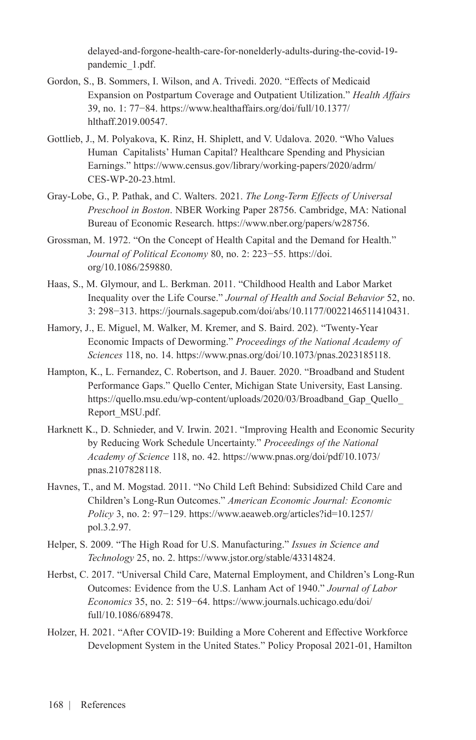delayed-and-forgone-health-care-for-nonelderly-adults-during-the-covid-19-pandemic_1.pdf.

Gordon, S., B. Sommers, I. Wilson, and A. Trivedi. 2020. "Effects of Medicaid Expansion on Postpartum Coverage and Outpatient Utilization." *Health Affairs* 39, no. 1: 77−84. https://www.healthaffairs.org/doi/full/10.1377/hlthaff.2019.00547.

Gottlieb, J., M. Polyakova, K. Rinz, H. Shiplett, and V. Udalova. 2020. "Who Values Human Capitalists' Human Capital? Healthcare Spending and Physician Earnings." https://www.census.gov/library/working-papers/2020/adrm/CES-WP-20-23.html.

Gray-Lobe, G., P. Pathak, and C. Walters. 2021. *The Long-Term Effects of Universal Preschool in Boston*. NBER Working Paper 28756. Cambridge, MA: National Bureau of Economic Research. https://www.nber.org/papers/w28756.

Grossman, M. 1972. "On the Concept of Health Capital and the Demand for Health." *Journal of Political Economy* 80, no. 2: 223−55. https://doi.org/10.1086/259880.

Haas, S., M. Glymour, and L. Berkman. 2011. "Childhood Health and Labor Market Inequality over the Life Course." *Journal of Health and Social Behavior* 52, no. 3: 298−313. https://journals.sagepub.com/doi/abs/10.1177/0022146511410431.

Hamory, J., E. Miguel, M. Walker, M. Kremer, and S. Baird. 202). "Twenty-Year Economic Impacts of Deworming." *Proceedings of the National Academy of Sciences* 118, no. 14. https://www.pnas.org/doi/10.1073/pnas.2023185118.

Hampton, K., L. Fernandez, C. Robertson, and J. Bauer. 2020. "Broadband and Student Performance Gaps." Quello Center, Michigan State University, East Lansing. https://quello.msu.edu/wp-content/uploads/2020/03/Broadband_Gap_Quello_Report_MSU.pdf.

Harknett K., D. Schnieder, and V. Irwin. 2021. "Improving Health and Economic Security by Reducing Work Schedule Uncertainty." *Proceedings of the National Academy of Science* 118, no. 42. https://www.pnas.org/doi/pdf/10.1073/pnas.2107828118.

Havnes, T., and M. Mogstad. 2011. "No Child Left Behind: Subsidized Child Care and Children's Long-Run Outcomes." *American Economic Journal: Economic Policy* 3, no. 2: 97−129. https://www.aeaweb.org/articles?id=10.1257/pol.3.2.97.

Helper, S. 2009. "The High Road for U.S. Manufacturing." *Issues in Science and Technology* 25, no. 2. https://www.jstor.org/stable/43314824.

Herbst, C. 2017. "Universal Child Care, Maternal Employment, and Children's Long-Run Outcomes: Evidence from the U.S. Lanham Act of 1940." *Journal of Labor Economics* 35, no. 2: 519−64. https://www.journals.uchicago.edu/doi/full/10.1086/689478.

Holzer, H. 2021. "After COVID-19: Building a More Coherent and Effective Workforce Development System in the United States." Policy Proposal 2021-01, Hamilton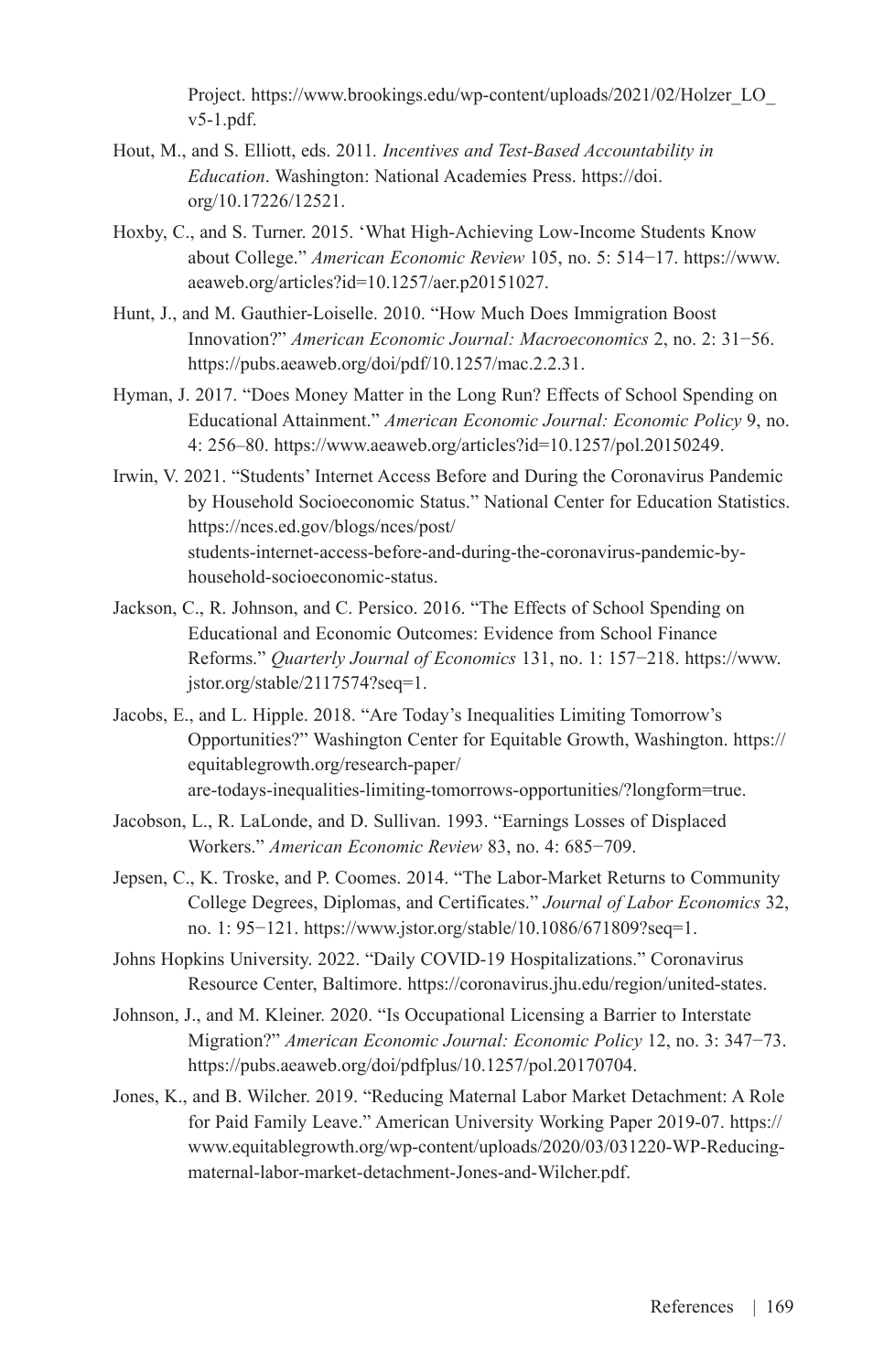Project. https://www.brookings.edu/wp-content/uploads/2021/02/Holzer_LO_v5-1.pdf.

Hout, M., and S. Elliott, eds. 2011. *Incentives and Test-Based Accountability in Education*. Washington: National Academies Press. https://doi.org/10.17226/12521.

Hoxby, C., and S. Turner. 2015. 'What High-Achieving Low-Income Students Know about College." *American Economic Review* 105, no. 5: 514−17. https://www.aeaweb.org/articles?id=10.1257/aer.p20151027.

Hunt, J., and M. Gauthier-Loiselle. 2010. "How Much Does Immigration Boost Innovation?" *American Economic Journal: Macroeconomics* 2, no. 2: 31−56. https://pubs.aeaweb.org/doi/pdf/10.1257/mac.2.2.31.

Hyman, J. 2017. "Does Money Matter in the Long Run? Effects of School Spending on Educational Attainment." *American Economic Journal: Economic Policy* 9, no. 4: 256–80. https://www.aeaweb.org/articles?id=10.1257/pol.20150249.

Irwin, V. 2021. "Students' Internet Access Before and During the Coronavirus Pandemic by Household Socioeconomic Status." National Center for Education Statistics. https://nces.ed.gov/blogs/nces/post/students-internet-access-before-and-during-the-coronavirus-pandemic-by-household-socioeconomic-status.

Jackson, C., R. Johnson, and C. Persico. 2016. "The Effects of School Spending on Educational and Economic Outcomes: Evidence from School Finance Reforms." *Quarterly Journal of Economics* 131, no. 1: 157−218. https://www.jstor.org/stable/2117574?seq=1.

Jacobs, E., and L. Hipple. 2018. "Are Today's Inequalities Limiting Tomorrow's Opportunities?" Washington Center for Equitable Growth, Washington. https://equitablegrowth.org/research-paper/are-todays-inequalities-limiting-tomorrows-opportunities/?longform=true.

Jacobson, L., R. LaLonde, and D. Sullivan. 1993. "Earnings Losses of Displaced Workers." *American Economic Review* 83, no. 4: 685−709.

Jepsen, C., K. Troske, and P. Coomes. 2014. "The Labor-Market Returns to Community College Degrees, Diplomas, and Certificates." *Journal of Labor Economics* 32, no. 1: 95−121. https://www.jstor.org/stable/10.1086/671809?seq=1.

Johns Hopkins University. 2022. "Daily COVID-19 Hospitalizations." Coronavirus Resource Center, Baltimore. https://coronavirus.jhu.edu/region/united-states.

Johnson, J., and M. Kleiner. 2020. "Is Occupational Licensing a Barrier to Interstate Migration?" *American Economic Journal: Economic Policy* 12, no. 3: 347−73. https://pubs.aeaweb.org/doi/pdfplus/10.1257/pol.20170704.

Jones, K., and B. Wilcher. 2019. "Reducing Maternal Labor Market Detachment: A Role for Paid Family Leave." American University Working Paper 2019-07. https://www.equitablegrowth.org/wp-content/uploads/2020/03/031220-WP-Reducing-maternal-labor-market-detachment-Jones-and-Wilcher.pdf.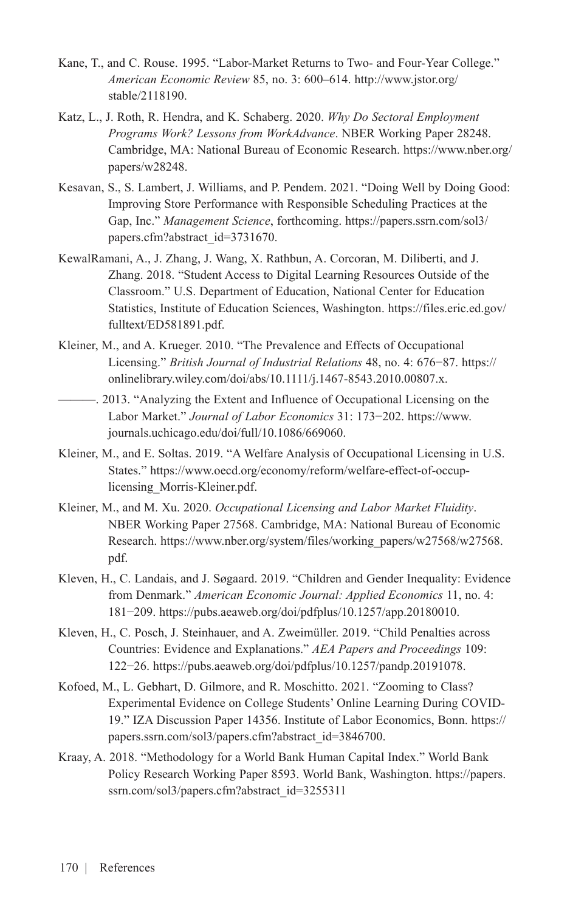Kane, T., and C. Rouse. 1995. “Labor-Market Returns to Two- and Four-Year College.” *American Economic Review* 85, no. 3: 600–614. http://www.jstor.org/stable/2118190.

Katz, L., J. Roth, R. Hendra, and K. Schaberg. 2020. *Why Do Sectoral Employment Programs Work? Lessons from WorkAdvance*. NBER Working Paper 28248. Cambridge, MA: National Bureau of Economic Research. https://www.nber.org/papers/w28248.

Kesavan, S., S. Lambert, J. Williams, and P. Pendem. 2021. “Doing Well by Doing Good: Improving Store Performance with Responsible Scheduling Practices at the Gap, Inc.” *Management Science*, forthcoming. https://papers.ssrn.com/sol3/papers.cfm?abstract_id=3731670.

KewalRamani, A., J. Zhang, J. Wang, X. Rathbun, A. Corcoran, M. Diliberti, and J. Zhang. 2018. “Student Access to Digital Learning Resources Outside of the Classroom.” U.S. Department of Education, National Center for Education Statistics, Institute of Education Sciences, Washington. https://files.eric.ed.gov/fulltext/ED581891.pdf.

Kleiner, M., and A. Krueger. 2010. “The Prevalence and Effects of Occupational Licensing.” *British Journal of Industrial Relations* 48, no. 4: 676−87. https://onlinelibrary.wiley.com/doi/abs/10.1111/j.1467-8543.2010.00807.x.

———. 2013. “Analyzing the Extent and Influence of Occupational Licensing on the Labor Market.” *Journal of Labor Economics* 31: 173−202. https://www.journals.uchicago.edu/doi/full/10.1086/669060.

Kleiner, M., and E. Soltas. 2019. “A Welfare Analysis of Occupational Licensing in U.S. States.” https://www.oecd.org/economy/reform/welfare-effect-of-occup-licensing_Morris-Kleiner.pdf.

Kleiner, M., and M. Xu. 2020. *Occupational Licensing and Labor Market Fluidity*. NBER Working Paper 27568. Cambridge, MA: National Bureau of Economic Research. https://www.nber.org/system/files/working_papers/w27568/w27568.pdf.

Kleven, H., C. Landais, and J. Søgaard. 2019. “Children and Gender Inequality: Evidence from Denmark.” *American Economic Journal: Applied Economics* 11, no. 4: 181−209. https://pubs.aeaweb.org/doi/pdfplus/10.1257/app.20180010.

Kleven, H., C. Posch, J. Steinhauer, and A. Zweimüller. 2019. “Child Penalties across Countries: Evidence and Explanations.” *AEA Papers and Proceedings* 109: 122−26. https://pubs.aeaweb.org/doi/pdfplus/10.1257/pandp.20191078.

Kofoed, M., L. Gebhart, D. Gilmore, and R. Moschitto. 2021. “Zooming to Class? Experimental Evidence on College Students’ Online Learning During COVID-19.” IZA Discussion Paper 14356. Institute of Labor Economics, Bonn. https://papers.ssrn.com/sol3/papers.cfm?abstract_id=3846700.

Kraay, A. 2018. “Methodology for a World Bank Human Capital Index.” World Bank Policy Research Working Paper 8593. World Bank, Washington. https://papers.ssrn.com/sol3/papers.cfm?abstract_id=3255311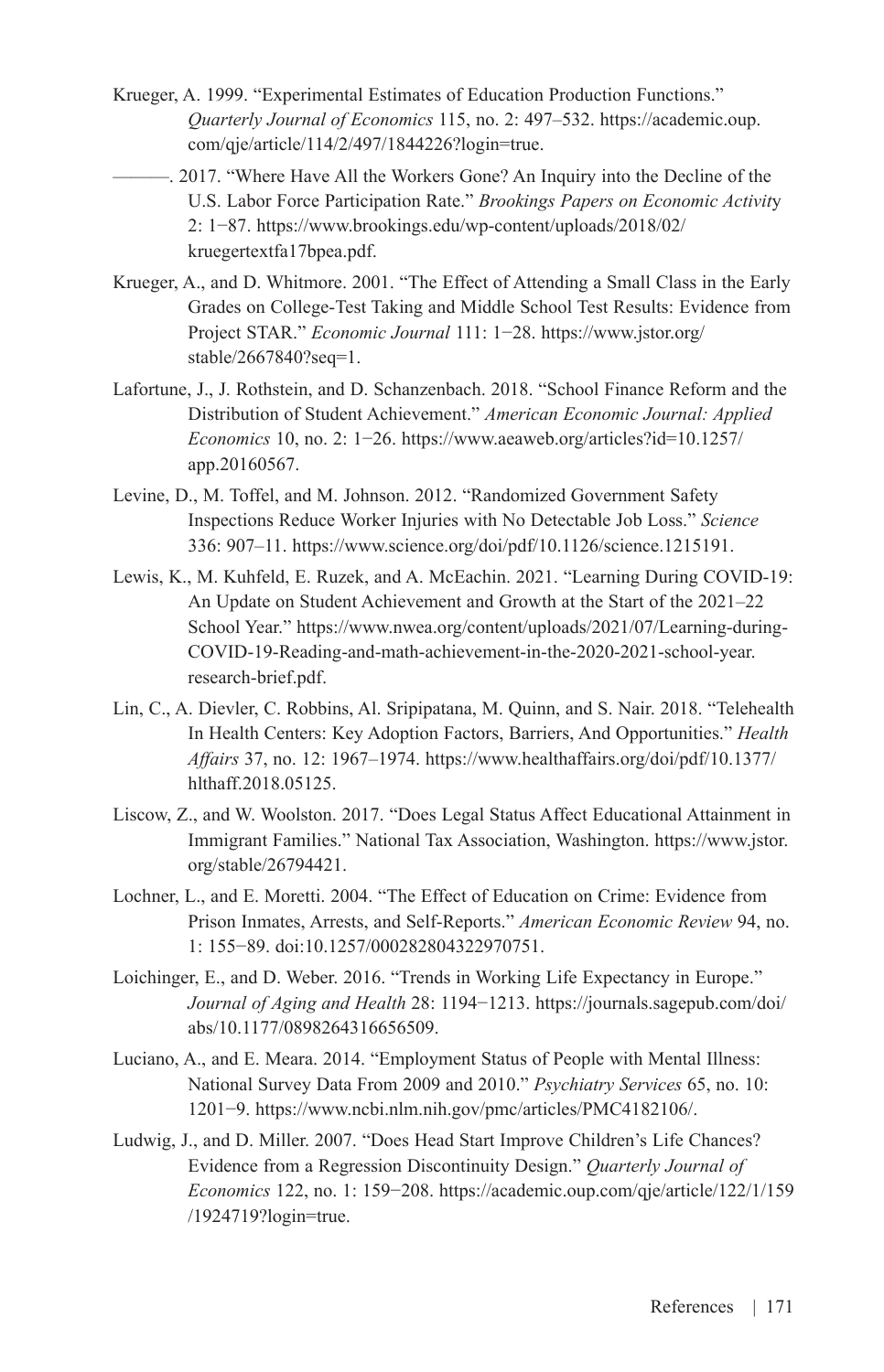Krueger, A. 1999. "Experimental Estimates of Education Production Functions." *Quarterly Journal of Economics* 115, no. 2: 497–532. https://academic.oup.com/qje/article/114/2/497/1844226?login=true.

———. 2017. "Where Have All the Workers Gone? An Inquiry into the Decline of the U.S. Labor Force Participation Rate." *Brookings Papers on Economic Activity* 2: 1−87. https://www.brookings.edu/wp-content/uploads/2018/02/kruegertextfa17bpea.pdf.

Krueger, A., and D. Whitmore. 2001. "The Effect of Attending a Small Class in the Early Grades on College-Test Taking and Middle School Test Results: Evidence from Project STAR." *Economic Journal* 111: 1−28. https://www.jstor.org/stable/2667840?seq=1.

Lafortune, J., J. Rothstein, and D. Schanzenbach. 2018. "School Finance Reform and the Distribution of Student Achievement." *American Economic Journal: Applied Economics* 10, no. 2: 1−26. https://www.aeaweb.org/articles?id=10.1257/app.20160567.

Levine, D., M. Toffel, and M. Johnson. 2012. "Randomized Government Safety Inspections Reduce Worker Injuries with No Detectable Job Loss." *Science* 336: 907–11. https://www.science.org/doi/pdf/10.1126/science.1215191.

Lewis, K., M. Kuhfeld, E. Ruzek, and A. McEachin. 2021. "Learning During COVID-19: An Update on Student Achievement and Growth at the Start of the 2021–22 School Year." https://www.nwea.org/content/uploads/2021/07/Learning-during-COVID-19-Reading-and-math-achievement-in-the-2020-2021-school-year.research-brief.pdf.

Lin, C., A. Dievler, C. Robbins, Al. Sripipatana, M. Quinn, and S. Nair. 2018. "Telehealth In Health Centers: Key Adoption Factors, Barriers, And Opportunities." *Health Affairs* 37, no. 12: 1967–1974. https://www.healthaffairs.org/doi/pdf/10.1377/hlthaff.2018.05125.

Liscow, Z., and W. Woolston. 2017. "Does Legal Status Affect Educational Attainment in Immigrant Families." National Tax Association, Washington. https://www.jstor.org/stable/26794421.

Lochner, L., and E. Moretti. 2004. "The Effect of Education on Crime: Evidence from Prison Inmates, Arrests, and Self-Reports." *American Economic Review* 94, no. 1: 155−89. doi:10.1257/000282804322970751.

Loichinger, E., and D. Weber. 2016. "Trends in Working Life Expectancy in Europe." *Journal of Aging and Health* 28: 1194−1213. https://journals.sagepub.com/doi/abs/10.1177/0898264316656509.

Luciano, A., and E. Meara. 2014. "Employment Status of People with Mental Illness: National Survey Data From 2009 and 2010." *Psychiatry Services* 65, no. 10: 1201−9. https://www.ncbi.nlm.nih.gov/pmc/articles/PMC4182106/.

Ludwig, J., and D. Miller. 2007. "Does Head Start Improve Children's Life Chances? Evidence from a Regression Discontinuity Design." *Quarterly Journal of Economics* 122, no. 1: 159−208. https://academic.oup.com/qje/article/122/1/159/1924719?login=true.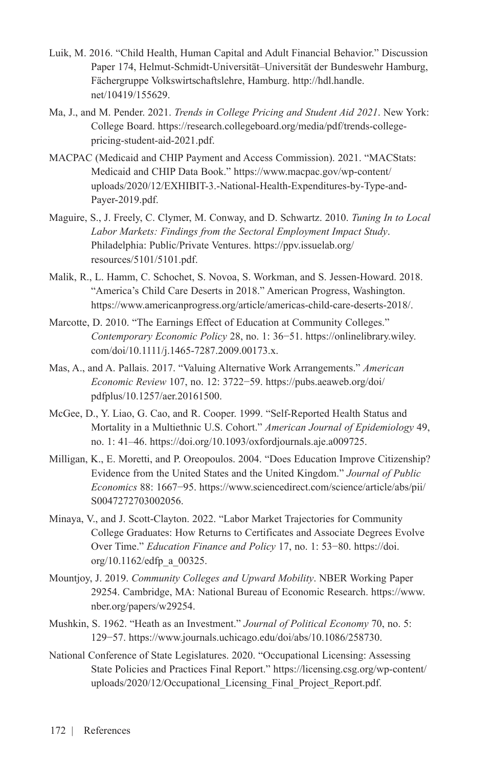Luik, M. 2016. "Child Health, Human Capital and Adult Financial Behavior." Discussion Paper 174, Helmut-Schmidt-Universität–Universität der Bundeswehr Hamburg, Fächergruppe Volkswirtschaftslehre, Hamburg. http://hdl.handle.net/10419/155629.

Ma, J., and M. Pender. 2021. *Trends in College Pricing and Student Aid 2021*. New York: College Board. https://research.collegeboard.org/media/pdf/trends-college-pricing-student-aid-2021.pdf.

MACPAC (Medicaid and CHIP Payment and Access Commission). 2021. "MACStats: Medicaid and CHIP Data Book." https://www.macpac.gov/wp-content/uploads/2020/12/EXHIBIT-3.-National-Health-Expenditures-by-Type-and-Payer-2019.pdf.

Maguire, S., J. Freely, C. Clymer, M. Conway, and D. Schwartz. 2010. *Tuning In to Local Labor Markets: Findings from the Sectoral Employment Impact Study*. Philadelphia: Public/Private Ventures. https://ppv.issuelab.org/resources/5101/5101.pdf.

Malik, R., L. Hamm, C. Schochet, S. Novoa, S. Workman, and S. Jessen-Howard. 2018. "America's Child Care Deserts in 2018." American Progress, Washington. https://www.americanprogress.org/article/americas-child-care-deserts-2018/.

Marcotte, D. 2010. "The Earnings Effect of Education at Community Colleges." *Contemporary Economic Policy* 28, no. 1: 36−51. https://onlinelibrary.wiley.com/doi/10.1111/j.1465-7287.2009.00173.x.

Mas, A., and A. Pallais. 2017. "Valuing Alternative Work Arrangements." *American Economic Review* 107, no. 12: 3722−59. https://pubs.aeaweb.org/doi/pdfplus/10.1257/aer.20161500.

McGee, D., Y. Liao, G. Cao, and R. Cooper. 1999. "Self-Reported Health Status and Mortality in a Multiethnic U.S. Cohort." *American Journal of Epidemiology* 49, no. 1: 41–46. https://doi.org/10.1093/oxfordjournals.aje.a009725.

Milligan, K., E. Moretti, and P. Oreopoulos. 2004. "Does Education Improve Citizenship? Evidence from the United States and the United Kingdom." *Journal of Public Economics* 88: 1667−95. https://www.sciencedirect.com/science/article/abs/pii/S0047272703002056.

Minaya, V., and J. Scott-Clayton. 2022. "Labor Market Trajectories for Community College Graduates: How Returns to Certificates and Associate Degrees Evolve Over Time." *Education Finance and Policy* 17, no. 1: 53−80. https://doi.org/10.1162/edfp_a_00325.

Mountjoy, J. 2019. *Community Colleges and Upward Mobility*. NBER Working Paper 29254. Cambridge, MA: National Bureau of Economic Research. https://www.nber.org/papers/w29254.

Mushkin, S. 1962. "Heath as an Investment." *Journal of Political Economy* 70, no. 5: 129−57. https://www.journals.uchicago.edu/doi/abs/10.1086/258730.

National Conference of State Legislatures. 2020. "Occupational Licensing: Assessing State Policies and Practices Final Report." https://licensing.csg.org/wp-content/uploads/2020/12/Occupational_Licensing_Final_Project_Report.pdf.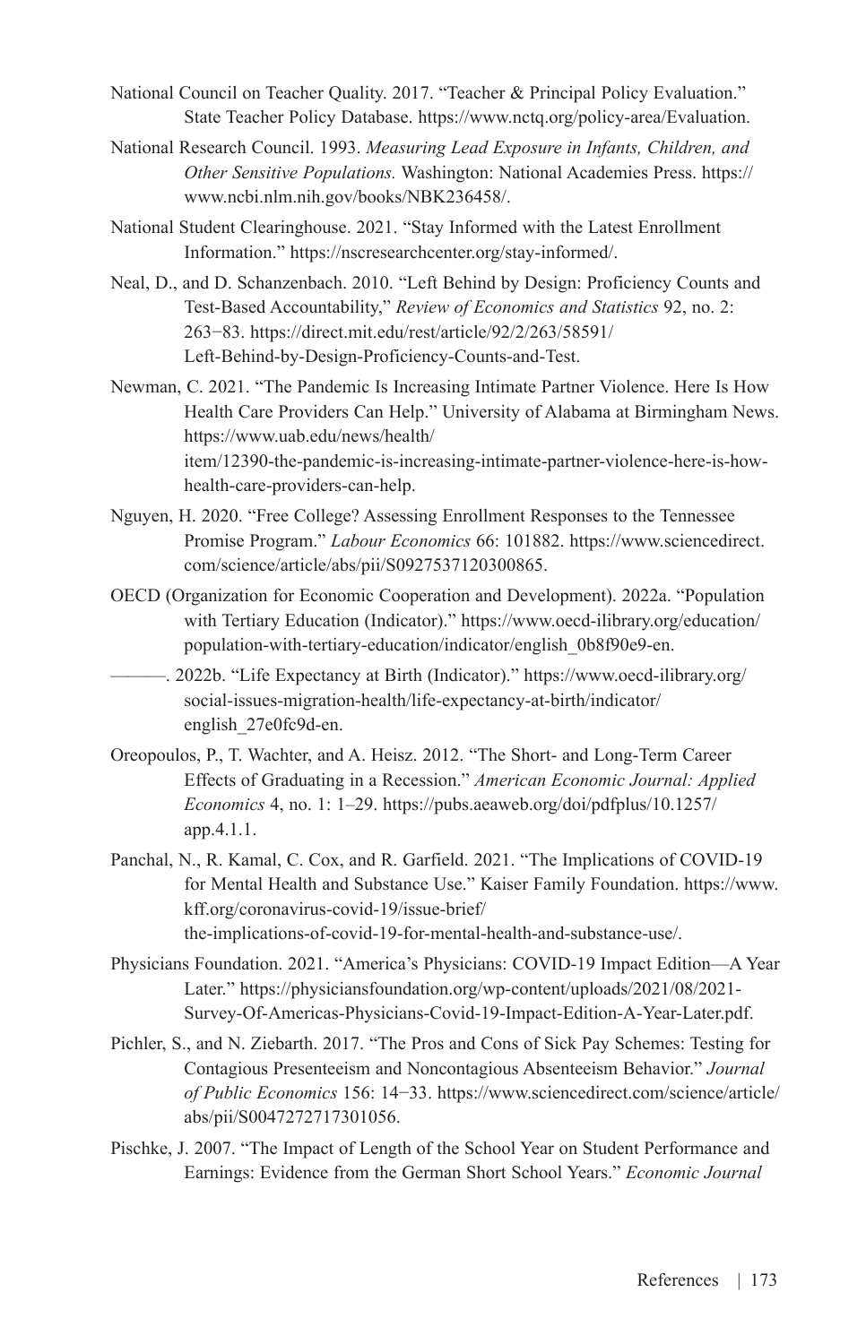National Council on Teacher Quality. 2017. "Teacher & Principal Policy Evaluation." State Teacher Policy Database. https://www.nctq.org/policy-area/Evaluation.

National Research Council. 1993. *Measuring Lead Exposure in Infants, Children, and Other Sensitive Populations.* Washington: National Academies Press. https://www.ncbi.nlm.nih.gov/books/NBK236458/.

National Student Clearinghouse. 2021. "Stay Informed with the Latest Enrollment Information." https://nscresearchcenter.org/stay-informed/.

Neal, D., and D. Schanzenbach. 2010. "Left Behind by Design: Proficiency Counts and Test-Based Accountability," *Review of Economics and Statistics* 92, no. 2: 263−83. https://direct.mit.edu/rest/article/92/2/263/58591/Left-Behind-by-Design-Proficiency-Counts-and-Test.

Newman, C. 2021. "The Pandemic Is Increasing Intimate Partner Violence. Here Is How Health Care Providers Can Help." University of Alabama at Birmingham News. https://www.uab.edu/news/health/item/12390-the-pandemic-is-increasing-intimate-partner-violence-here-is-how-health-care-providers-can-help.

Nguyen, H. 2020. "Free College? Assessing Enrollment Responses to the Tennessee Promise Program." *Labour Economics* 66: 101882. https://www.sciencedirect.com/science/article/abs/pii/S0927537120300865.

OECD (Organization for Economic Cooperation and Development). 2022a. "Population with Tertiary Education (Indicator)." https://www.oecd-ilibrary.org/education/population-with-tertiary-education/indicator/english_0b8f90e9-en.

———. 2022b. "Life Expectancy at Birth (Indicator)." https://www.oecd-ilibrary.org/social-issues-migration-health/life-expectancy-at-birth/indicator/english_27e0fc9d-en.

Oreopoulos, P., T. Wachter, and A. Heisz. 2012. "The Short- and Long-Term Career Effects of Graduating in a Recession." *American Economic Journal: Applied Economics* 4, no. 1: 1–29. https://pubs.aeaweb.org/doi/pdfplus/10.1257/app.4.1.1.

Panchal, N., R. Kamal, C. Cox, and R. Garfield. 2021. "The Implications of COVID-19 for Mental Health and Substance Use." Kaiser Family Foundation. https://www.kff.org/coronavirus-covid-19/issue-brief/the-implications-of-covid-19-for-mental-health-and-substance-use/.

Physicians Foundation. 2021. "America's Physicians: COVID-19 Impact Edition—A Year Later." https://physiciansfoundation.org/wp-content/uploads/2021/08/2021-Survey-Of-Americas-Physicians-Covid-19-Impact-Edition-A-Year-Later.pdf.

Pichler, S., and N. Ziebarth. 2017. "The Pros and Cons of Sick Pay Schemes: Testing for Contagious Presenteeism and Noncontagious Absenteeism Behavior." *Journal of Public Economics* 156: 14−33. https://www.sciencedirect.com/science/article/abs/pii/S0047272717301056.

Pischke, J. 2007. "The Impact of Length of the School Year on Student Performance and Earnings: Evidence from the German Short School Years." *Economic Journal*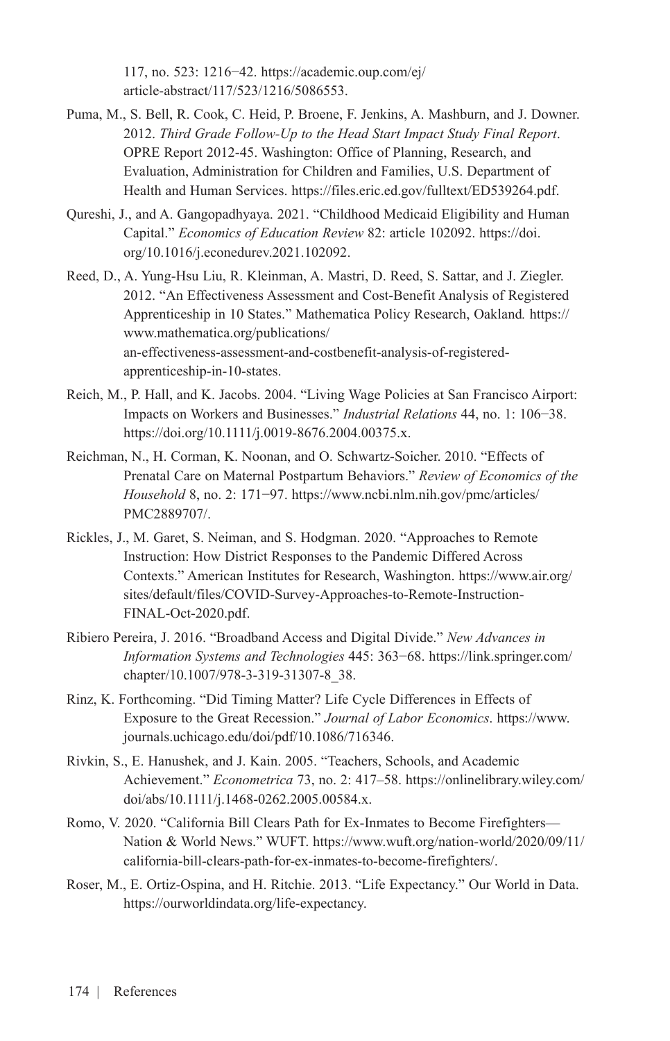117, no. 523: 1216−42. https://academic.oup.com/ej/article-abstract/117/523/1216/5086553.

Puma, M., S. Bell, R. Cook, C. Heid, P. Broene, F. Jenkins, A. Mashburn, and J. Downer. 2012. *Third Grade Follow-Up to the Head Start Impact Study Final Report*. OPRE Report 2012-45. Washington: Office of Planning, Research, and Evaluation, Administration for Children and Families, U.S. Department of Health and Human Services. https://files.eric.ed.gov/fulltext/ED539264.pdf.

Qureshi, J., and A. Gangopadhyaya. 2021. "Childhood Medicaid Eligibility and Human Capital." *Economics of Education Review* 82: article 102092. https://doi.org/10.1016/j.econedurev.2021.102092.

Reed, D., A. Yung-Hsu Liu, R. Kleinman, A. Mastri, D. Reed, S. Sattar, and J. Ziegler. 2012. "An Effectiveness Assessment and Cost-Benefit Analysis of Registered Apprenticeship in 10 States." Mathematica Policy Research, Oakland. https://www.mathematica.org/publications/an-effectiveness-assessment-and-costbenefit-analysis-of-registered-apprenticeship-in-10-states.

Reich, M., P. Hall, and K. Jacobs. 2004. "Living Wage Policies at San Francisco Airport: Impacts on Workers and Businesses." *Industrial Relations* 44, no. 1: 106−38. https://doi.org/10.1111/j.0019-8676.2004.00375.x.

Reichman, N., H. Corman, K. Noonan, and O. Schwartz-Soicher. 2010. "Effects of Prenatal Care on Maternal Postpartum Behaviors." *Review of Economics of the Household* 8, no. 2: 171−97. https://www.ncbi.nlm.nih.gov/pmc/articles/PMC2889707/.

Rickles, J., M. Garet, S. Neiman, and S. Hodgman. 2020. "Approaches to Remote Instruction: How District Responses to the Pandemic Differed Across Contexts." American Institutes for Research, Washington. https://www.air.org/sites/default/files/COVID-Survey-Approaches-to-Remote-Instruction-FINAL-Oct-2020.pdf.

Ribiero Pereira, J. 2016. "Broadband Access and Digital Divide." *New Advances in Information Systems and Technologies* 445: 363−68. https://link.springer.com/chapter/10.1007/978-3-319-31307-8_38.

Rinz, K. Forthcoming. "Did Timing Matter? Life Cycle Differences in Effects of Exposure to the Great Recession." *Journal of Labor Economics*. https://www.journals.uchicago.edu/doi/pdf/10.1086/716346.

Rivkin, S., E. Hanushek, and J. Kain. 2005. "Teachers, Schools, and Academic Achievement." *Econometrica* 73, no. 2: 417–58. https://onlinelibrary.wiley.com/doi/abs/10.1111/j.1468-0262.2005.00584.x.

Romo, V. 2020. "California Bill Clears Path for Ex-Inmates to Become Firefighters—Nation & World News." WUFT. https://www.wuft.org/nation-world/2020/09/11/california-bill-clears-path-for-ex-inmates-to-become-firefighters/.

Roser, M., E. Ortiz-Ospina, and H. Ritchie. 2013. "Life Expectancy." Our World in Data. https://ourworldindata.org/life-expectancy.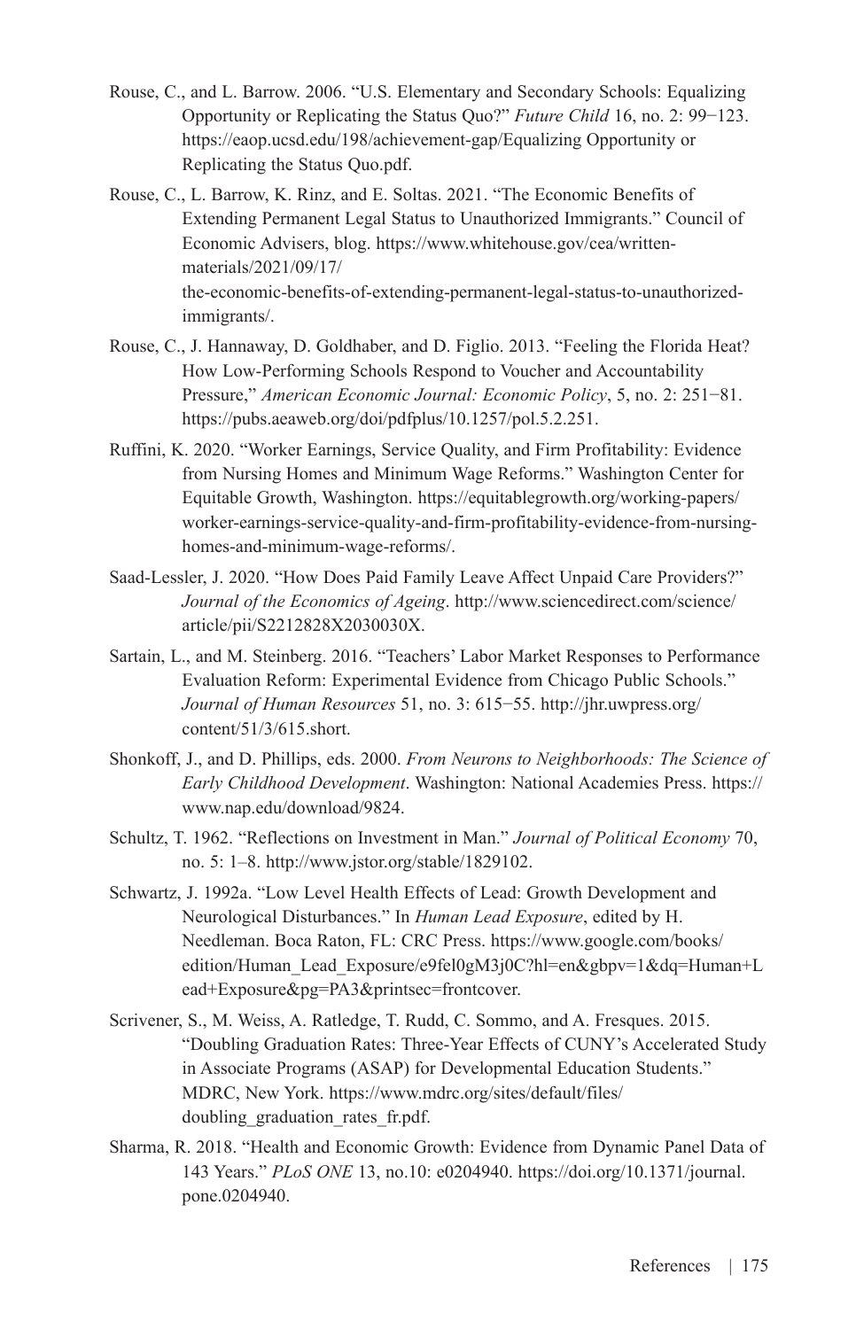Rouse, C., and L. Barrow. 2006. "U.S. Elementary and Secondary Schools: Equalizing Opportunity or Replicating the Status Quo?" *Future Child* 16, no. 2: 99−123. https://eaop.ucsd.edu/198/achievement-gap/Equalizing Opportunity or Replicating the Status Quo.pdf.

Rouse, C., L. Barrow, K. Rinz, and E. Soltas. 2021. "The Economic Benefits of Extending Permanent Legal Status to Unauthorized Immigrants." Council of Economic Advisers, blog. https://www.whitehouse.gov/cea/written-materials/2021/09/17/the-economic-benefits-of-extending-permanent-legal-status-to-unauthorized-immigrants/.

Rouse, C., J. Hannaway, D. Goldhaber, and D. Figlio. 2013. "Feeling the Florida Heat? How Low-Performing Schools Respond to Voucher and Accountability Pressure," *American Economic Journal: Economic Policy*, 5, no. 2: 251−81. https://pubs.aeaweb.org/doi/pdfplus/10.1257/pol.5.2.251.

Ruffini, K. 2020. "Worker Earnings, Service Quality, and Firm Profitability: Evidence from Nursing Homes and Minimum Wage Reforms." Washington Center for Equitable Growth, Washington. https://equitablegrowth.org/working-papers/worker-earnings-service-quality-and-firm-profitability-evidence-from-nursing-homes-and-minimum-wage-reforms/.

Saad-Lessler, J. 2020. "How Does Paid Family Leave Affect Unpaid Care Providers?" *Journal of the Economics of Ageing*. http://www.sciencedirect.com/science/article/pii/S2212828X2030030X.

Sartain, L., and M. Steinberg. 2016. "Teachers' Labor Market Responses to Performance Evaluation Reform: Experimental Evidence from Chicago Public Schools." *Journal of Human Resources* 51, no. 3: 615−55. http://jhr.uwpress.org/content/51/3/615.short.

Shonkoff, J., and D. Phillips, eds. 2000. *From Neurons to Neighborhoods: The Science of Early Childhood Development*. Washington: National Academies Press. https://www.nap.edu/download/9824.

Schultz, T. 1962. "Reflections on Investment in Man." *Journal of Political Economy* 70, no. 5: 1–8. http://www.jstor.org/stable/1829102.

Schwartz, J. 1992a. "Low Level Health Effects of Lead: Growth Development and Neurological Disturbances." In *Human Lead Exposure*, edited by H. Needleman. Boca Raton, FL: CRC Press. https://www.google.com/books/edition/Human_Lead_Exposure/e9fel0gM3j0C?hl=en&gbpv=1&dq=Human+Lead+Exposure&pg=PA3&printsec=frontcover.

Scrivener, S., M. Weiss, A. Ratledge, T. Rudd, C. Sommo, and A. Fresques. 2015. "Doubling Graduation Rates: Three-Year Effects of CUNY's Accelerated Study in Associate Programs (ASAP) for Developmental Education Students." MDRC, New York. https://www.mdrc.org/sites/default/files/doubling_graduation_rates_fr.pdf.

Sharma, R. 2018. "Health and Economic Growth: Evidence from Dynamic Panel Data of 143 Years." *PLoS ONE* 13, no.10: e0204940. https://doi.org/10.1371/journal.pone.0204940.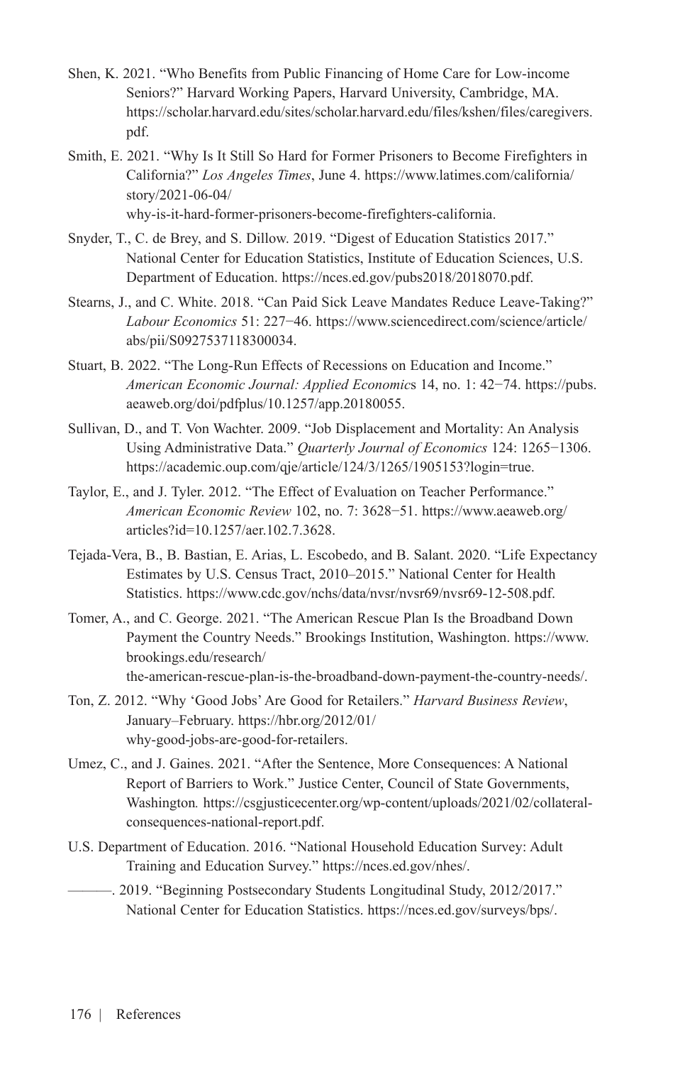Shen, K. 2021. "Who Benefits from Public Financing of Home Care for Low-income Seniors?" Harvard Working Papers, Harvard University, Cambridge, MA. https://scholar.harvard.edu/sites/scholar.harvard.edu/files/kshen/files/caregivers.pdf.

Smith, E. 2021. "Why Is It Still So Hard for Former Prisoners to Become Firefighters in California?" *Los Angeles Times*, June 4. https://www.latimes.com/california/story/2021-06-04/why-is-it-hard-former-prisoners-become-firefighters-california.

Snyder, T., C. de Brey, and S. Dillow. 2019. "Digest of Education Statistics 2017." National Center for Education Statistics, Institute of Education Sciences, U.S. Department of Education. https://nces.ed.gov/pubs2018/2018070.pdf.

Stearns, J., and C. White. 2018. "Can Paid Sick Leave Mandates Reduce Leave-Taking?" *Labour Economics* 51: 227−46. https://www.sciencedirect.com/science/article/abs/pii/S0927537118300034.

Stuart, B. 2022. "The Long-Run Effects of Recessions on Education and Income." *American Economic Journal: Applied Economic*s 14, no. 1: 42−74. https://pubs.aeaweb.org/doi/pdfplus/10.1257/app.20180055.

Sullivan, D., and T. Von Wachter. 2009. "Job Displacement and Mortality: An Analysis Using Administrative Data." *Quarterly Journal of Economics* 124: 1265−1306. https://academic.oup.com/qje/article/124/3/1265/1905153?login=true.

Taylor, E., and J. Tyler. 2012. "The Effect of Evaluation on Teacher Performance." *American Economic Review* 102, no. 7: 3628−51. https://www.aeaweb.org/articles?id=10.1257/aer.102.7.3628.

Tejada-Vera, B., B. Bastian, E. Arias, L. Escobedo, and B. Salant. 2020. "Life Expectancy Estimates by U.S. Census Tract, 2010–2015." National Center for Health Statistics. https://www.cdc.gov/nchs/data/nvsr/nvsr69/nvsr69-12-508.pdf.

Tomer, A., and C. George. 2021. "The American Rescue Plan Is the Broadband Down Payment the Country Needs." Brookings Institution, Washington. https://www.brookings.edu/research/the-american-rescue-plan-is-the-broadband-down-payment-the-country-needs/.

Ton, Z. 2012. "Why 'Good Jobs' Are Good for Retailers." *Harvard Business Review*, January–February. https://hbr.org/2012/01/why-good-jobs-are-good-for-retailers.

Umez, C., and J. Gaines. 2021. "After the Sentence, More Consequences: A National Report of Barriers to Work." Justice Center, Council of State Governments, Washington*.* https://csgjusticecenter.org/wp-content/uploads/2021/02/collateral-consequences-national-report.pdf.

U.S. Department of Education. 2016. "National Household Education Survey: Adult Training and Education Survey." https://nces.ed.gov/nhes/.

———. 2019. "Beginning Postsecondary Students Longitudinal Study, 2012/2017." National Center for Education Statistics. https://nces.ed.gov/surveys/bps/.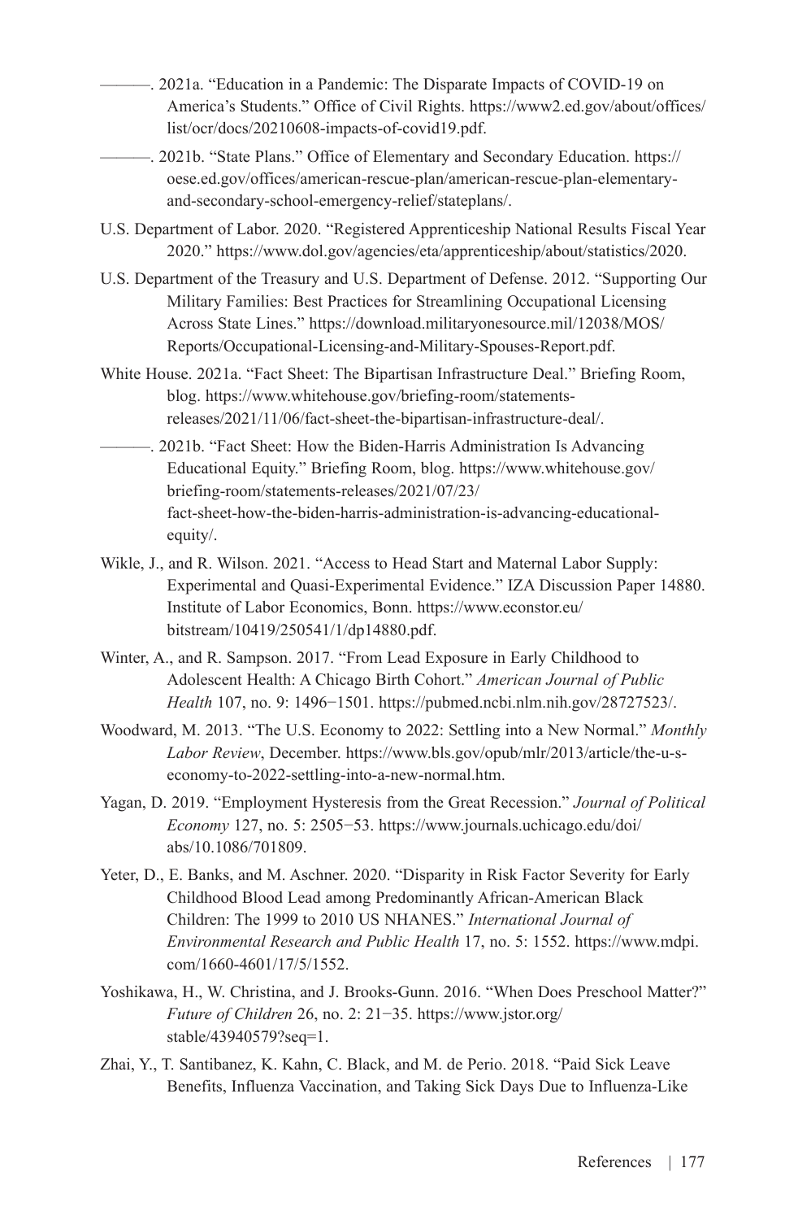———. 2021a. "Education in a Pandemic: The Disparate Impacts of COVID-19 on America's Students." Office of Civil Rights. https://www2.ed.gov/about/offices/list/ocr/docs/20210608-impacts-of-covid19.pdf.

———. 2021b. "State Plans." Office of Elementary and Secondary Education. https://oese.ed.gov/offices/american-rescue-plan/american-rescue-plan-elementary-and-secondary-school-emergency-relief/stateplans/.

U.S. Department of Labor. 2020. "Registered Apprenticeship National Results Fiscal Year 2020." https://www.dol.gov/agencies/eta/apprenticeship/about/statistics/2020.

U.S. Department of the Treasury and U.S. Department of Defense. 2012. "Supporting Our Military Families: Best Practices for Streamlining Occupational Licensing Across State Lines." https://download.militaryonesource.mil/12038/MOS/Reports/Occupational-Licensing-and-Military-Spouses-Report.pdf.

White House. 2021a. "Fact Sheet: The Bipartisan Infrastructure Deal." Briefing Room, blog. https://www.whitehouse.gov/briefing-room/statements-releases/2021/11/06/fact-sheet-the-bipartisan-infrastructure-deal/.

———. 2021b. "Fact Sheet: How the Biden-Harris Administration Is Advancing Educational Equity." Briefing Room, blog. https://www.whitehouse.gov/briefing-room/statements-releases/2021/07/23/fact-sheet-how-the-biden-harris-administration-is-advancing-educational-equity/.

Wikle, J., and R. Wilson. 2021. "Access to Head Start and Maternal Labor Supply: Experimental and Quasi-Experimental Evidence." IZA Discussion Paper 14880. Institute of Labor Economics, Bonn. https://www.econstor.eu/bitstream/10419/250541/1/dp14880.pdf.

Winter, A., and R. Sampson. 2017. "From Lead Exposure in Early Childhood to Adolescent Health: A Chicago Birth Cohort." *American Journal of Public Health* 107, no. 9: 1496−1501. https://pubmed.ncbi.nlm.nih.gov/28727523/.

Woodward, M. 2013. "The U.S. Economy to 2022: Settling into a New Normal." *Monthly Labor Review*, December. https://www.bls.gov/opub/mlr/2013/article/the-u-s-economy-to-2022-settling-into-a-new-normal.htm.

Yagan, D. 2019. "Employment Hysteresis from the Great Recession." *Journal of Political Economy* 127, no. 5: 2505−53. https://www.journals.uchicago.edu/doi/abs/10.1086/701809.

Yeter, D., E. Banks, and M. Aschner. 2020. "Disparity in Risk Factor Severity for Early Childhood Blood Lead among Predominantly African-American Black Children: The 1999 to 2010 US NHANES." *International Journal of Environmental Research and Public Health* 17, no. 5: 1552. https://www.mdpi.com/1660-4601/17/5/1552.

Yoshikawa, H., W. Christina, and J. Brooks-Gunn. 2016. "When Does Preschool Matter?" *Future of Children* 26, no. 2: 21−35. https://www.jstor.org/stable/43940579?seq=1.

Zhai, Y., T. Santibanez, K. Kahn, C. Black, and M. de Perio. 2018. "Paid Sick Leave Benefits, Influenza Vaccination, and Taking Sick Days Due to Influenza-Like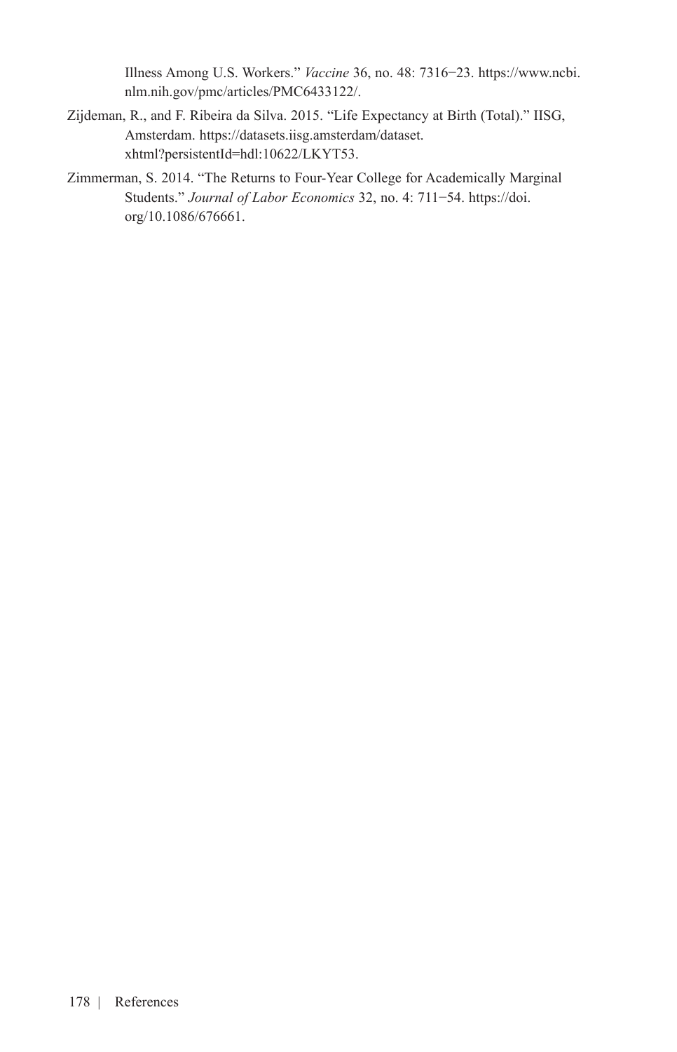Illness Among U.S. Workers." *Vaccine* 36, no. 48: 7316−23. https://www.ncbi.nlm.nih.gov/pmc/articles/PMC6433122/.

Zijdeman, R., and F. Ribeira da Silva. 2015. "Life Expectancy at Birth (Total)." IISG, Amsterdam. https://datasets.iisg.amsterdam/dataset.xhtml?persistentId=hdl:10622/LKYT53.

Zimmerman, S. 2014. "The Returns to Four-Year College for Academically Marginal Students." *Journal of Labor Economics* 32, no. 4: 711−54. https://doi.org/10.1086/676661.